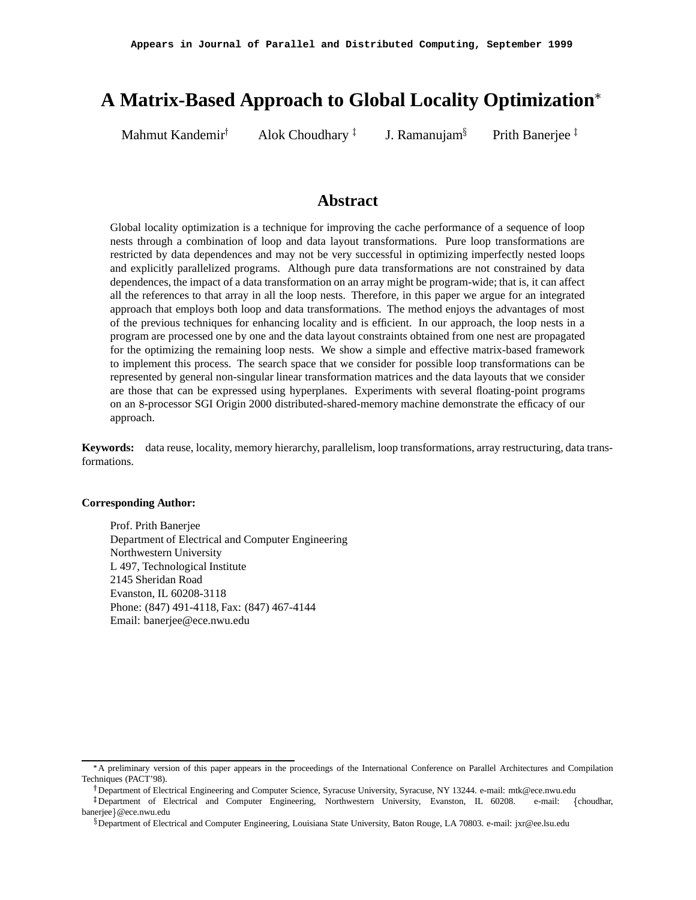Appears in Journal of Parallel and Distributed Computing, September 1999

# A Matrix-Based Approach to Global Locality Optimization*

Mahmut Kandemir[†] Alok Choudhary [‡] J. Ramanujam[§] Prith Banerjee [‡]

## Abstract

Global locality optimization is a technique for improving the cache performance of a sequence of loop nests through a combination of loop and data layout transformations. Pure loop transformations are restricted by data dependences and may not be very successful in optimizing imperfectly nested loops and explicitly parallelized programs. Although pure data transformations are not constrained by data dependences, the impact of a data transformation on an array might be program-wide; that is, it can affect all the references to that array in all the loop nests. Therefore, in this paper we argue for an integrated approach that employs both loop and data transformations. The method enjoys the advantages of most of the previous techniques for enhancing locality and is efficient. In our approach, the loop nests in a program are processed one by one and the data layout constraints obtained from one nest are propagated for the optimizing the remaining loop nests. We show a simple and effective matrix-based framework to implement this process. The search space that we consider for possible loop transformations can be represented by general non-singular linear transformation matrices and the data layouts that we consider are those that can be expressed using hyperplanes. Experiments with several floating-point programs on an 8-processor SGI Origin 2000 distributed-shared-memory machine demonstrate the efficacy of our approach.

**Keywords:** data reuse, locality, memory hierarchy, parallelism, loop transformations, array restructuring, data transformations.

**Corresponding Author:**

Prof. Prith Banerjee
Department of Electrical and Computer Engineering
Northwestern University
L 497, Technological Institute
2145 Sheridan Road
Evanston, IL 60208-3118
Phone: (847) 491-4118, Fax: (847) 467-4144
Email: banerjee@ece.nwu.edu

---

*A preliminary version of this paper appears in the proceedings of the International Conference on Parallel Architectures and Compilation Techniques (PACT'98).

[†] Department of Electrical Engineering and Computer Science, Syracuse University, Syracuse, NY 13244. e-mail: mtk@ece.nwu.edu

[‡] Department of Electrical and Computer Engineering, Northwestern University, Evanston, IL 60208. e-mail: {choudhar, banerjee}@ece.nwu.edu

[§] Department of Electrical and Computer Engineering, Louisiana State University, Baton Rouge, LA 70803. e-mail: jxr@ee.lsu.edu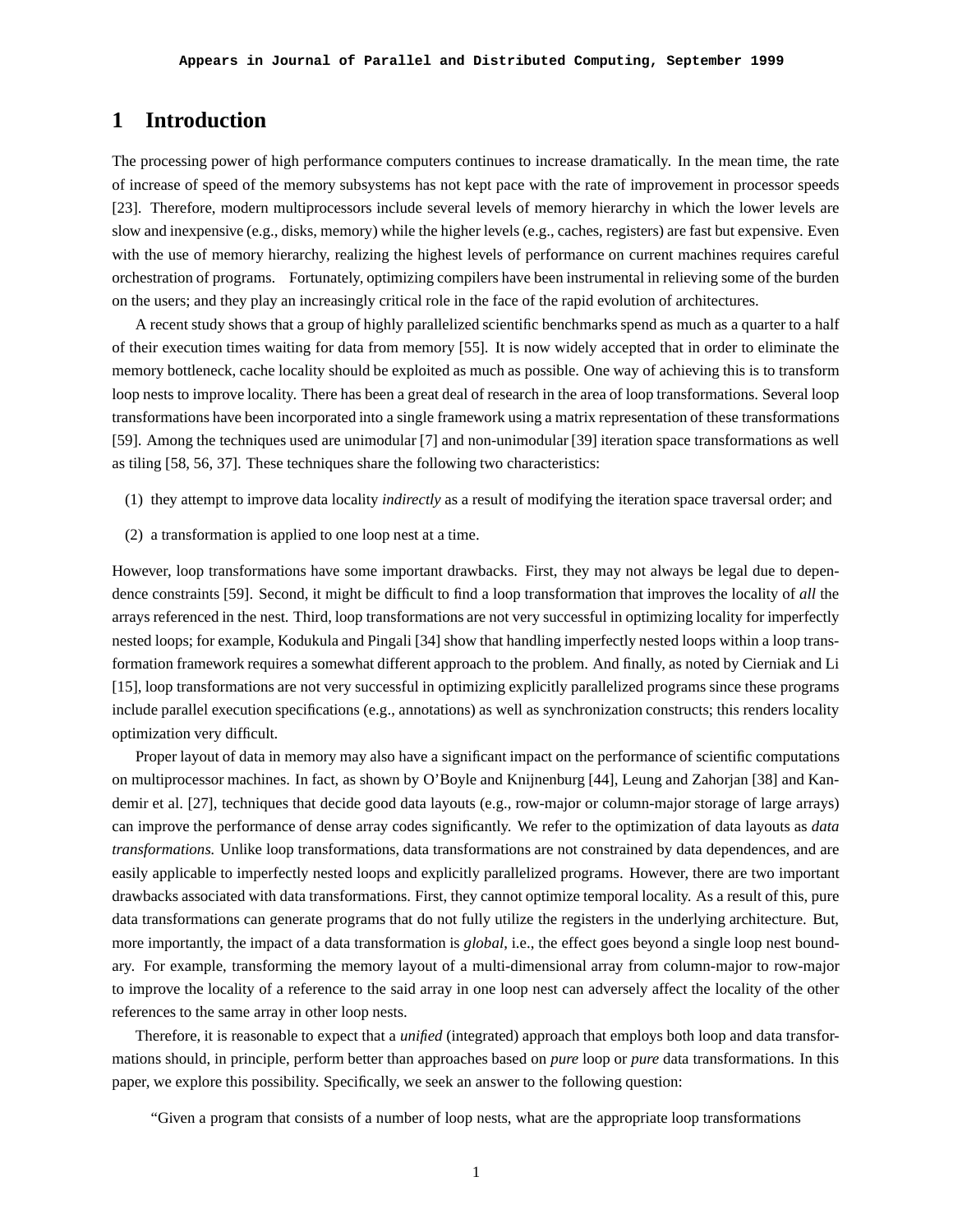# 1 Introduction

The processing power of high performance computers continues to increase dramatically. In the mean time, the rate of increase of speed of the memory subsystems has not kept pace with the rate of improvement in processor speeds [23]. Therefore, modern multiprocessors include several levels of memory hierarchy in which the lower levels are slow and inexpensive (e.g., disks, memory) while the higher levels (e.g., caches, registers) are fast but expensive. Even with the use of memory hierarchy, realizing the highest levels of performance on current machines requires careful orchestration of programs. Fortunately, optimizing compilers have been instrumental in relieving some of the burden on the users; and they play an increasingly critical role in the face of the rapid evolution of architectures.

A recent study shows that a group of highly parallelized scientific benchmarks spend as much as a quarter to a half of their execution times waiting for data from memory [55]. It is now widely accepted that in order to eliminate the memory bottleneck, cache locality should be exploited as much as possible. One way of achieving this is to transform loop nests to improve locality. There has been a great deal of research in the area of loop transformations. Several loop transformations have been incorporated into a single framework using a matrix representation of these transformations [59]. Among the techniques used are unimodular [7] and non-unimodular [39] iteration space transformations as well as tiling [58, 56, 37]. These techniques share the following two characteristics:

(1) they attempt to improve data locality *indirectly* as a result of modifying the iteration space traversal order; and

(2) a transformation is applied to one loop nest at a time.

However, loop transformations have some important drawbacks. First, they may not always be legal due to dependence constraints [59]. Second, it might be difficult to find a loop transformation that improves the locality of *all* the arrays referenced in the nest. Third, loop transformations are not very successful in optimizing locality for imperfectly nested loops; for example, Kodukula and Pingali [34] show that handling imperfectly nested loops within a loop transformation framework requires a somewhat different approach to the problem. And finally, as noted by Cierniak and Li [15], loop transformations are not very successful in optimizing explicitly parallelized programs since these programs include parallel execution specifications (e.g., annotations) as well as synchronization constructs; this renders locality optimization very difficult.

Proper layout of data in memory may also have a significant impact on the performance of scientific computations on multiprocessor machines. In fact, as shown by O'Boyle and Knijnenburg [44], Leung and Zahorjan [38] and Kandemir et al. [27], techniques that decide good data layouts (e.g., row-major or column-major storage of large arrays) can improve the performance of dense array codes significantly. We refer to the optimization of data layouts as *data transformations.* Unlike loop transformations, data transformations are not constrained by data dependences, and are easily applicable to imperfectly nested loops and explicitly parallelized programs. However, there are two important drawbacks associated with data transformations. First, they cannot optimize temporal locality. As a result of this, pure data transformations can generate programs that do not fully utilize the registers in the underlying architecture. But, more importantly, the impact of a data transformation is *global*, i.e., the effect goes beyond a single loop nest boundary. For example, transforming the memory layout of a multi-dimensional array from column-major to row-major to improve the locality of a reference to the said array in one loop nest can adversely affect the locality of the other references to the same array in other loop nests.

Therefore, it is reasonable to expect that a *unified* (integrated) approach that employs both loop and data transformations should, in principle, perform better than approaches based on *pure* loop or *pure* data transformations. In this paper, we explore this possibility. Specifically, we seek an answer to the following question:

"Given a program that consists of a number of loop nests, what are the appropriate loop transformations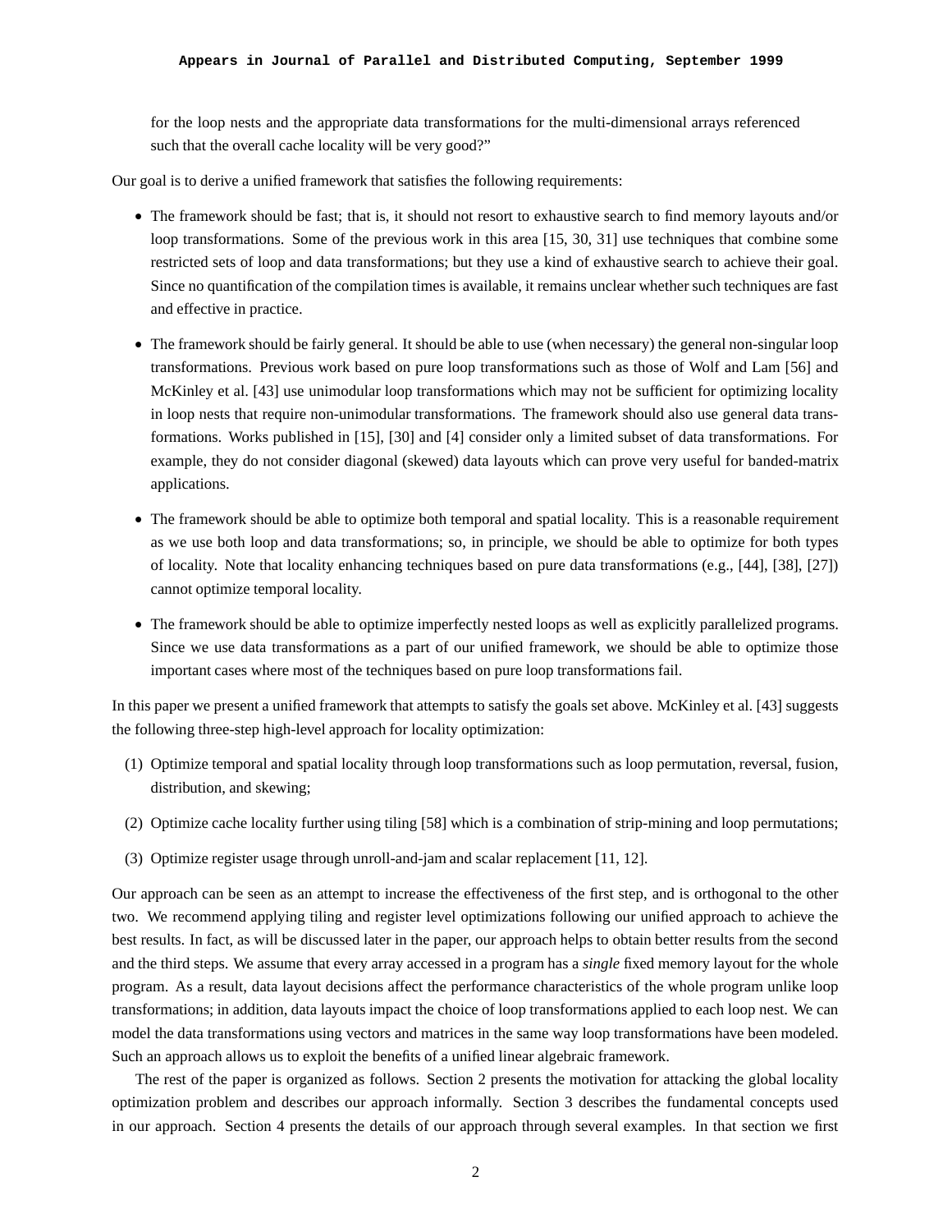for the loop nests and the appropriate data transformations for the multi-dimensional arrays referenced such that the overall cache locality will be very good?"

Our goal is to derive a unified framework that satisfies the following requirements:

- The framework should be fast; that is, it should not resort to exhaustive search to find memory layouts and/or loop transformations. Some of the previous work in this area [15, 30, 31] use techniques that combine some restricted sets of loop and data transformations; but they use a kind of exhaustive search to achieve their goal. Since no quantification of the compilation times is available, it remains unclear whether such techniques are fast and effective in practice.

- The framework should be fairly general. It should be able to use (when necessary) the general non-singular loop transformations. Previous work based on pure loop transformations such as those of Wolf and Lam [56] and McKinley et al. [43] use unimodular loop transformations which may not be sufficient for optimizing locality in loop nests that require non-unimodular transformations. The framework should also use general data transformations. Works published in [15], [30] and [4] consider only a limited subset of data transformations. For example, they do not consider diagonal (skewed) data layouts which can prove very useful for banded-matrix applications.

- The framework should be able to optimize both temporal and spatial locality. This is a reasonable requirement as we use both loop and data transformations; so, in principle, we should be able to optimize for both types of locality. Note that locality enhancing techniques based on pure data transformations (e.g., [44], [38], [27]) cannot optimize temporal locality.

- The framework should be able to optimize imperfectly nested loops as well as explicitly parallelized programs. Since we use data transformations as a part of our unified framework, we should be able to optimize those important cases where most of the techniques based on pure loop transformations fail.

In this paper we present a unified framework that attempts to satisfy the goals set above. McKinley et al. [43] suggests the following three-step high-level approach for locality optimization:

(1) Optimize temporal and spatial locality through loop transformations such as loop permutation, reversal, fusion, distribution, and skewing;

(2) Optimize cache locality further using tiling [58] which is a combination of strip-mining and loop permutations;

(3) Optimize register usage through unroll-and-jam and scalar replacement [11, 12].

Our approach can be seen as an attempt to increase the effectiveness of the first step, and is orthogonal to the other two. We recommend applying tiling and register level optimizations following our unified approach to achieve the best results. In fact, as will be discussed later in the paper, our approach helps to obtain better results from the second and the third steps. We assume that every array accessed in a program has a *single* fixed memory layout for the whole program. As a result, data layout decisions affect the performance characteristics of the whole program unlike loop transformations; in addition, data layouts impact the choice of loop transformations applied to each loop nest. We can model the data transformations using vectors and matrices in the same way loop transformations have been modeled. Such an approach allows us to exploit the benefits of a unified linear algebraic framework.

The rest of the paper is organized as follows. Section 2 presents the motivation for attacking the global locality optimization problem and describes our approach informally. Section 3 describes the fundamental concepts used in our approach. Section 4 presents the details of our approach through several examples. In that section we first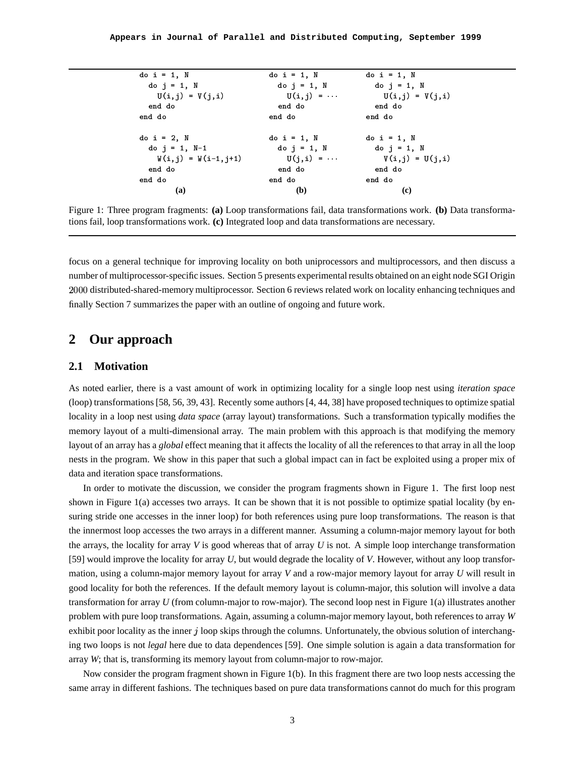```
do i = 1, N                    do i = 1, N          do i = 1, N
  do j = 1, N                    do j = 1, N          do j = 1, N
    U(i,j) = V(j,i)                U(i,j) = ···         U(i,j) = V(j,i)
  end do                         end do               end do
end do                         end do               end do

do i = 2, N                    do i = 1, N          do i = 1, N
  do j = 1, N-1                  do j = 1, N          do j = 1, N
    W(i,j) = W(i-1,j+1)            U(j,i) = ···         V(i,j) = U(j,i)
  end do                         end do               end do
end do                         end do               end do
        (a)                            (b)                  (c)
```

Figure 1: Three program fragments: **(a)** Loop transformations fail, data transformations work. **(b)** Data transformations fail, loop transformations work. **(c)** Integrated loop and data transformations are necessary.

focus on a general technique for improving locality on both uniprocessors and multiprocessors, and then discuss a number of multiprocessor-specific issues. Section 5 presents experimental results obtained on an eight node SGI Origin 2000 distributed-shared-memory multiprocessor. Section 6 reviews related work on locality enhancing techniques and finally Section 7 summarizes the paper with an outline of ongoing and future work.

## 2 Our approach

### 2.1 Motivation

As noted earlier, there is a vast amount of work in optimizing locality for a single loop nest using *iteration space* (loop) transformations [58, 56, 39, 43]. Recently some authors [4, 44, 38] have proposed techniques to optimize spatial locality in a loop nest using *data space* (array layout) transformations. Such a transformation typically modifies the memory layout of a multi-dimensional array. The main problem with this approach is that modifying the memory layout of an array has a *global* effect meaning that it affects the locality of all the references to that array in all the loop nests in the program. We show in this paper that such a global impact can in fact be exploited using a proper mix of data and iteration space transformations.

In order to motivate the discussion, we consider the program fragments shown in Figure 1. The first loop nest shown in Figure 1(a) accesses two arrays. It can be shown that it is not possible to optimize spatial locality (by ensuring stride one accesses in the inner loop) for both references using pure loop transformations. The reason is that the innermost loop accesses the two arrays in a different manner. Assuming a column-major memory layout for both the arrays, the locality for array *V* is good whereas that of array *U* is not. A simple loop interchange transformation [59] would improve the locality for array *U*, but would degrade the locality of *V*. However, without any loop transformation, using a column-major memory layout for array *V* and a row-major memory layout for array *U* will result in good locality for both the references. If the default memory layout is column-major, this solution will involve a data transformation for array *U* (from column-major to row-major). The second loop nest in Figure 1(a) illustrates another problem with pure loop transformations. Again, assuming a column-major memory layout, both references to array *W* exhibit poor locality as the inner $j$ loop skips through the columns. Unfortunately, the obvious solution of interchanging two loops is not *legal* here due to data dependences [59]. One simple solution is again a data transformation for array *W*; that is, transforming its memory layout from column-major to row-major.

Now consider the program fragment shown in Figure 1(b). In this fragment there are two loop nests accessing the same array in different fashions. The techniques based on pure data transformations cannot do much for this program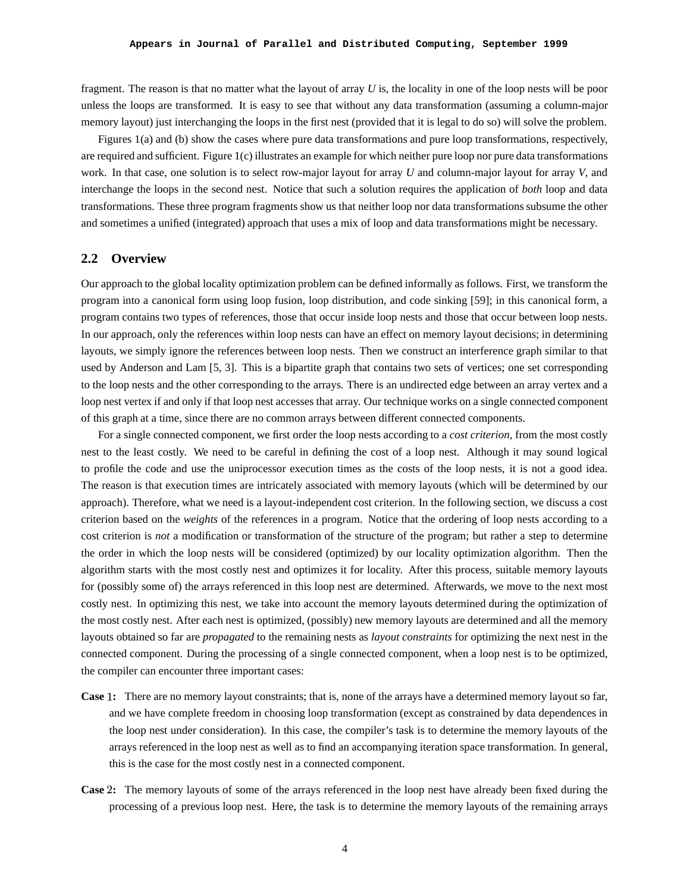fragment. The reason is that no matter what the layout of array *U* is, the locality in one of the loop nests will be poor unless the loops are transformed. It is easy to see that without any data transformation (assuming a column-major memory layout) just interchanging the loops in the first nest (provided that it is legal to do so) will solve the problem.

Figures 1(a) and (b) show the cases where pure data transformations and pure loop transformations, respectively, are required and sufficient. Figure 1(c) illustrates an example for which neither pure loop nor pure data transformations work. In that case, one solution is to select row-major layout for array *U* and column-major layout for array *V*, and interchange the loops in the second nest. Notice that such a solution requires the application of *both* loop and data transformations. These three program fragments show us that neither loop nor data transformations subsume the other and sometimes a unified (integrated) approach that uses a mix of loop and data transformations might be necessary.

## 2.2 Overview

Our approach to the global locality optimization problem can be defined informally as follows. First, we transform the program into a canonical form using loop fusion, loop distribution, and code sinking [59]; in this canonical form, a program contains two types of references, those that occur inside loop nests and those that occur between loop nests. In our approach, only the references within loop nests can have an effect on memory layout decisions; in determining layouts, we simply ignore the references between loop nests. Then we construct an interference graph similar to that used by Anderson and Lam [5, 3]. This is a bipartite graph that contains two sets of vertices; one set corresponding to the loop nests and the other corresponding to the arrays. There is an undirected edge between an array vertex and a loop nest vertex if and only if that loop nest accesses that array. Our technique works on a single connected component of this graph at a time, since there are no common arrays between different connected components.

For a single connected component, we first order the loop nests according to a *cost criterion*, from the most costly nest to the least costly. We need to be careful in defining the cost of a loop nest. Although it may sound logical to profile the code and use the uniprocessor execution times as the costs of the loop nests, it is not a good idea. The reason is that execution times are intricately associated with memory layouts (which will be determined by our approach). Therefore, what we need is a layout-independent cost criterion. In the following section, we discuss a cost criterion based on the *weights* of the references in a program. Notice that the ordering of loop nests according to a cost criterion is *not* a modification or transformation of the structure of the program; but rather a step to determine the order in which the loop nests will be considered (optimized) by our locality optimization algorithm. Then the algorithm starts with the most costly nest and optimizes it for locality. After this process, suitable memory layouts for (possibly some of) the arrays referenced in this loop nest are determined. Afterwards, we move to the next most costly nest. In optimizing this nest, we take into account the memory layouts determined during the optimization of the most costly nest. After each nest is optimized, (possibly) new memory layouts are determined and all the memory layouts obtained so far are *propagated* to the remaining nests as *layout constraints* for optimizing the next nest in the connected component. During the processing of a single connected component, when a loop nest is to be optimized, the compiler can encounter three important cases:

**Case 1:** There are no memory layout constraints; that is, none of the arrays have a determined memory layout so far, and we have complete freedom in choosing loop transformation (except as constrained by data dependences in the loop nest under consideration). In this case, the compiler's task is to determine the memory layouts of the arrays referenced in the loop nest as well as to find an accompanying iteration space transformation. In general, this is the case for the most costly nest in a connected component.

**Case 2:** The memory layouts of some of the arrays referenced in the loop nest have already been fixed during the processing of a previous loop nest. Here, the task is to determine the memory layouts of the remaining arrays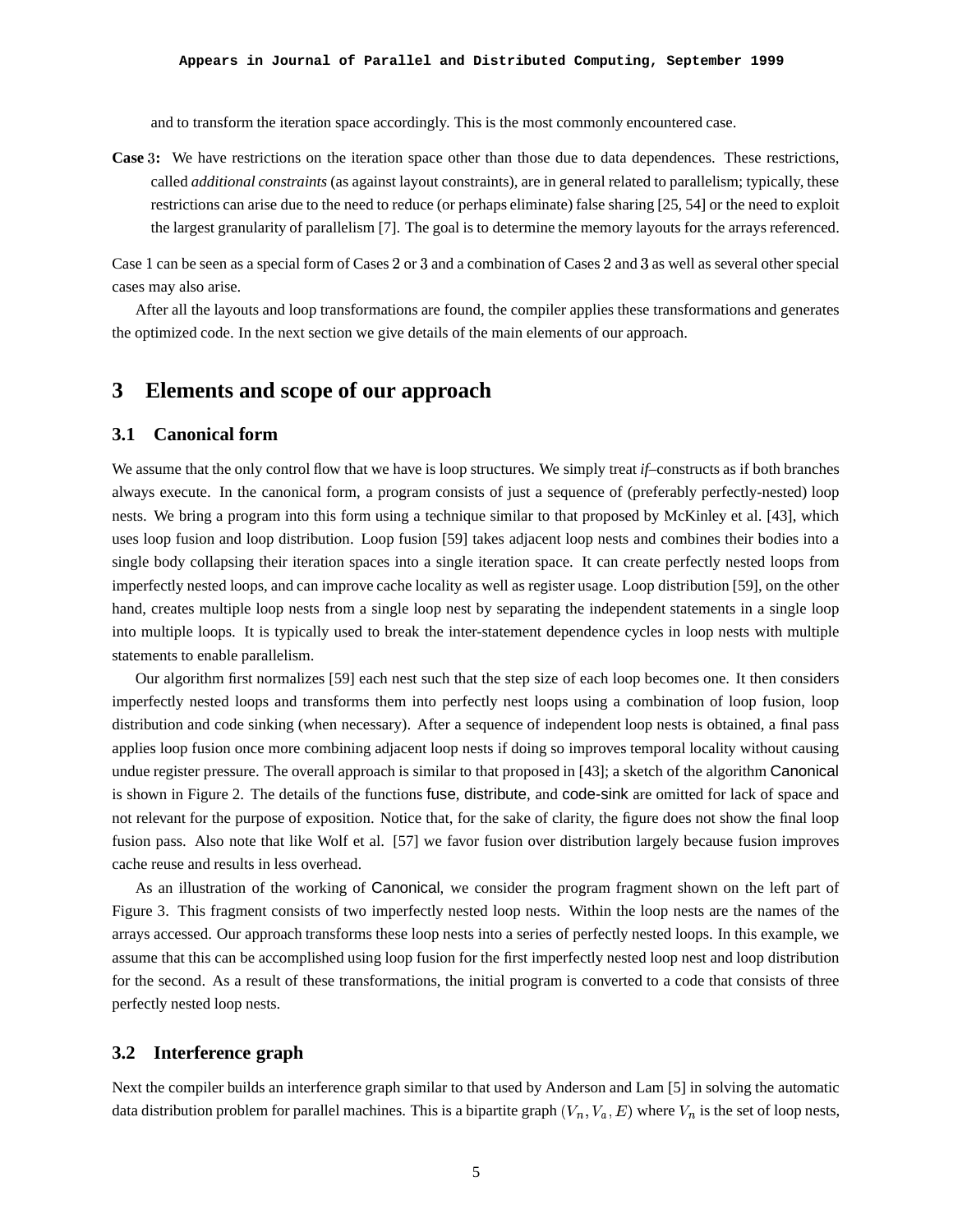and to transform the iteration space accordingly. This is the most commonly encountered case.

**Case 3:** We have restrictions on the iteration space other than those due to data dependences. These restrictions, called *additional constraints* (as against layout constraints), are in general related to parallelism; typically, these restrictions can arise due to the need to reduce (or perhaps eliminate) false sharing [25, 54] or the need to exploit the largest granularity of parallelism [7]. The goal is to determine the memory layouts for the arrays referenced.

Case 1 can be seen as a special form of Cases 2 or 3 and a combination of Cases 2 and 3 as well as several other special cases may also arise.

After all the layouts and loop transformations are found, the compiler applies these transformations and generates the optimized code. In the next section we give details of the main elements of our approach.

## 3 Elements and scope of our approach

### 3.1 Canonical form

We assume that the only control flow that we have is loop structures. We simply treat *if*–constructs as if both branches always execute. In the canonical form, a program consists of just a sequence of (preferably perfectly-nested) loop nests. We bring a program into this form using a technique similar to that proposed by McKinley et al. [43], which uses loop fusion and loop distribution. Loop fusion [59] takes adjacent loop nests and combines their bodies into a single body collapsing their iteration spaces into a single iteration space. It can create perfectly nested loops from imperfectly nested loops, and can improve cache locality as well as register usage. Loop distribution [59], on the other hand, creates multiple loop nests from a single loop nest by separating the independent statements in a single loop into multiple loops. It is typically used to break the inter-statement dependence cycles in loop nests with multiple statements to enable parallelism.

Our algorithm first normalizes [59] each nest such that the step size of each loop becomes one. It then considers imperfectly nested loops and transforms them into perfectly nest loops using a combination of loop fusion, loop distribution and code sinking (when necessary). After a sequence of independent loop nests is obtained, a final pass applies loop fusion once more combining adjacent loop nests if doing so improves temporal locality without causing undue register pressure. The overall approach is similar to that proposed in [43]; a sketch of the algorithm Canonical is shown in Figure 2. The details of the functions fuse, distribute, and code-sink are omitted for lack of space and not relevant for the purpose of exposition. Notice that, for the sake of clarity, the figure does not show the final loop fusion pass. Also note that like Wolf et al. [57] we favor fusion over distribution largely because fusion improves cache reuse and results in less overhead.

As an illustration of the working of Canonical, we consider the program fragment shown on the left part of Figure 3. This fragment consists of two imperfectly nested loop nests. Within the loop nests are the names of the arrays accessed. Our approach transforms these loop nests into a series of perfectly nested loops. In this example, we assume that this can be accomplished using loop fusion for the first imperfectly nested loop nest and loop distribution for the second. As a result of these transformations, the initial program is converted to a code that consists of three perfectly nested loop nests.

### 3.2 Interference graph

Next the compiler builds an interference graph similar to that used by Anderson and Lam [5] in solving the automatic data distribution problem for parallel machines. This is a bipartite graph $(V_n, V_a, E)$ where $V_n$ is the set of loop nests,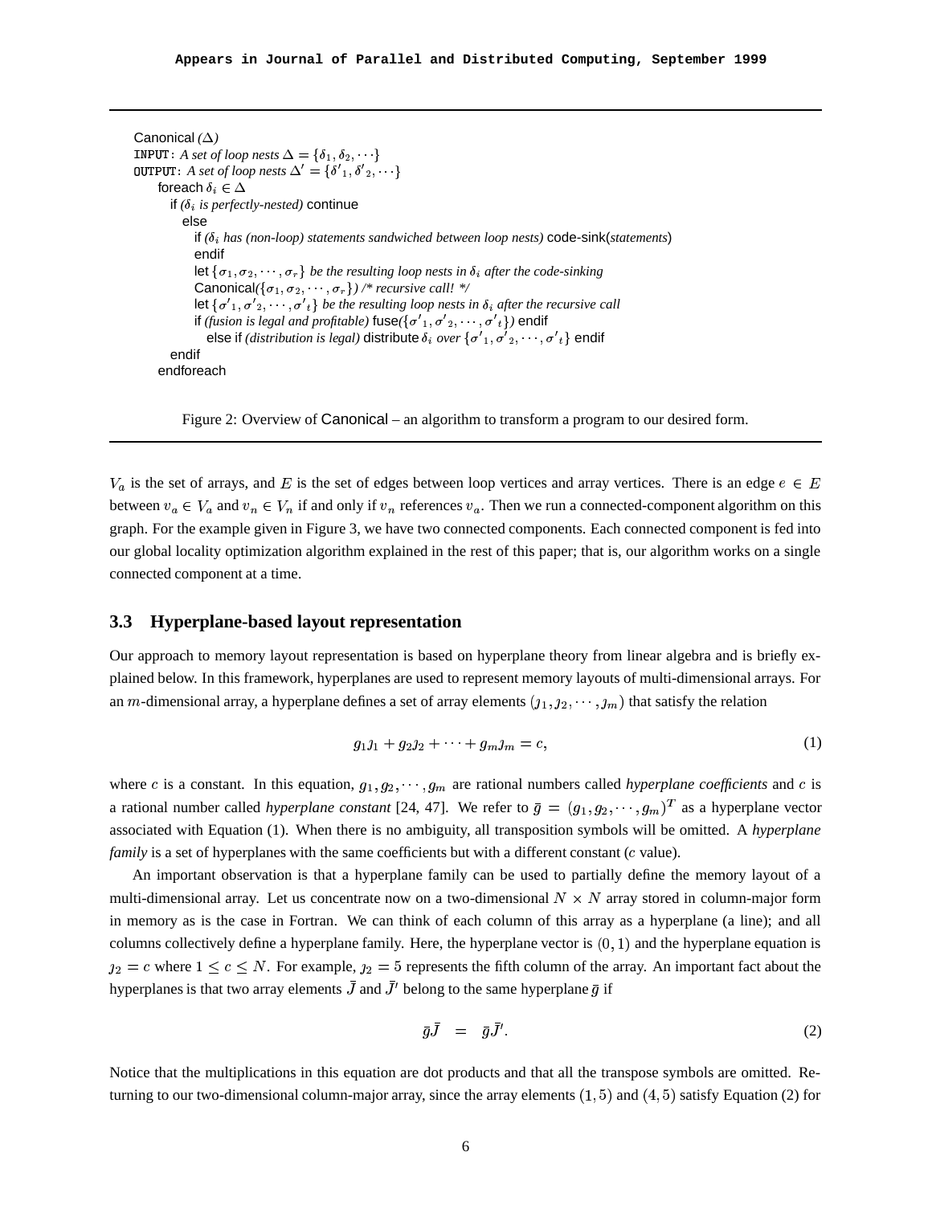```
Canonical (Δ)
INPUT: A set of loop nests Δ = {δ_1, δ_2, ···}
OUTPUT: A set of loop nests Δ' = {δ'_1, δ'_2, ···}
  foreach δ_i ∈ Δ
    if (δ_i is perfectly-nested) continue
      else
        if (δ_i has (non-loop) statements sandwiched between loop nests) code-sink(statements)
        endif
        let {σ_1, σ_2, ···, σ_r} be the resulting loop nests in δ_i after the code-sinking
        Canonical({σ_1, σ_2, ···, σ_r}) /* recursive call! */
        let {σ'_1, σ'_2, ···, σ'_t} be the resulting loop nests in δ_i after the recursive call
        if (fusion is legal and profitable) fuse({σ'_1, σ'_2, ···, σ'_t}) endif
          else if (distribution is legal) distribute δ_i over {σ'_1, σ'_2, ···, σ'_t} endif
    endif
  endforeach
```

Figure 2: Overview of Canonical – an algorithm to transform a program to our desired form.

$V_a$ is the set of arrays, and $E$ is the set of edges between loop vertices and array vertices. There is an edge $e \in E$ between $v_a \in V_a$ and $v_n \in V_n$ if and only if $v_n$ references $v_a$. Then we run a connected-component algorithm on this graph. For the example given in Figure 3, we have two connected components. Each connected component is fed into our global locality optimization algorithm explained in the rest of this paper; that is, our algorithm works on a single connected component at a time.

### 3.3 Hyperplane-based layout representation

Our approach to memory layout representation is based on hyperplane theory from linear algebra and is briefly explained below. In this framework, hyperplanes are used to represent memory layouts of multi-dimensional arrays. For an $m$-dimensional array, a hyperplane defines a set of array elements $(\jmath_1, \jmath_2, \cdots, \jmath_m)$ that satisfy the relation

$$g_1 \jmath_1 + g_2 \jmath_2 + \cdots + g_m \jmath_m = c, \tag{1}$$

where $c$ is a constant. In this equation, $g_1, g_2, \cdots, g_m$ are rational numbers called *hyperplane coefficients* and $c$ is a rational number called *hyperplane constant* [24, 47]. We refer to $\bar{g} = (g_1, g_2, \cdots, g_m)^T$ as a hyperplane vector associated with Equation (1). When there is no ambiguity, all transposition symbols will be omitted. A *hyperplane family* is a set of hyperplanes with the same coefficients but with a different constant ($c$ value).

An important observation is that a hyperplane family can be used to partially define the memory layout of a multi-dimensional array. Let us concentrate now on a two-dimensional $N \times N$ array stored in column-major form in memory as is the case in Fortran. We can think of each column of this array as a hyperplane (a line); and all columns collectively define a hyperplane family. Here, the hyperplane vector is $(0, 1)$ and the hyperplane equation is $\jmath_2 = c$ where $1 \leq c \leq N$. For example, $\jmath_2 = 5$ represents the fifth column of the array. An important fact about the hyperplanes is that two array elements $\bar{J}$ and $\bar{J}'$ belong to the same hyperplane $\bar{g}$ if

$$\bar{g}\bar{J} \quad = \quad \bar{g}\bar{J}'. \tag{2}$$

Notice that the multiplications in this equation are dot products and that all the transpose symbols are omitted. Returning to our two-dimensional column-major array, since the array elements $(1, 5)$ and $(4, 5)$ satisfy Equation (2) for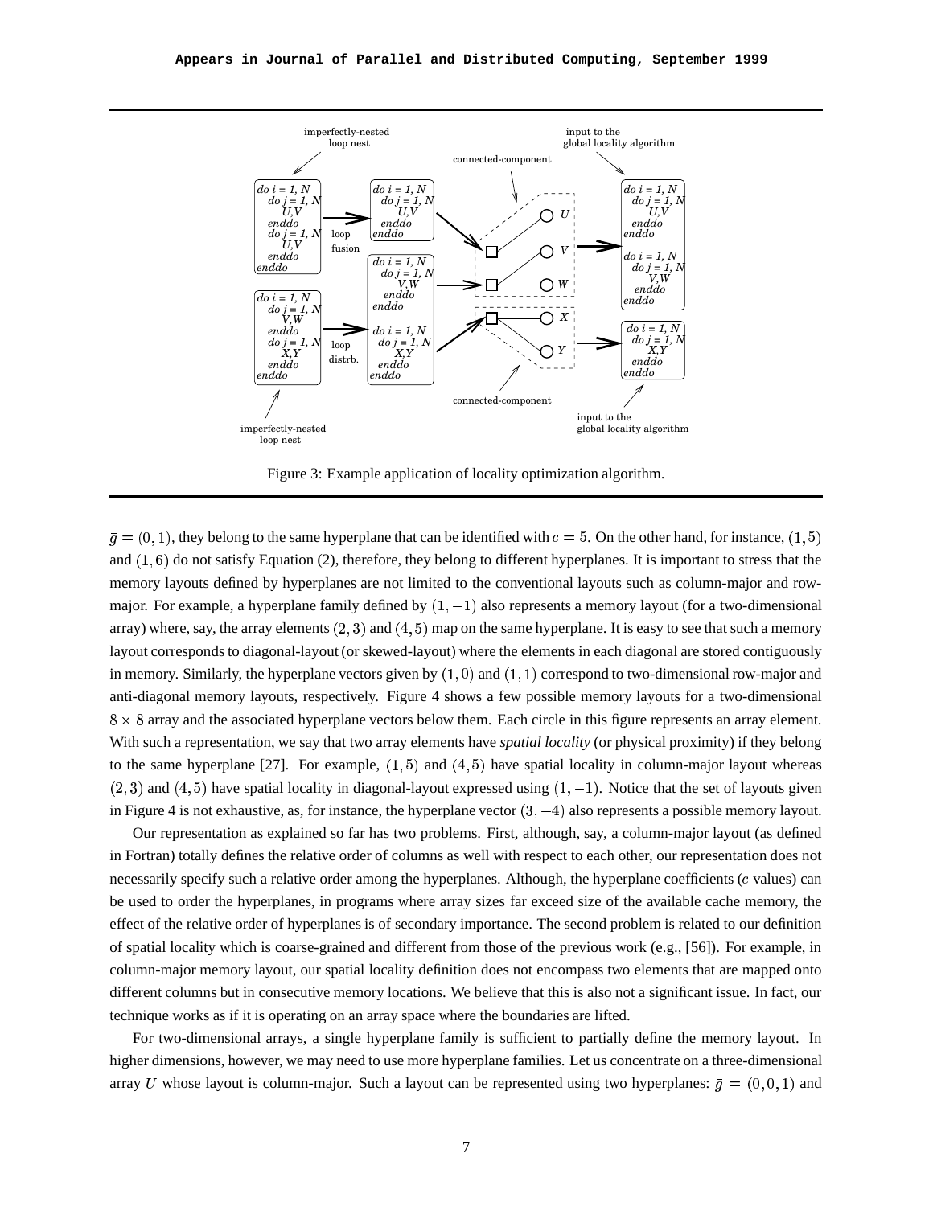Figure 3: Example application of locality optimization algorithm.

$\bar{g} = (0, 1)$, they belong to the same hyperplane that can be identified with $c = 5$. On the other hand, for instance, $(1, 5)$ and $(1, 6)$ do not satisfy Equation (2), therefore, they belong to different hyperplanes. It is important to stress that the memory layouts defined by hyperplanes are not limited to the conventional layouts such as column-major and row-major. For example, a hyperplane family defined by $(1, -1)$ also represents a memory layout (for a two-dimensional array) where, say, the array elements $(2, 3)$ and $(4, 5)$ map on the same hyperplane. It is easy to see that such a memory layout corresponds to diagonal-layout (or skewed-layout) where the elements in each diagonal are stored contiguously in memory. Similarly, the hyperplane vectors given by $(1, 0)$ and $(1, 1)$ correspond to two-dimensional row-major and anti-diagonal memory layouts, respectively. Figure 4 shows a few possible memory layouts for a two-dimensional $8 \times 8$ array and the associated hyperplane vectors below them. Each circle in this figure represents an array element. With such a representation, we say that two array elements have *spatial locality* (or physical proximity) if they belong to the same hyperplane [27]. For example, $(1, 5)$ and $(4, 5)$ have spatial locality in column-major layout whereas $(2, 3)$ and $(4, 5)$ have spatial locality in diagonal-layout expressed using $(1, -1)$. Notice that the set of layouts given in Figure 4 is not exhaustive, as, for instance, the hyperplane vector $(3, -4)$ also represents a possible memory layout.

Our representation as explained so far has two problems. First, although, say, a column-major layout (as defined in Fortran) totally defines the relative order of columns as well with respect to each other, our representation does not necessarily specify such a relative order among the hyperplanes. Although, the hyperplane coefficients ($c$ values) can be used to order the hyperplanes, in programs where array sizes far exceed size of the available cache memory, the effect of the relative order of hyperplanes is of secondary importance. The second problem is related to our definition of spatial locality which is coarse-grained and different from those of the previous work (e.g., [56]). For example, in column-major memory layout, our spatial locality definition does not encompass two elements that are mapped onto different columns but in consecutive memory locations. We believe that this is also not a significant issue. In fact, our technique works as if it is operating on an array space where the boundaries are lifted.

For two-dimensional arrays, a single hyperplane family is sufficient to partially define the memory layout. In higher dimensions, however, we may need to use more hyperplane families. Let us concentrate on a three-dimensional array $U$ whose layout is column-major. Such a layout can be represented using two hyperplanes: $\bar{g} = (0, 0, 1)$ and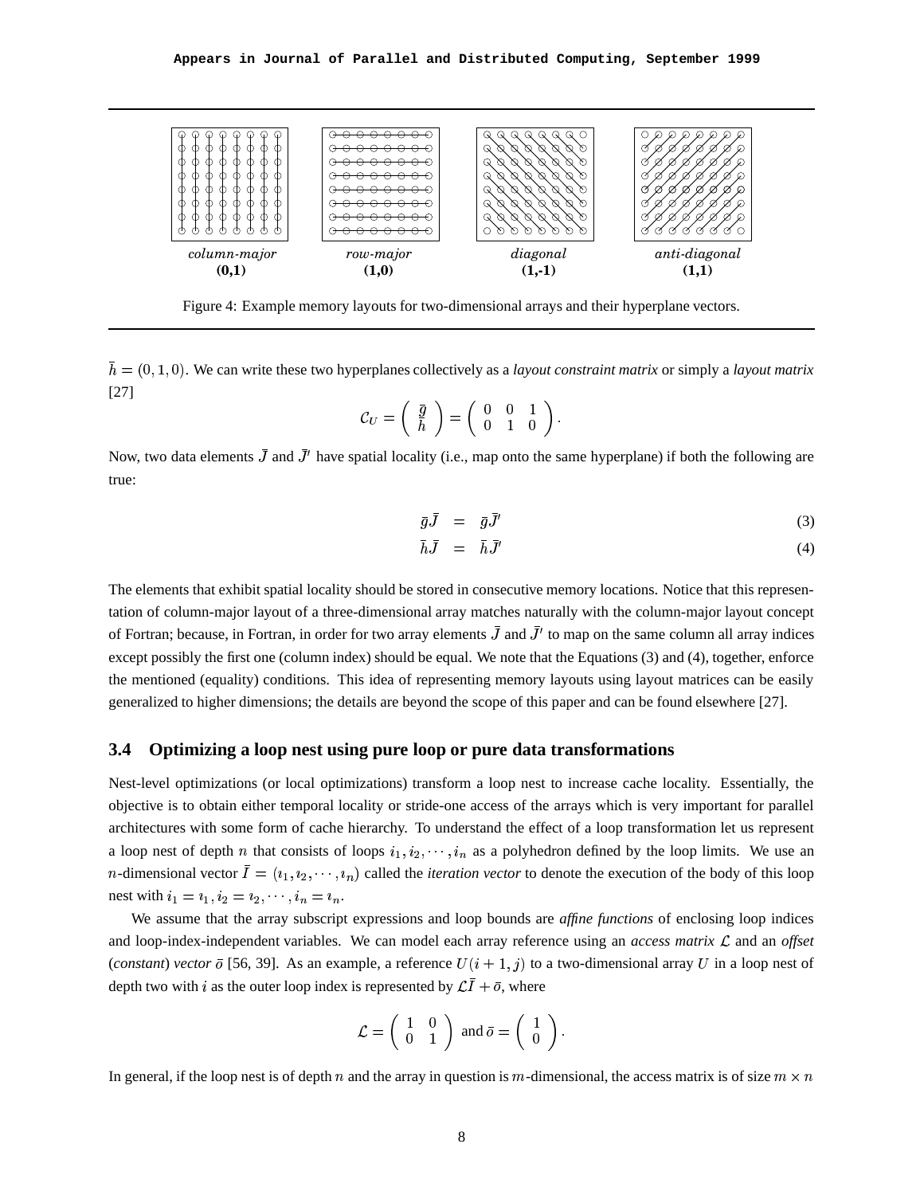column-major **(0,1)** &nbsp;&nbsp; row-major **(1,0)** &nbsp;&nbsp; diagonal **(1,-1)** &nbsp;&nbsp; anti-diagonal **(1,1)**

Figure 4: Example memory layouts for two-dimensional arrays and their hyperplane vectors.

$\bar{h} = (0, 1, 0)$. We can write these two hyperplanes collectively as a *layout constraint matrix* or simply a *layout matrix* [27]

$$\mathcal{C}_U = \begin{pmatrix} \bar{g} \\ \bar{h} \end{pmatrix} = \begin{pmatrix} 0 & 0 & 1 \\ 0 & 1 & 0 \end{pmatrix}.$$

Now, two data elements $\bar{J}$ and $\bar{J}'$ have spatial locality (i.e., map onto the same hyperplane) if both the following are true:

$$\bar{g}\bar{J} = \bar{g}\bar{J}' \tag{3}$$

$$\bar{h}\bar{J} = \bar{h}\bar{J}' \tag{4}$$

The elements that exhibit spatial locality should be stored in consecutive memory locations. Notice that this representation of column-major layout of a three-dimensional array matches naturally with the column-major layout concept of Fortran; because, in Fortran, in order for two array elements $\bar{J}$ and $\bar{J}'$ to map on the same column all array indices except possibly the first one (column index) should be equal. We note that the Equations (3) and (4), together, enforce the mentioned (equality) conditions. This idea of representing memory layouts using layout matrices can be easily generalized to higher dimensions; the details are beyond the scope of this paper and can be found elsewhere [27].

### 3.4 Optimizing a loop nest using pure loop or pure data transformations

Nest-level optimizations (or local optimizations) transform a loop nest to increase cache locality. Essentially, the objective is to obtain either temporal locality or stride-one access of the arrays which is very important for parallel architectures with some form of cache hierarchy. To understand the effect of a loop transformation let us represent a loop nest of depth $n$ that consists of loops $i_1, i_2, \cdots, i_n$ as a polyhedron defined by the loop limits. We use an $n$-dimensional vector $\bar{I} = (\imath_1, \imath_2, \cdots, \imath_n)$ called the *iteration vector* to denote the execution of the body of this loop nest with $i_1 = \imath_1, i_2 = \imath_2, \cdots, i_n = \imath_n$.

We assume that the array subscript expressions and loop bounds are *affine functions* of enclosing loop indices and loop-index-independent variables. We can model each array reference using an *access matrix* $\mathcal{L}$ and an *offset* (*constant*) *vector* $\bar{o}$ [56, 39]. As an example, a reference $U(i+1, j)$ to a two-dimensional array $U$ in a loop nest of depth two with $i$ as the outer loop index is represented by $\mathcal{L}\bar{I} + \bar{o}$, where

$$\mathcal{L} = \begin{pmatrix} 1 & 0 \\ 0 & 1 \end{pmatrix} \text{ and } \bar{o} = \begin{pmatrix} 1 \\ 0 \end{pmatrix}.$$

In general, if the loop nest is of depth $n$ and the array in question is $m$-dimensional, the access matrix is of size $m \times n$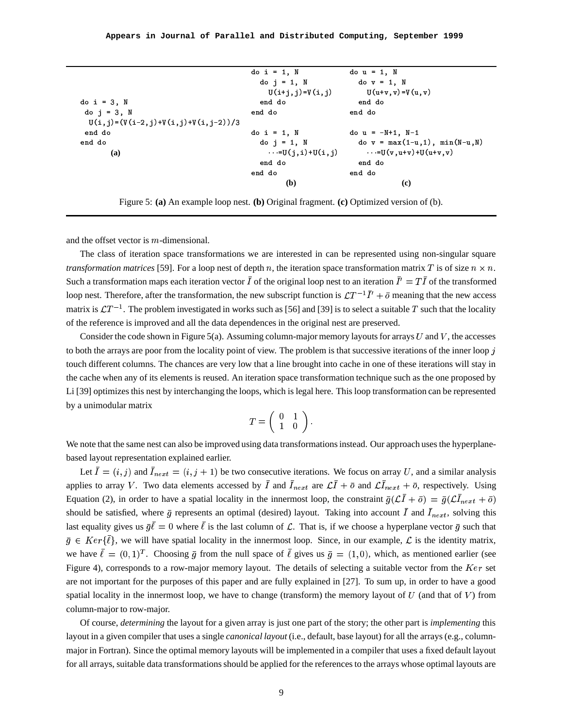```
do i = 3, N
 do j = 3, N
  U(i,j)=(V(i-2,j)+V(i,j)+V(i,j-2))/3
 end do
end do
```
**(a)**

```
do i = 1, N
  do j = 1, N
    U(i+j,j)=V(i,j)
  end do
end do

do i = 1, N
  do j = 1, N
    ···=U(j,i)+U(i,j)
  end do
end do
```
**(b)**

```
do u = 1, N
  do v = 1, N
    U(u+v,v)=V(u,v)
  end do
end do

do u = -N+1, N-1
  do v = max(1-u,1), min(N-u,N)
    ···=U(v,u+v)+U(u+v,v)
  end do
end do
```
**(c)**

Figure 5: **(a)** An example loop nest. **(b)** Original fragment. **(c)** Optimized version of (b).

and the offset vector is $m$-dimensional.

The class of iteration space transformations we are interested in can be represented using non-singular square *transformation matrices* [59]. For a loop nest of depth $n$, the iteration space transformation matrix $T$ is of size $n \times n$. Such a transformation maps each iteration vector $\bar{I}$ of the original loop nest to an iteration $\bar{I}' = T\bar{I}$ of the transformed loop nest. Therefore, after the transformation, the new subscript function is $\mathcal{L}T^{-1}\bar{I}' + \bar{o}$ meaning that the new access matrix is $\mathcal{L}T^{-1}$. The problem investigated in works such as [56] and [39] is to select a suitable $T$ such that the locality of the reference is improved and all the data dependences in the original nest are preserved.

Consider the code shown in Figure 5(a). Assuming column-major memory layouts for arrays $U$ and $V$, the accesses to both the arrays are poor from the locality point of view. The problem is that successive iterations of the inner loop $j$ touch different columns. The chances are very low that a line brought into cache in one of these iterations will stay in the cache when any of its elements is reused. An iteration space transformation technique such as the one proposed by Li [39] optimizes this nest by interchanging the loops, which is legal here. This loop transformation can be represented by a unimodular matrix

$$T = \begin{pmatrix} 0 & 1 \\ 1 & 0 \end{pmatrix}.$$

We note that the same nest can also be improved using data transformations instead. Our approach uses the hyperplane-based layout representation explained earlier.

Let $\bar{I} = (i, j)$ and $\bar{I}_{next} = (i, j+1)$ be two consecutive iterations. We focus on array $U$, and a similar analysis applies to array $V$. Two data elements accessed by $\bar{I}$ and $\bar{I}_{next}$ are $\mathcal{L}\bar{I} + \bar{o}$ and $\mathcal{L}\bar{I}_{next} + \bar{o}$, respectively. Using Equation (2), in order to have a spatial locality in the innermost loop, the constraint $\bar{g}(\mathcal{L}\bar{I} + \bar{o}) = \bar{g}(\mathcal{L}\bar{I}_{next} + \bar{o})$ should be satisfied, where $\bar{g}$ represents an optimal (desired) layout. Taking into account $\bar{I}$ and $\bar{I}_{next}$, solving this last equality gives us $\bar{g}\bar{\ell} = 0$ where $\bar{\ell}$ is the last column of $\mathcal{L}$. That is, if we choose a hyperplane vector $\bar{g}$ such that $\bar{g} \in Ker\{\bar{\ell}\}$, we will have spatial locality in the innermost loop. Since, in our example, $\mathcal{L}$ is the identity matrix, we have $\bar{\ell} = (0, 1)^T$. Choosing $\bar{g}$ from the null space of $\bar{\ell}$ gives us $\bar{g} = (1, 0)$, which, as mentioned earlier (see Figure 4), corresponds to a row-major memory layout. The details of selecting a suitable vector from the $Ker$ set are not important for the purposes of this paper and are fully explained in [27]. To sum up, in order to have a good spatial locality in the innermost loop, we have to change (transform) the memory layout of $U$ (and that of $V$) from column-major to row-major.

Of course, *determining* the layout for a given array is just one part of the story; the other part is *implementing* this layout in a given compiler that uses a single *canonical layout* (i.e., default, base layout) for all the arrays (e.g., column-major in Fortran). Since the optimal memory layouts will be implemented in a compiler that uses a fixed default layout for all arrays, suitable data transformations should be applied for the references to the arrays whose optimal layouts are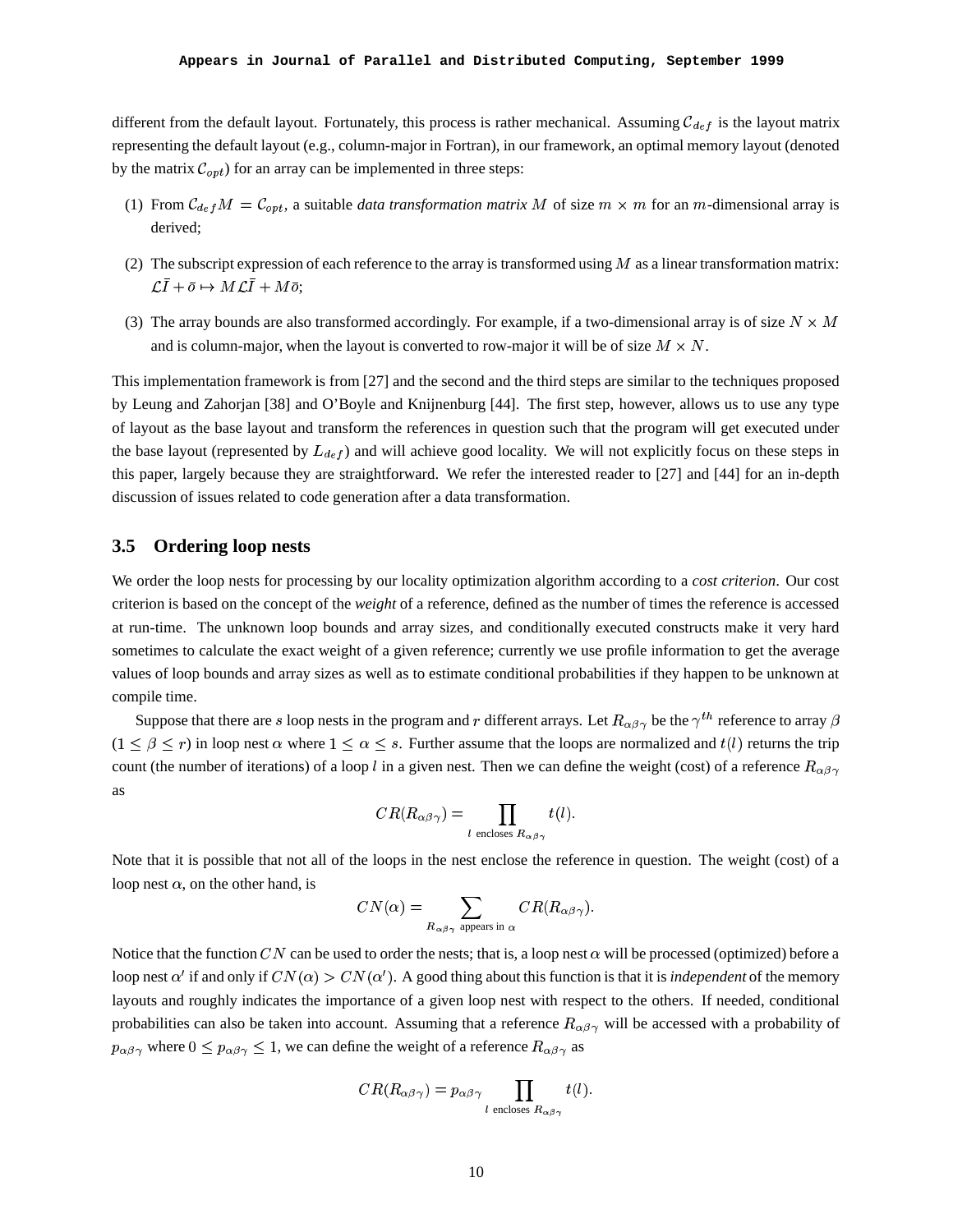different from the default layout. Fortunately, this process is rather mechanical. Assuming $\mathcal{C}_{def}$ is the layout matrix representing the default layout (e.g., column-major in Fortran), in our framework, an optimal memory layout (denoted by the matrix $\mathcal{C}_{opt}$) for an array can be implemented in three steps:

(1) From $\mathcal{C}_{def}M = \mathcal{C}_{opt}$, a suitable *data transformation matrix* $M$ of size $m \times m$ for an $m$-dimensional array is derived;

(2) The subscript expression of each reference to the array is transformed using $M$ as a linear transformation matrix: $\mathcal{L}\bar{I} + \bar{o} \mapsto M\mathcal{L}\bar{I} + M\bar{o}$;

(3) The array bounds are also transformed accordingly. For example, if a two-dimensional array is of size $N \times M$ and is column-major, when the layout is converted to row-major it will be of size $M \times N$.

This implementation framework is from [27] and the second and the third steps are similar to the techniques proposed by Leung and Zahorjan [38] and O'Boyle and Knijnenburg [44]. The first step, however, allows us to use any type of layout as the base layout and transform the references in question such that the program will get executed under the base layout (represented by $L_{def}$) and will achieve good locality. We will not explicitly focus on these steps in this paper, largely because they are straightforward. We refer the interested reader to [27] and [44] for an in-depth discussion of issues related to code generation after a data transformation.

### 3.5 Ordering loop nests

We order the loop nests for processing by our locality optimization algorithm according to a *cost criterion*. Our cost criterion is based on the concept of the *weight* of a reference, defined as the number of times the reference is accessed at run-time. The unknown loop bounds and array sizes, and conditionally executed constructs make it very hard sometimes to calculate the exact weight of a given reference; currently we use profile information to get the average values of loop bounds and array sizes as well as to estimate conditional probabilities if they happen to be unknown at compile time.

Suppose that there are $s$ loop nests in the program and $r$ different arrays. Let $R_{\alpha\beta\gamma}$ be the $\gamma^{th}$ reference to array $\beta$ ($1 \leq \beta \leq r$) in loop nest $\alpha$ where $1 \leq \alpha \leq s$. Further assume that the loops are normalized and $t(l)$ returns the trip count (the number of iterations) of a loop $l$ in a given nest. Then we can define the weight (cost) of a reference $R_{\alpha\beta\gamma}$ as

$$CR(R_{\alpha\beta\gamma}) = \prod_{l \text{ encloses } R_{\alpha\beta\gamma}} t(l).$$

Note that it is possible that not all of the loops in the nest enclose the reference in question. The weight (cost) of a loop nest $\alpha$, on the other hand, is

$$CN(\alpha) = \sum_{R_{\alpha\beta\gamma} \text{ appears in } \alpha} CR(R_{\alpha\beta\gamma}).$$

Notice that the function $CN$ can be used to order the nests; that is, a loop nest $\alpha$ will be processed (optimized) before a loop nest $\alpha'$ if and only if $CN(\alpha) > CN(\alpha')$. A good thing about this function is that it is *independent* of the memory layouts and roughly indicates the importance of a given loop nest with respect to the others. If needed, conditional probabilities can also be taken into account. Assuming that a reference $R_{\alpha\beta\gamma}$ will be accessed with a probability of $p_{\alpha\beta\gamma}$ where $0 \leq p_{\alpha\beta\gamma} \leq 1$, we can define the weight of a reference $R_{\alpha\beta\gamma}$ as

$$CR(R_{\alpha\beta\gamma}) = p_{\alpha\beta\gamma} \prod_{l \text{ encloses } R_{\alpha\beta\gamma}} t(l).$$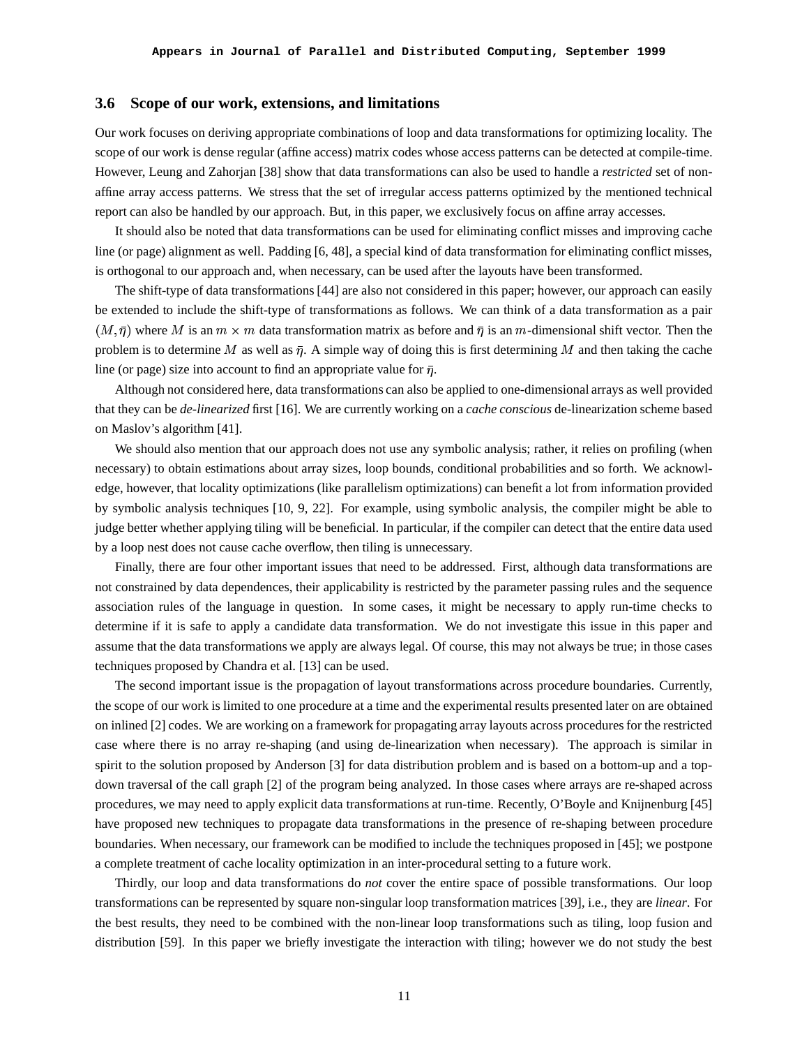### 3.6 Scope of our work, extensions, and limitations

Our work focuses on deriving appropriate combinations of loop and data transformations for optimizing locality. The scope of our work is dense regular (affine access) matrix codes whose access patterns can be detected at compile-time. However, Leung and Zahorjan [38] show that data transformations can also be used to handle a *restricted* set of non-affine array access patterns. We stress that the set of irregular access patterns optimized by the mentioned technical report can also be handled by our approach. But, in this paper, we exclusively focus on affine array accesses.

It should also be noted that data transformations can be used for eliminating conflict misses and improving cache line (or page) alignment as well. Padding [6, 48], a special kind of data transformation for eliminating conflict misses, is orthogonal to our approach and, when necessary, can be used after the layouts have been transformed.

The shift-type of data transformations [44] are also not considered in this paper; however, our approach can easily be extended to include the shift-type of transformations as follows. We can think of a data transformation as a pair $(M, \bar{\eta})$ where $M$ is an $m \times m$ data transformation matrix as before and $\bar{\eta}$ is an $m$-dimensional shift vector. Then the problem is to determine $M$ as well as $\bar{\eta}$. A simple way of doing this is first determining $M$ and then taking the cache line (or page) size into account to find an appropriate value for $\bar{\eta}$.

Although not considered here, data transformations can also be applied to one-dimensional arrays as well provided that they can be *de-linearized* first [16]. We are currently working on a *cache conscious* de-linearization scheme based on Maslov's algorithm [41].

We should also mention that our approach does not use any symbolic analysis; rather, it relies on profiling (when necessary) to obtain estimations about array sizes, loop bounds, conditional probabilities and so forth. We acknowledge, however, that locality optimizations (like parallelism optimizations) can benefit a lot from information provided by symbolic analysis techniques [10, 9, 22]. For example, using symbolic analysis, the compiler might be able to judge better whether applying tiling will be beneficial. In particular, if the compiler can detect that the entire data used by a loop nest does not cause cache overflow, then tiling is unnecessary.

Finally, there are four other important issues that need to be addressed. First, although data transformations are not constrained by data dependences, their applicability is restricted by the parameter passing rules and the sequence association rules of the language in question. In some cases, it might be necessary to apply run-time checks to determine if it is safe to apply a candidate data transformation. We do not investigate this issue in this paper and assume that the data transformations we apply are always legal. Of course, this may not always be true; in those cases techniques proposed by Chandra et al. [13] can be used.

The second important issue is the propagation of layout transformations across procedure boundaries. Currently, the scope of our work is limited to one procedure at a time and the experimental results presented later on are obtained on inlined [2] codes. We are working on a framework for propagating array layouts across procedures for the restricted case where there is no array re-shaping (and using de-linearization when necessary). The approach is similar in spirit to the solution proposed by Anderson [3] for data distribution problem and is based on a bottom-up and a top-down traversal of the call graph [2] of the program being analyzed. In those cases where arrays are re-shaped across procedures, we may need to apply explicit data transformations at run-time. Recently, O'Boyle and Knijnenburg [45] have proposed new techniques to propagate data transformations in the presence of re-shaping between procedure boundaries. When necessary, our framework can be modified to include the techniques proposed in [45]; we postpone a complete treatment of cache locality optimization in an inter-procedural setting to a future work.

Thirdly, our loop and data transformations do *not* cover the entire space of possible transformations. Our loop transformations can be represented by square non-singular loop transformation matrices [39], i.e., they are *linear*. For the best results, they need to be combined with the non-linear loop transformations such as tiling, loop fusion and distribution [59]. In this paper we briefly investigate the interaction with tiling; however we do not study the best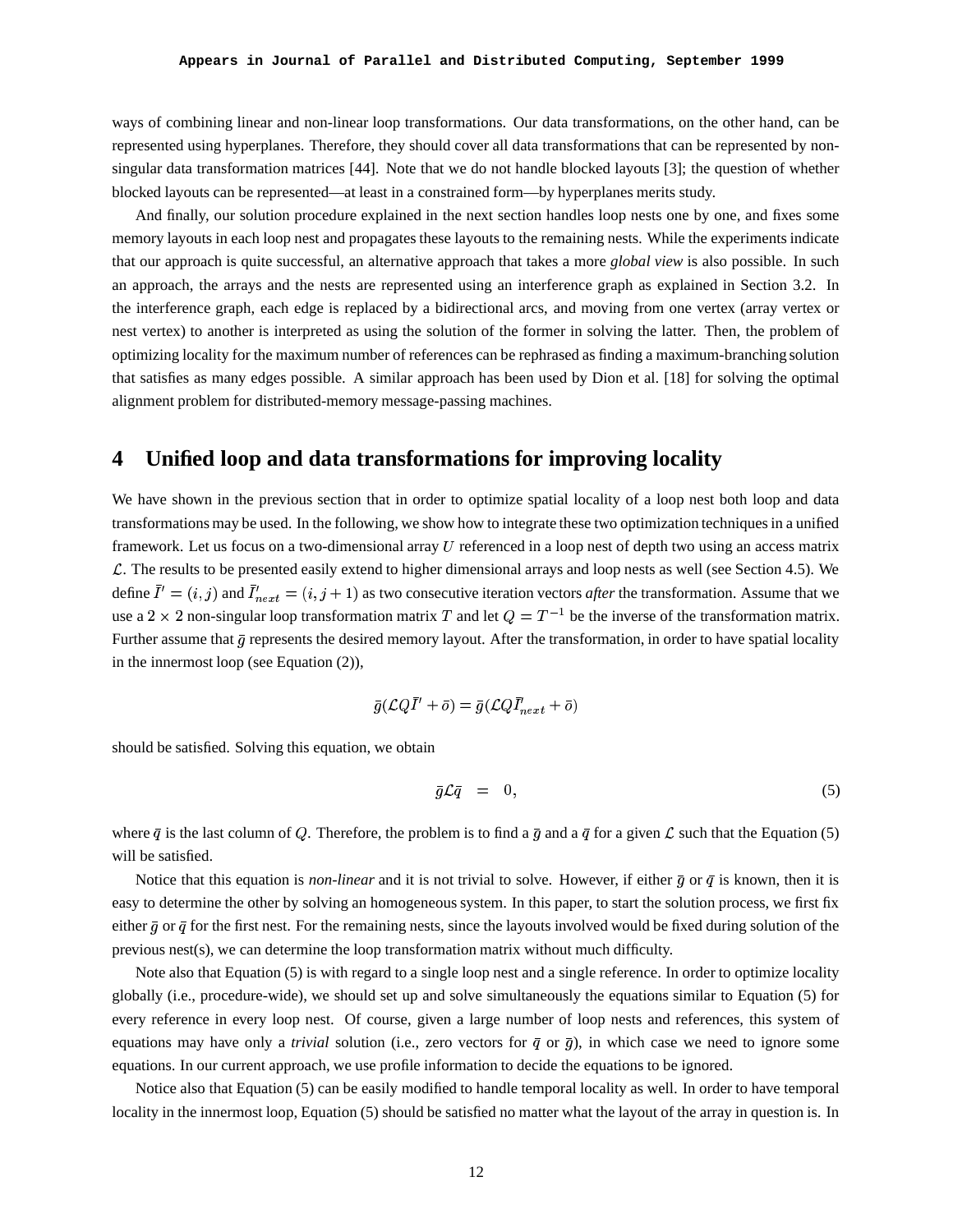ways of combining linear and non-linear loop transformations. Our data transformations, on the other hand, can be represented using hyperplanes. Therefore, they should cover all data transformations that can be represented by non-singular data transformation matrices [44]. Note that we do not handle blocked layouts [3]; the question of whether blocked layouts can be represented—at least in a constrained form—by hyperplanes merits study.

And finally, our solution procedure explained in the next section handles loop nests one by one, and fixes some memory layouts in each loop nest and propagates these layouts to the remaining nests. While the experiments indicate that our approach is quite successful, an alternative approach that takes a more *global view* is also possible. In such an approach, the arrays and the nests are represented using an interference graph as explained in Section 3.2. In the interference graph, each edge is replaced by a bidirectional arcs, and moving from one vertex (array vertex or nest vertex) to another is interpreted as using the solution of the former in solving the latter. Then, the problem of optimizing locality for the maximum number of references can be rephrased as finding a maximum-branching solution that satisfies as many edges possible. A similar approach has been used by Dion et al. [18] for solving the optimal alignment problem for distributed-memory message-passing machines.

## 4 Unified loop and data transformations for improving locality

We have shown in the previous section that in order to optimize spatial locality of a loop nest both loop and data transformations may be used. In the following, we show how to integrate these two optimization techniques in a unified framework. Let us focus on a two-dimensional array $U$ referenced in a loop nest of depth two using an access matrix $\mathcal{L}$. The results to be presented easily extend to higher dimensional arrays and loop nests as well (see Section 4.5). We define $\bar{I}' = (i, j)$ and $\bar{I}'_{next} = (i, j+1)$ as two consecutive iteration vectors *after* the transformation. Assume that we use a $2 \times 2$ non-singular loop transformation matrix $T$ and let $Q = T^{-1}$ be the inverse of the transformation matrix. Further assume that $\bar{g}$ represents the desired memory layout. After the transformation, in order to have spatial locality in the innermost loop (see Equation (2)),

$$\bar{g}(\mathcal{L}Q\bar{I}' + \bar{o}) = \bar{g}(\mathcal{L}Q\bar{I}'_{next} + \bar{o})$$

should be satisfied. Solving this equation, we obtain

$$\bar{g}\mathcal{L}\bar{q} \quad = \quad 0, \tag{5}$$

where $\bar{q}$ is the last column of $Q$. Therefore, the problem is to find a $\bar{g}$ and a $\bar{q}$ for a given $\mathcal{L}$ such that the Equation (5) will be satisfied.

Notice that this equation is *non-linear* and it is not trivial to solve. However, if either $\bar{g}$ or $\bar{q}$ is known, then it is easy to determine the other by solving an homogeneous system. In this paper, to start the solution process, we first fix either $\bar{g}$ or $\bar{q}$ for the first nest. For the remaining nests, since the layouts involved would be fixed during solution of the previous nest(s), we can determine the loop transformation matrix without much difficulty.

Note also that Equation (5) is with regard to a single loop nest and a single reference. In order to optimize locality globally (i.e., procedure-wide), we should set up and solve simultaneously the equations similar to Equation (5) for every reference in every loop nest. Of course, given a large number of loop nests and references, this system of equations may have only a *trivial* solution (i.e., zero vectors for $\bar{q}$ or $\bar{g}$), in which case we need to ignore some equations. In our current approach, we use profile information to decide the equations to be ignored.

Notice also that Equation (5) can be easily modified to handle temporal locality as well. In order to have temporal locality in the innermost loop, Equation (5) should be satisfied no matter what the layout of the array in question is. In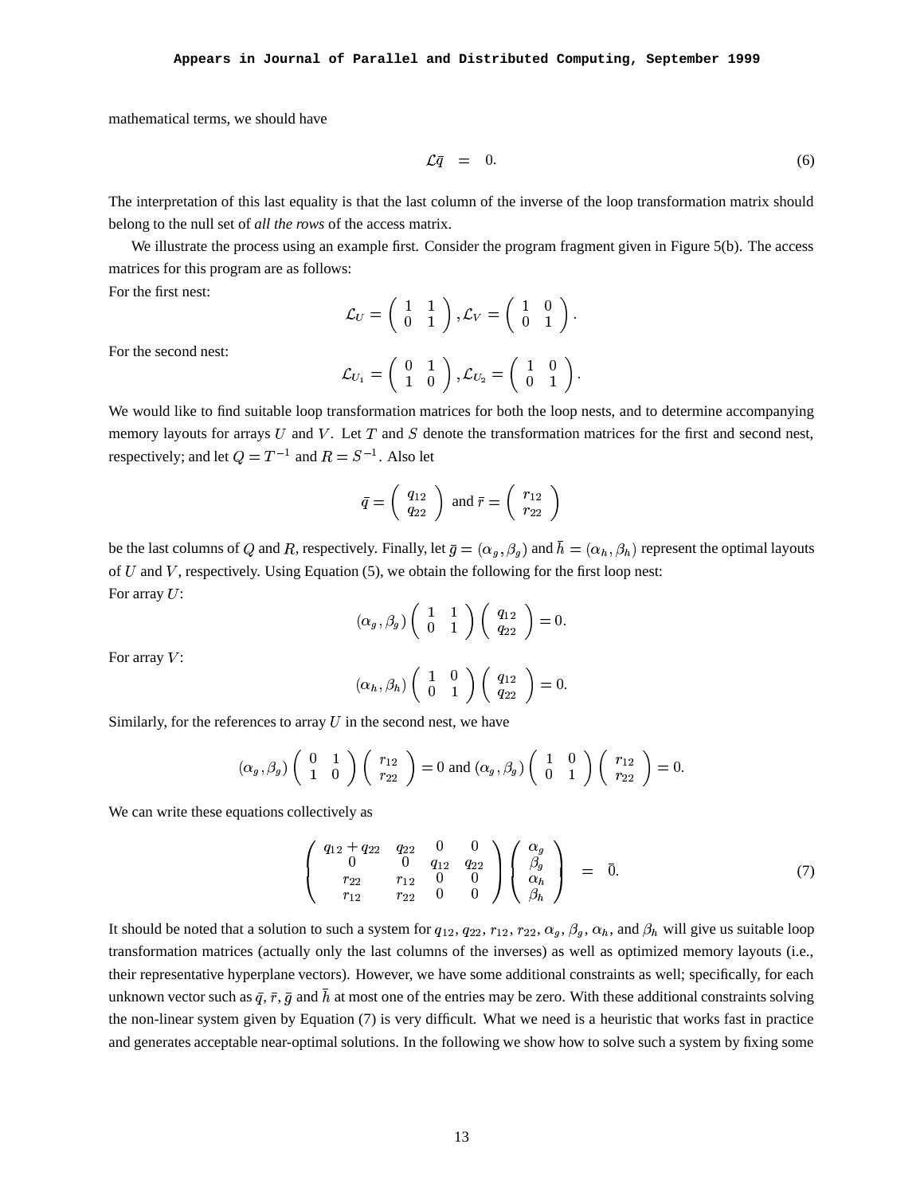mathematical terms, we should have

$$\mathcal{L}\bar{q} \;\; = \;\; 0. \tag{6}$$

The interpretation of this last equality is that the last column of the inverse of the loop transformation matrix should belong to the null set of *all the rows* of the access matrix.

We illustrate the process using an example first. Consider the program fragment given in Figure 5(b). The access matrices for this program are as follows:

For the first nest:

$$\mathcal{L}_U = \begin{pmatrix} 1 & 1 \\ 0 & 1 \end{pmatrix}, \mathcal{L}_V = \begin{pmatrix} 1 & 0 \\ 0 & 1 \end{pmatrix}.$$

For the second nest:

$$\mathcal{L}_{U_1} = \begin{pmatrix} 0 & 1 \\ 1 & 0 \end{pmatrix}, \mathcal{L}_{U_2} = \begin{pmatrix} 1 & 0 \\ 0 & 1 \end{pmatrix}.$$

We would like to find suitable loop transformation matrices for both the loop nests, and to determine accompanying memory layouts for arrays $U$ and $V$. Let $T$ and $S$ denote the transformation matrices for the first and second nest, respectively; and let $Q = T^{-1}$ and $R = S^{-1}$. Also let

$$\bar{q} = \begin{pmatrix} q_{12} \\ q_{22} \end{pmatrix} \text{ and } \bar{r} = \begin{pmatrix} r_{12} \\ r_{22} \end{pmatrix}$$

be the last columns of $Q$ and $R$, respectively. Finally, let $\bar{g} = (\alpha_g, \beta_g)$ and $\bar{h} = (\alpha_h, \beta_h)$ represent the optimal layouts of $U$ and $V$, respectively. Using Equation (5), we obtain the following for the first loop nest:

For array $U$:

$$(\alpha_g, \beta_g) \begin{pmatrix} 1 & 1 \\ 0 & 1 \end{pmatrix} \begin{pmatrix} q_{12} \\ q_{22} \end{pmatrix} = 0.$$

For array $V$:

$$(\alpha_h, \beta_h) \begin{pmatrix} 1 & 0 \\ 0 & 1 \end{pmatrix} \begin{pmatrix} q_{12} \\ q_{22} \end{pmatrix} = 0.$$

Similarly, for the references to array $U$ in the second nest, we have

$$(\alpha_g, \beta_g) \begin{pmatrix} 0 & 1 \\ 1 & 0 \end{pmatrix} \begin{pmatrix} r_{12} \\ r_{22} \end{pmatrix} = 0 \text{ and } (\alpha_g, \beta_g) \begin{pmatrix} 1 & 0 \\ 0 & 1 \end{pmatrix} \begin{pmatrix} r_{12} \\ r_{22} \end{pmatrix} = 0.$$

We can write these equations collectively as

$$\begin{pmatrix} q_{12} + q_{22} & q_{22} & 0 & 0 \\ 0 & 0 & q_{12} & q_{22} \\ r_{22} & r_{12} & 0 & 0 \\ r_{12} & r_{22} & 0 & 0 \end{pmatrix} \begin{pmatrix} \alpha_g \\ \beta_g \\ \alpha_h \\ \beta_h \end{pmatrix} \;\; = \;\; \bar{0}. \tag{7}$$

It should be noted that a solution to such a system for $q_{12}$, $q_{22}$, $r_{12}$, $r_{22}$, $\alpha_g$, $\beta_g$, $\alpha_h$, and $\beta_h$ will give us suitable loop transformation matrices (actually only the last columns of the inverses) as well as optimized memory layouts (i.e., their representative hyperplane vectors). However, we have some additional constraints as well; specifically, for each unknown vector such as $\bar{q}$, $\bar{r}$, $\bar{g}$ and $\bar{h}$ at most one of the entries may be zero. With these additional constraints solving the non-linear system given by Equation (7) is very difficult. What we need is a heuristic that works fast in practice and generates acceptable near-optimal solutions. In the following we show how to solve such a system by fixing some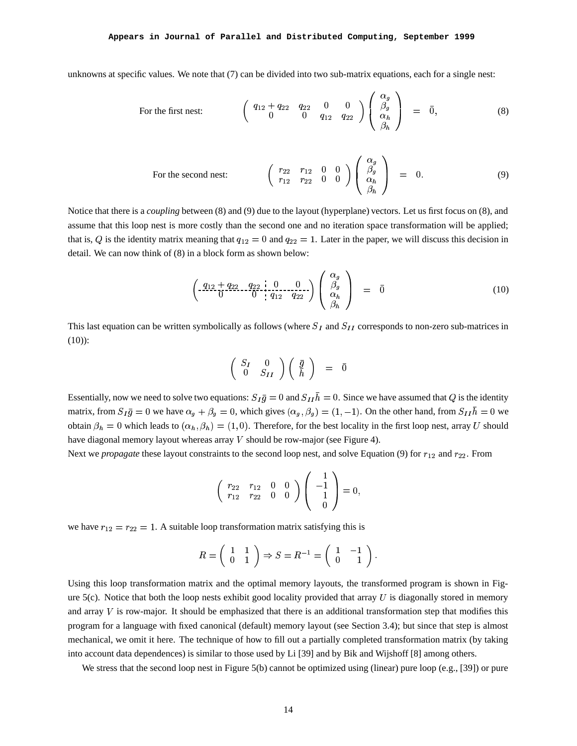unknowns at specific values. We note that (7) can be divided into two sub-matrix equations, each for a single nest:

For the first nest:
$$\begin{pmatrix} q_{12}+q_{22} & q_{22} & 0 & 0 \\ 0 & 0 & q_{12} & q_{22} \end{pmatrix} \begin{pmatrix} \alpha_g \\ \beta_g \\ \alpha_h \\ \beta_h \end{pmatrix} = \bar{0}, \quad (8)$$

For the second nest:
$$\begin{pmatrix} r_{22} & r_{12} & 0 & 0 \\ r_{12} & r_{22} & 0 & 0 \end{pmatrix} \begin{pmatrix} \alpha_g \\ \beta_g \\ \alpha_h \\ \beta_h \end{pmatrix} = 0. \quad (9)$$

Notice that there is a *coupling* between (8) and (9) due to the layout (hyperplane) vectors. Let us first focus on (8), and assume that this loop nest is more costly than the second one and no iteration space transformation will be applied; that is, $Q$ is the identity matrix meaning that $q_{12} = 0$ and $q_{22} = 1$. Later in the paper, we will discuss this decision in detail. We can now think of (8) in a block form as shown below:

$$\left(\begin{array}{cc:cc} q_{12}+q_{22} & q_{22} & 0 & 0 \\ \hdashline 0 & 0 & q_{12} & q_{22} \end{array}\right) \begin{pmatrix} \alpha_g \\ \beta_g \\ \alpha_h \\ \beta_h \end{pmatrix} = \bar{0} \quad (10)$$

This last equation can be written symbolically as follows (where $S_I$ and $S_{II}$ corresponds to non-zero sub-matrices in (10)):

$$\begin{pmatrix} S_I & 0 \\ 0 & S_{II} \end{pmatrix} \begin{pmatrix} \bar{g} \\ \bar{h} \end{pmatrix} = \bar{0}$$

Essentially, now we need to solve two equations: $S_I\bar{g} = 0$ and $S_{II}\bar{h} = 0$. Since we have assumed that $Q$ is the identity matrix, from $S_I\bar{g} = 0$ we have $\alpha_g + \beta_g = 0$, which gives $(\alpha_g, \beta_g) = (1, -1)$. On the other hand, from $S_{II}\bar{h} = 0$ we obtain $\beta_h = 0$ which leads to $(\alpha_h, \beta_h) = (1, 0)$. Therefore, for the best locality in the first loop nest, array $U$ should have diagonal memory layout whereas array $V$ should be row-major (see Figure 4).

Next we *propagate* these layout constraints to the second loop nest, and solve Equation (9) for $r_{12}$ and $r_{22}$. From

$$\begin{pmatrix} r_{22} & r_{12} & 0 & 0 \\ r_{12} & r_{22} & 0 & 0 \end{pmatrix} \begin{pmatrix} 1 \\ -1 \\ 1 \\ 0 \end{pmatrix} = 0,$$

we have $r_{12} = r_{22} = 1$. A suitable loop transformation matrix satisfying this is

$$R = \begin{pmatrix} 1 & 1 \\ 0 & 1 \end{pmatrix} \Rightarrow S = R^{-1} = \begin{pmatrix} 1 & -1 \\ 0 & 1 \end{pmatrix}.$$

Using this loop transformation matrix and the optimal memory layouts, the transformed program is shown in Figure 5(c). Notice that both the loop nests exhibit good locality provided that array $U$ is diagonally stored in memory and array $V$ is row-major. It should be emphasized that there is an additional transformation step that modifies this program for a language with fixed canonical (default) memory layout (see Section 3.4); but since that step is almost mechanical, we omit it here. The technique of how to fill out a partially completed transformation matrix (by taking into account data dependences) is similar to those used by Li [39] and by Bik and Wijshoff [8] among others.

We stress that the second loop nest in Figure 5(b) cannot be optimized using (linear) pure loop (e.g., [39]) or pure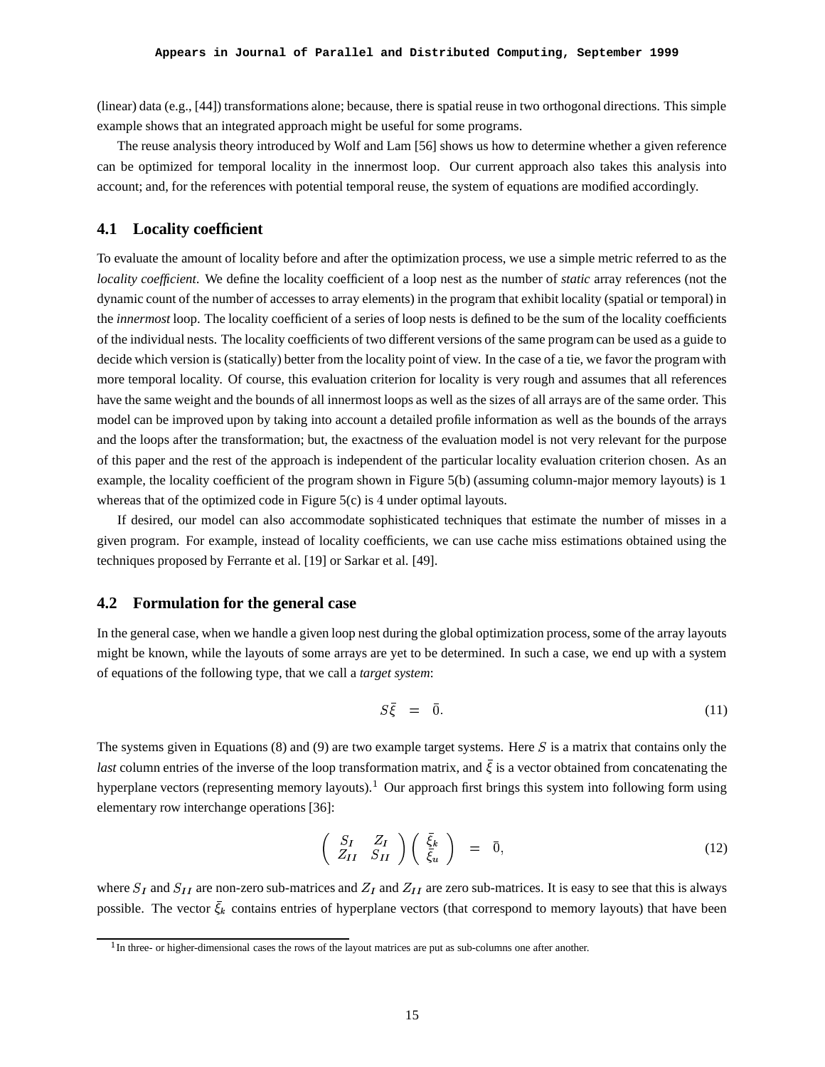(linear) data (e.g., [44]) transformations alone; because, there is spatial reuse in two orthogonal directions. This simple example shows that an integrated approach might be useful for some programs.

The reuse analysis theory introduced by Wolf and Lam [56] shows us how to determine whether a given reference can be optimized for temporal locality in the innermost loop. Our current approach also takes this analysis into account; and, for the references with potential temporal reuse, the system of equations are modified accordingly.

### 4.1 Locality coefficient

To evaluate the amount of locality before and after the optimization process, we use a simple metric referred to as the *locality coefficient*. We define the locality coefficient of a loop nest as the number of *static* array references (not the dynamic count of the number of accesses to array elements) in the program that exhibit locality (spatial or temporal) in the *innermost* loop. The locality coefficient of a series of loop nests is defined to be the sum of the locality coefficients of the individual nests. The locality coefficients of two different versions of the same program can be used as a guide to decide which version is (statically) better from the locality point of view. In the case of a tie, we favor the program with more temporal locality. Of course, this evaluation criterion for locality is very rough and assumes that all references have the same weight and the bounds of all innermost loops as well as the sizes of all arrays are of the same order. This model can be improved upon by taking into account a detailed profile information as well as the bounds of the arrays and the loops after the transformation; but, the exactness of the evaluation model is not very relevant for the purpose of this paper and the rest of the approach is independent of the particular locality evaluation criterion chosen. As an example, the locality coefficient of the program shown in Figure 5(b) (assuming column-major memory layouts) is 1 whereas that of the optimized code in Figure 5(c) is 4 under optimal layouts.

If desired, our model can also accommodate sophisticated techniques that estimate the number of misses in a given program. For example, instead of locality coefficients, we can use cache miss estimations obtained using the techniques proposed by Ferrante et al. [19] or Sarkar et al. [49].

### 4.2 Formulation for the general case

In the general case, when we handle a given loop nest during the global optimization process, some of the array layouts might be known, while the layouts of some arrays are yet to be determined. In such a case, we end up with a system of equations of the following type, that we call a *target system*:

$$S\bar{\xi} \;=\; \bar{0}. \tag{11}$$

The systems given in Equations (8) and (9) are two example target systems. Here $S$ is a matrix that contains only the *last* column entries of the inverse of the loop transformation matrix, and $\bar{\xi}$ is a vector obtained from concatenating the hyperplane vectors (representing memory layouts).[1] Our approach first brings this system into following form using elementary row interchange operations [36]:

$$\begin{pmatrix} S_I & Z_I \\ Z_{II} & S_{II} \end{pmatrix} \begin{pmatrix} \bar{\xi}_k \\ \bar{\xi}_u \end{pmatrix} \;=\; \bar{0}, \tag{12}$$

where $S_I$ and $S_{II}$ are non-zero sub-matrices and $Z_I$ and $Z_{II}$ are zero sub-matrices. It is easy to see that this is always possible. The vector $\bar{\xi}_k$ contains entries of hyperplane vectors (that correspond to memory layouts) that have been

[1] In three- or higher-dimensional cases the rows of the layout matrices are put as sub-columns one after another.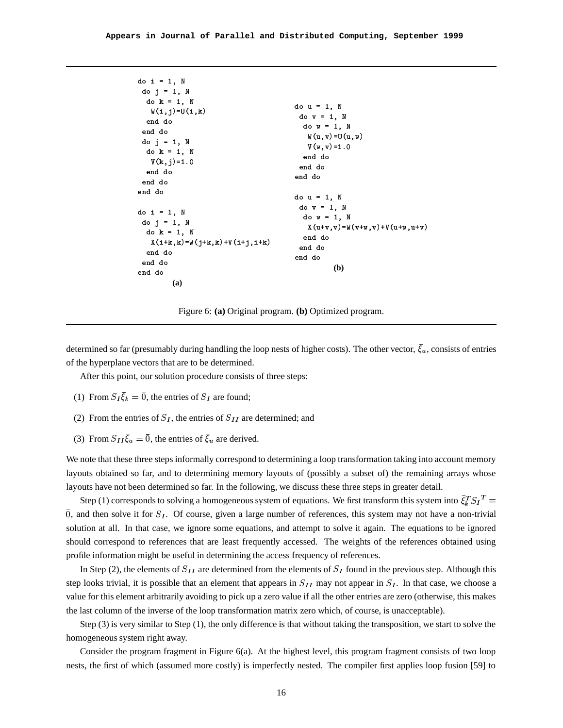```
do i = 1, N
 do j = 1, N
  do k = 1, N
   W(i,j)=U(i,k)
  end do
 end do
 do j = 1, N
  do k = 1, N
   V(k,j)=1.0
  end do
 end do
end do

do i = 1, N
 do j = 1, N
  do k = 1, N
   X(i+k,k)=W(j+k,k)+V(i+j,i+k)
  end do
 end do
end do
```

**(a)**

```
do u = 1, N
 do v = 1, N
  do w = 1, N
   W(u,v)=U(u,w)
   V(w,v)=1.0
  end do
 end do
end do

do u = 1, N
 do v = 1, N
  do w = 1, N
   X(u+v,v)=W(v+w,v)+V(u+w,u+v)
  end do
 end do
end do
```

**(b)**

Figure 6: **(a)** Original program. **(b)** Optimized program.

determined so far (presumably during handling the loop nests of higher costs). The other vector, $\bar{\xi}_u$, consists of entries of the hyperplane vectors that are to be determined.

After this point, our solution procedure consists of three steps:

(1) From $S_I\bar{\xi}_k = \bar{0}$, the entries of $S_I$ are found;

(2) From the entries of $S_I$, the entries of $S_{II}$ are determined; and

(3) From $S_{II}\bar{\xi}_u = \bar{0}$, the entries of $\bar{\xi}_u$ are derived.

We note that these three steps informally correspond to determining a loop transformation taking into account memory layouts obtained so far, and to determining memory layouts of (possibly a subset of) the remaining arrays whose layouts have not been determined so far. In the following, we discuss these three steps in greater detail.

Step (1) corresponds to solving a homogeneous system of equations. We first transform this system into $\bar{\xi}_k^T {S_I}^T = \bar{0}$, and then solve it for $S_I$. Of course, given a large number of references, this system may not have a non-trivial solution at all. In that case, we ignore some equations, and attempt to solve it again. The equations to be ignored should correspond to references that are least frequently accessed. The weights of the references obtained using profile information might be useful in determining the access frequency of references.

In Step (2), the elements of $S_{II}$ are determined from the elements of $S_I$ found in the previous step. Although this step looks trivial, it is possible that an element that appears in $S_{II}$ may not appear in $S_I$. In that case, we choose a value for this element arbitrarily avoiding to pick up a zero value if all the other entries are zero (otherwise, this makes the last column of the inverse of the loop transformation matrix zero which, of course, is unacceptable).

Step (3) is very similar to Step (1), the only difference is that without taking the transposition, we start to solve the homogeneous system right away.

Consider the program fragment in Figure 6(a). At the highest level, this program fragment consists of two loop nests, the first of which (assumed more costly) is imperfectly nested. The compiler first applies loop fusion [59] to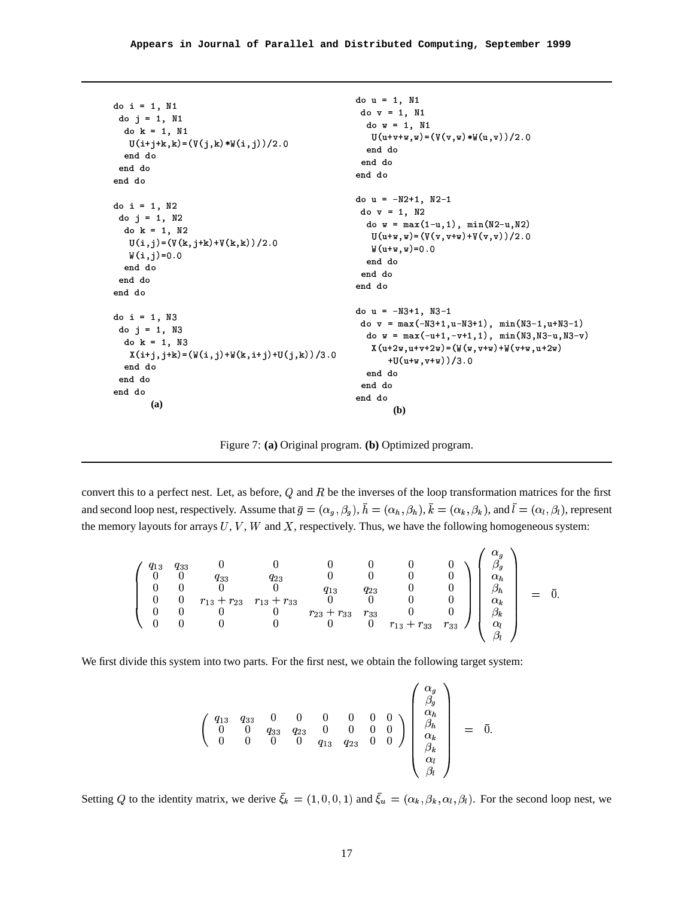```
do i = 1, N1
 do j = 1, N1
  do k = 1, N1
   U(i+j+k,k)=(V(j,k)*W(i,j))/2.0
  end do
 end do
end do

do i = 1, N2
 do j = 1, N2
  do k = 1, N2
   U(i,j)=(V(k,j+k)+V(k,k))/2.0
   W(i,j)=0.0
  end do
 end do
end do

do i = 1, N3
 do j = 1, N3
  do k = 1, N3
   X(i+j,j+k)=(W(i,j)+W(k,i+j)+U(j,k))/3.0
  end do
 end do
end do
```
**(a)**

```
do u = 1, N1
 do v = 1, N1
  do w = 1, N1
   U(u+v+w,w)=(V(v,w)*W(u,v))/2.0
  end do
 end do
end do

do u = -N2+1, N2-1
 do v = 1, N2
  do w = max(1-u,1), min(N2-u,N2)
   U(u+w,w)=(V(v,v+w)+V(v,v))/2.0
   W(u+w,w)=0.0
  end do
 end do
end do

do u = -N3+1, N3-1
 do v = max(-N3+1,u-N3+1), min(N3-1,u+N3-1)
  do w = max(-u+1,-v+1,1), min(N3,N3-u,N3-v)
   X(u+2w,u+v+2w)=(W(w,v+w)+W(v+w,u+2w)
       +U(u+w,v+w))/3.0
  end do
 end do
end do
```
**(b)**

Figure 7: **(a)** Original program. **(b)** Optimized program.

convert this to a perfect nest. Let, as before, $Q$ and $R$ be the inverses of the loop transformation matrices for the first and second loop nest, respectively. Assume that $\bar{g} = (\alpha_g, \beta_g)$, $\bar{h} = (\alpha_h, \beta_h)$, $\bar{k} = (\alpha_k, \beta_k)$, and $\bar{l} = (\alpha_l, \beta_l)$, represent the memory layouts for arrays $U, V, W$ and $X$, respectively. Thus, we have the following homogeneous system:

$$\begin{pmatrix} q_{13} & q_{33} & 0 & 0 & 0 & 0 & 0 & 0 \\ 0 & 0 & q_{33} & q_{23} & 0 & 0 & 0 & 0 \\ 0 & 0 & 0 & 0 & q_{13} & q_{23} & 0 & 0 \\ 0 & 0 & r_{13}+r_{23} & r_{13}+r_{33} & 0 & 0 & 0 & 0 \\ 0 & 0 & 0 & 0 & r_{23}+r_{33} & r_{33} & 0 & 0 \\ 0 & 0 & 0 & 0 & 0 & 0 & r_{13}+r_{33} & r_{33} \end{pmatrix} \begin{pmatrix} \alpha_g \\ \beta_g \\ \alpha_h \\ \beta_h \\ \alpha_k \\ \beta_k \\ \alpha_l \\ \beta_l \end{pmatrix} = \bar{0}.$$

We first divide this system into two parts. For the first nest, we obtain the following target system:

$$\begin{pmatrix} q_{13} & q_{33} & 0 & 0 & 0 & 0 & 0 & 0 \\ 0 & 0 & q_{33} & q_{23} & 0 & 0 & 0 & 0 \\ 0 & 0 & 0 & 0 & q_{13} & q_{23} & 0 & 0 \end{pmatrix} \begin{pmatrix} \alpha_g \\ \beta_g \\ \alpha_h \\ \beta_h \\ \alpha_k \\ \beta_k \\ \alpha_l \\ \beta_l \end{pmatrix} = \bar{0}.$$

Setting $Q$ to the identity matrix, we derive $\bar{\xi}_k = (1, 0, 0, 1)$ and $\bar{\xi}_u = (\alpha_k, \beta_k, \alpha_l, \beta_l)$. For the second loop nest, we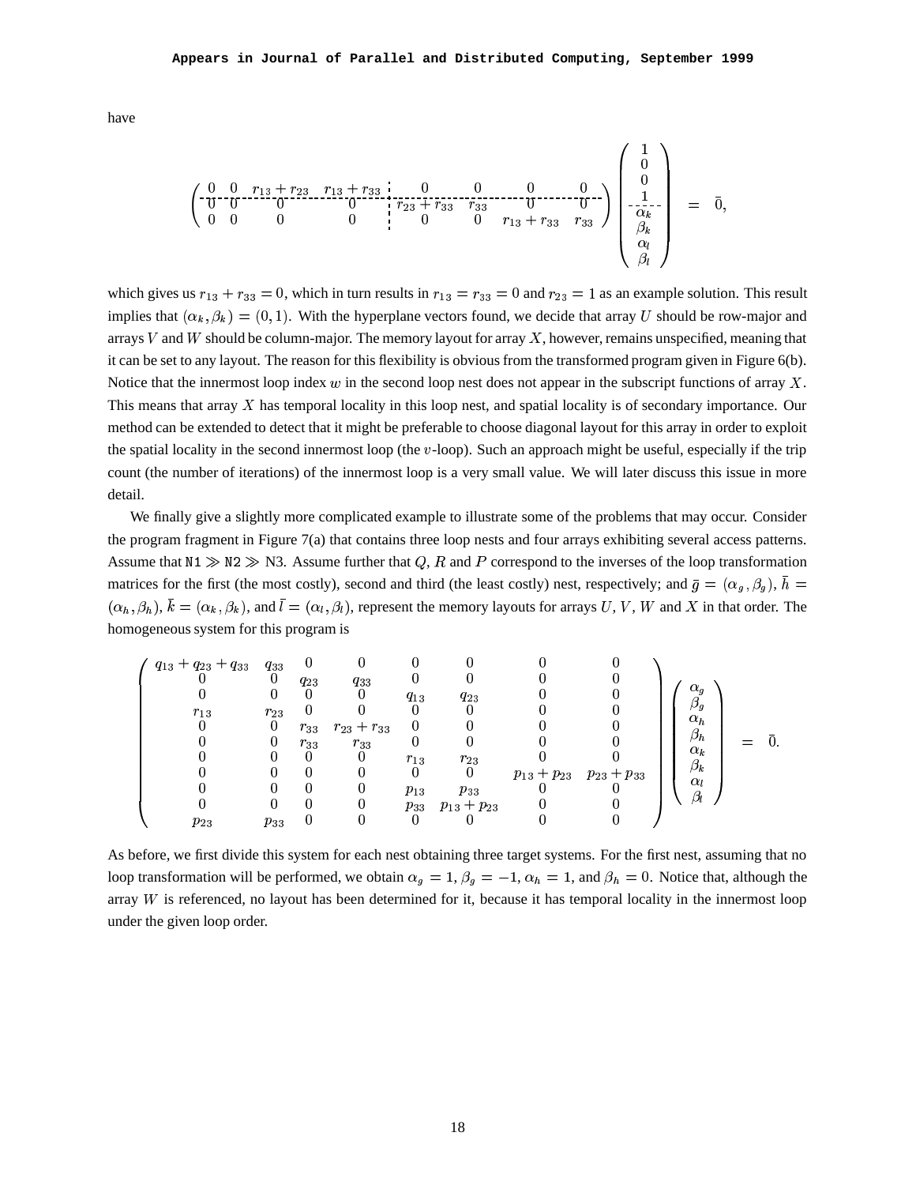have

$$
\left(\begin{array}{cccc:cccc}
0 & 0 & r_{13}+r_{23} & r_{13}+r_{33} & 0 & 0 & 0 & 0 \\
\hdashline
0 & 0 & 0 & 0 & r_{23}+r_{33} & r_{33} & 0 & 0 \\
0 & 0 & 0 & 0 & 0 & 0 & r_{13}+r_{33} & r_{33}
\end{array}\right)
\left(\begin{array}{c}
1 \\ 0 \\ 0 \\ 1 \\ \hdashline \alpha_k \\ \beta_k \\ \alpha_l \\ \beta_l
\end{array}\right) = \bar{0},
$$

which gives us $r_{13} + r_{33} = 0$, which in turn results in $r_{13} = r_{33} = 0$ and $r_{23} = 1$ as an example solution. This result implies that $(\alpha_k, \beta_k) = (0, 1)$. With the hyperplane vectors found, we decide that array $U$ should be row-major and arrays $V$ and $W$ should be column-major. The memory layout for array $X$, however, remains unspecified, meaning that it can be set to any layout. The reason for this flexibility is obvious from the transformed program given in Figure 6(b). Notice that the innermost loop index $w$ in the second loop nest does not appear in the subscript functions of array $X$. This means that array $X$ has temporal locality in this loop nest, and spatial locality is of secondary importance. Our method can be extended to detect that it might be preferable to choose diagonal layout for this array in order to exploit the spatial locality in the second innermost loop (the $v$-loop). Such an approach might be useful, especially if the trip count (the number of iterations) of the innermost loop is a very small value. We will later discuss this issue in more detail.

We finally give a slightly more complicated example to illustrate some of the problems that may occur. Consider the program fragment in Figure 7(a) that contains three loop nests and four arrays exhibiting several access patterns. Assume that N1 $\gg$ N2 $\gg$ N3. Assume further that $Q$, $R$ and $P$ correspond to the inverses of the loop transformation matrices for the first (the most costly), second and third (the least costly) nest, respectively; and $\bar{g} = (\alpha_g, \beta_g)$, $\bar{h} = (\alpha_h, \beta_h)$, $\bar{k} = (\alpha_k, \beta_k)$, and $\bar{l} = (\alpha_l, \beta_l)$, represent the memory layouts for arrays $U$, $V$, $W$ and $X$ in that order. The homogeneous system for this program is

$$
\left(\begin{array}{cccccccc}
q_{13}+q_{23}+q_{33} & q_{33} & 0 & 0 & 0 & 0 & 0 & 0 \\
0 & 0 & q_{23} & q_{33} & 0 & 0 & 0 & 0 \\
0 & 0 & 0 & 0 & q_{13} & q_{23} & 0 & 0 \\
r_{13} & r_{23} & 0 & 0 & 0 & 0 & 0 & 0 \\
0 & 0 & r_{33} & r_{23}+r_{33} & 0 & 0 & 0 & 0 \\
0 & 0 & r_{33} & r_{33} & 0 & 0 & 0 & 0 \\
0 & 0 & 0 & 0 & r_{13} & r_{23} & 0 & 0 \\
0 & 0 & 0 & 0 & 0 & 0 & p_{13}+p_{23} & p_{23}+p_{33} \\
0 & 0 & 0 & 0 & p_{13} & p_{33} & 0 & 0 \\
0 & 0 & 0 & 0 & p_{33} & p_{13}+p_{23} & 0 & 0 \\
p_{23} & p_{33} & 0 & 0 & 0 & 0 & 0 & 0
\end{array}\right)
\left(\begin{array}{c}
\alpha_g \\ \beta_g \\ \alpha_h \\ \beta_h \\ \alpha_k \\ \beta_k \\ \alpha_l \\ \beta_l
\end{array}\right) = \bar{0}.
$$

As before, we first divide this system for each nest obtaining three target systems. For the first nest, assuming that no loop transformation will be performed, we obtain $\alpha_g = 1$, $\beta_g = -1$, $\alpha_h = 1$, and $\beta_h = 0$. Notice that, although the array $W$ is referenced, no layout has been determined for it, because it has temporal locality in the innermost loop under the given loop order.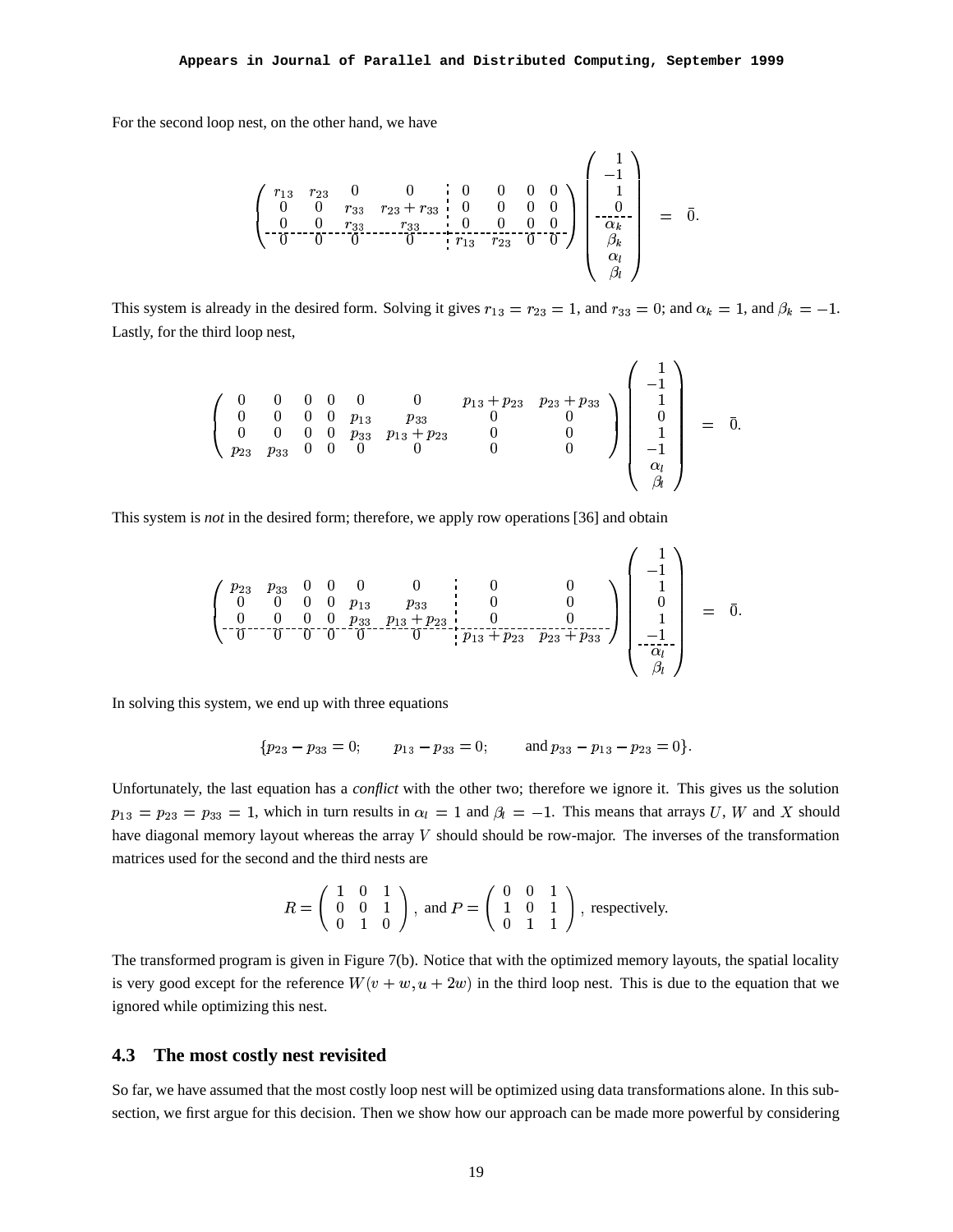For the second loop nest, on the other hand, we have

$$
\left(\begin{array}{cccc:cccc}
r_{13} & r_{23} & 0 & 0 & 0 & 0 & 0 & 0 \\
0 & 0 & r_{33} & r_{23}+r_{33} & 0 & 0 & 0 & 0 \\
0 & 0 & r_{33} & r_{33} & 0 & 0 & 0 & 0 \\
\hdashline
0 & 0 & 0 & 0 & r_{13} & r_{23} & 0 & 0
\end{array}\right)
\left(\begin{array}{c}
1 \\ -1 \\ 1 \\ 0 \\ \hdashline \alpha_k \\ \beta_k \\ \alpha_l \\ \beta_l
\end{array}\right) = \bar{0}.
$$

This system is already in the desired form. Solving it gives $r_{13} = r_{23} = 1$, and $r_{33} = 0$; and $\alpha_k = 1$, and $\beta_k = -1$. Lastly, for the third loop nest,

$$
\left(\begin{array}{cccccccc}
0 & 0 & 0 & 0 & 0 & 0 & p_{13}+p_{23} & p_{23}+p_{33} \\
0 & 0 & 0 & 0 & p_{13} & p_{33} & 0 & 0 \\
0 & 0 & 0 & 0 & p_{33} & p_{13}+p_{23} & 0 & 0 \\
p_{23} & p_{33} & 0 & 0 & 0 & 0 & 0 & 0
\end{array}\right)
\left(\begin{array}{c}
1 \\ -1 \\ 1 \\ 0 \\ 1 \\ -1 \\ \alpha_l \\ \beta_l
\end{array}\right) = \bar{0}.
$$

This system is *not* in the desired form; therefore, we apply row operations [36] and obtain

$$
\left(\begin{array}{cccccc:cc}
p_{23} & p_{33} & 0 & 0 & 0 & 0 & 0 & 0 \\
0 & 0 & 0 & 0 & p_{13} & p_{33} & 0 & 0 \\
0 & 0 & 0 & 0 & p_{33} & p_{13}+p_{23} & 0 & 0 \\
\hdashline
0 & 0 & 0 & 0 & 0 & 0 & p_{13}+p_{23} & p_{23}+p_{33}
\end{array}\right)
\left(\begin{array}{c}
1 \\ -1 \\ 1 \\ 0 \\ 1 \\ -1 \\ \hdashline \alpha_l \\ \beta_l
\end{array}\right) = \bar{0}.
$$

In solving this system, we end up with three equations

$$
\{p_{23} - p_{33} = 0; \qquad p_{13} - p_{33} = 0; \qquad \text{and } p_{33} - p_{13} - p_{23} = 0\}.
$$

Unfortunately, the last equation has a *conflict* with the other two; therefore we ignore it. This gives us the solution $p_{13} = p_{23} = p_{33} = 1$, which in turn results in $\alpha_l = 1$ and $\beta_l = -1$. This means that arrays $U$, $W$ and $X$ should have diagonal memory layout whereas the array $V$ should should be row-major. The inverses of the transformation matrices used for the second and the third nests are

$$
R = \left(\begin{array}{ccc} 1 & 0 & 1 \\ 0 & 0 & 1 \\ 0 & 1 & 0 \end{array}\right), \text{ and } P = \left(\begin{array}{ccc} 0 & 0 & 1 \\ 1 & 0 & 1 \\ 0 & 1 & 1 \end{array}\right), \text{ respectively.}
$$

The transformed program is given in Figure 7(b). Notice that with the optimized memory layouts, the spatial locality is very good except for the reference $W(v+w, u+2w)$ in the third loop nest. This is due to the equation that we ignored while optimizing this nest.

### 4.3 The most costly nest revisited

So far, we have assumed that the most costly loop nest will be optimized using data transformations alone. In this subsection, we first argue for this decision. Then we show how our approach can be made more powerful by considering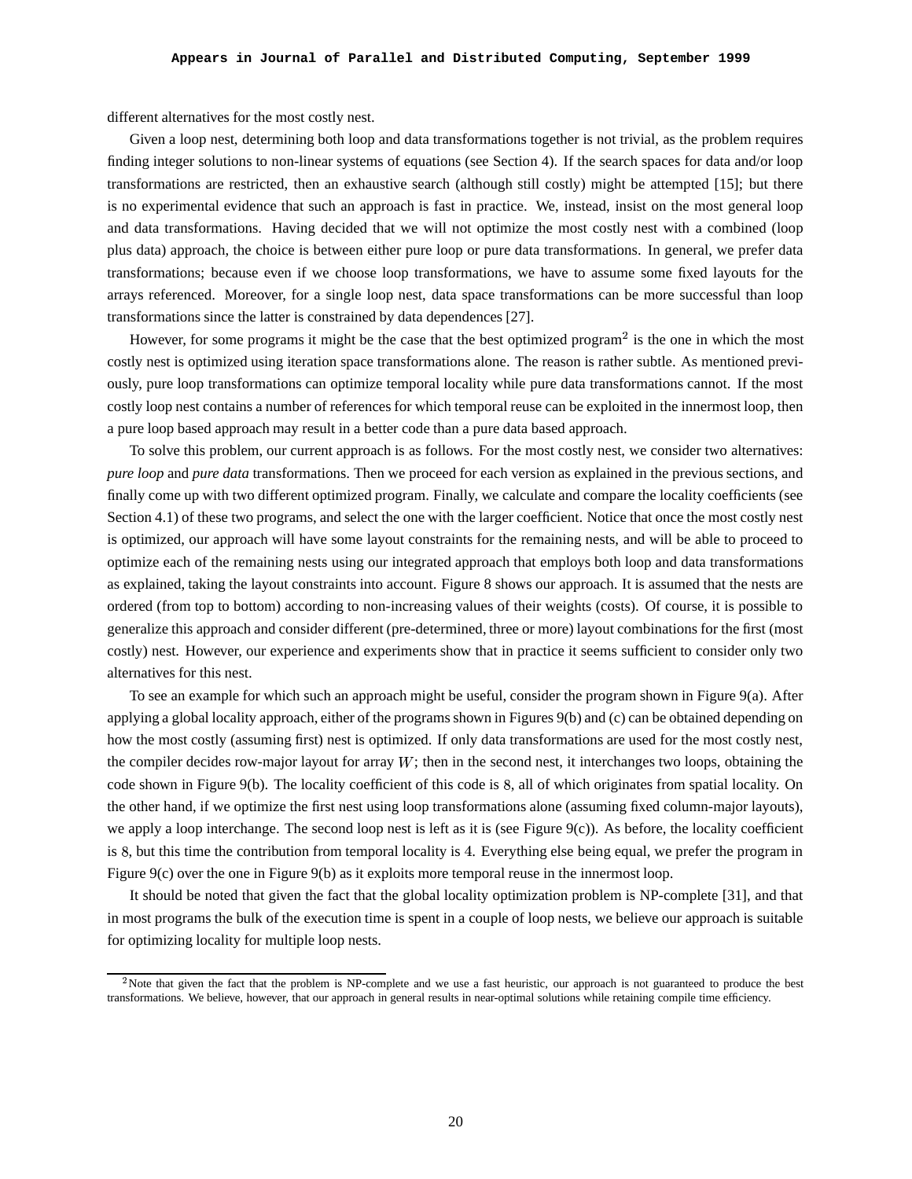different alternatives for the most costly nest.

Given a loop nest, determining both loop and data transformations together is not trivial, as the problem requires finding integer solutions to non-linear systems of equations (see Section 4). If the search spaces for data and/or loop transformations are restricted, then an exhaustive search (although still costly) might be attempted [15]; but there is no experimental evidence that such an approach is fast in practice. We, instead, insist on the most general loop and data transformations. Having decided that we will not optimize the most costly nest with a combined (loop plus data) approach, the choice is between either pure loop or pure data transformations. In general, we prefer data transformations; because even if we choose loop transformations, we have to assume some fixed layouts for the arrays referenced. Moreover, for a single loop nest, data space transformations can be more successful than loop transformations since the latter is constrained by data dependences [27].

However, for some programs it might be the case that the best optimized program[2] is the one in which the most costly nest is optimized using iteration space transformations alone. The reason is rather subtle. As mentioned previously, pure loop transformations can optimize temporal locality while pure data transformations cannot. If the most costly loop nest contains a number of references for which temporal reuse can be exploited in the innermost loop, then a pure loop based approach may result in a better code than a pure data based approach.

To solve this problem, our current approach is as follows. For the most costly nest, we consider two alternatives: *pure loop* and *pure data* transformations. Then we proceed for each version as explained in the previous sections, and finally come up with two different optimized program. Finally, we calculate and compare the locality coefficients (see Section 4.1) of these two programs, and select the one with the larger coefficient. Notice that once the most costly nest is optimized, our approach will have some layout constraints for the remaining nests, and will be able to proceed to optimize each of the remaining nests using our integrated approach that employs both loop and data transformations as explained, taking the layout constraints into account. Figure 8 shows our approach. It is assumed that the nests are ordered (from top to bottom) according to non-increasing values of their weights (costs). Of course, it is possible to generalize this approach and consider different (pre-determined, three or more) layout combinations for the first (most costly) nest. However, our experience and experiments show that in practice it seems sufficient to consider only two alternatives for this nest.

To see an example for which such an approach might be useful, consider the program shown in Figure 9(a). After applying a global locality approach, either of the programs shown in Figures 9(b) and (c) can be obtained depending on how the most costly (assuming first) nest is optimized. If only data transformations are used for the most costly nest, the compiler decides row-major layout for array $W$; then in the second nest, it interchanges two loops, obtaining the code shown in Figure 9(b). The locality coefficient of this code is $8$, all of which originates from spatial locality. On the other hand, if we optimize the first nest using loop transformations alone (assuming fixed column-major layouts), we apply a loop interchange. The second loop nest is left as it is (see Figure 9(c)). As before, the locality coefficient is $8$, but this time the contribution from temporal locality is $4$. Everything else being equal, we prefer the program in Figure 9(c) over the one in Figure 9(b) as it exploits more temporal reuse in the innermost loop.

It should be noted that given the fact that the global locality optimization problem is NP-complete [31], and that in most programs the bulk of the execution time is spent in a couple of loop nests, we believe our approach is suitable for optimizing locality for multiple loop nests.

[2] Note that given the fact that the problem is NP-complete and we use a fast heuristic, our approach is not guaranteed to produce the best transformations. We believe, however, that our approach in general results in near-optimal solutions while retaining compile time efficiency.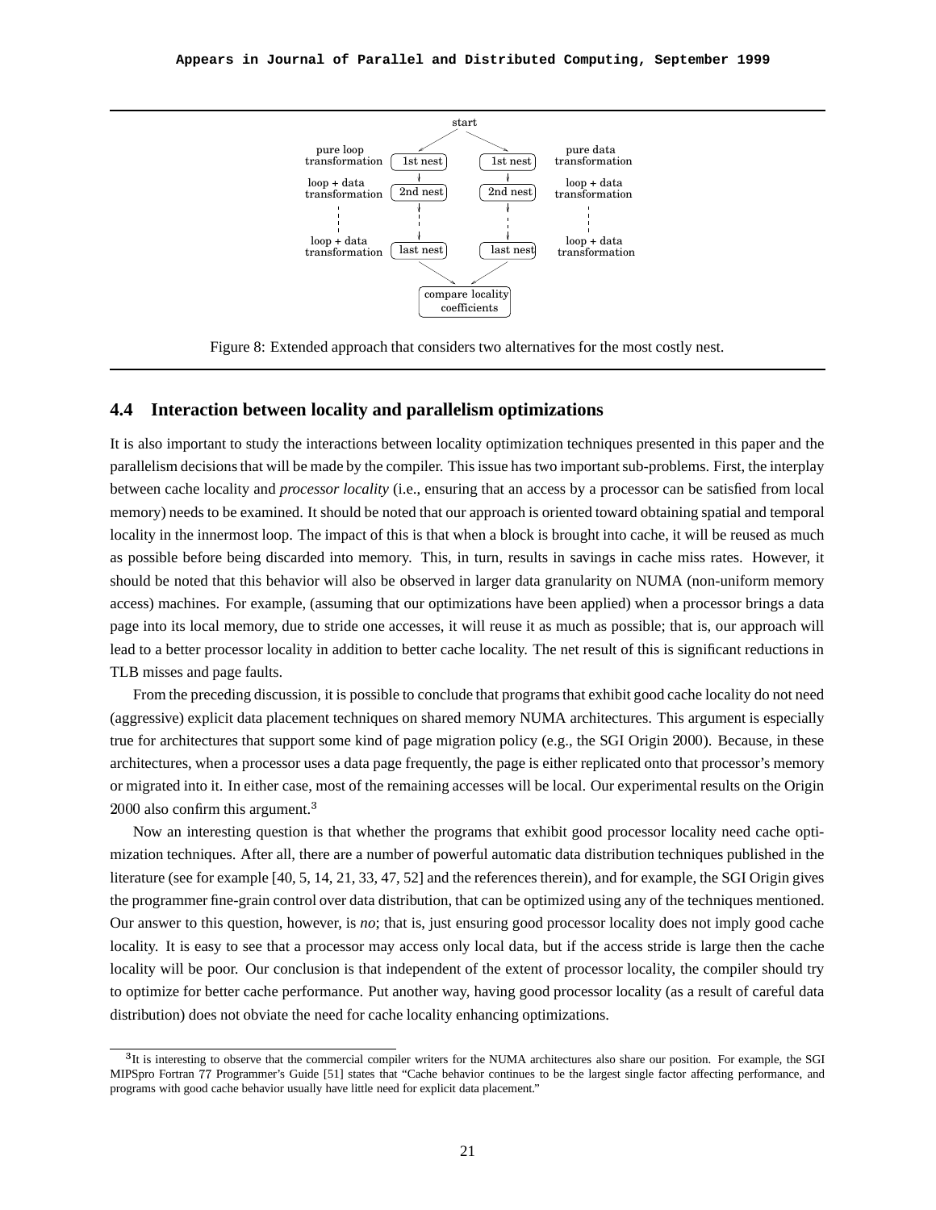Figure 8: Extended approach that considers two alternatives for the most costly nest.

### 4.4 Interaction between locality and parallelism optimizations

It is also important to study the interactions between locality optimization techniques presented in this paper and the parallelism decisions that will be made by the compiler. This issue has two important sub-problems. First, the interplay between cache locality and *processor locality* (i.e., ensuring that an access by a processor can be satisfied from local memory) needs to be examined. It should be noted that our approach is oriented toward obtaining spatial and temporal locality in the innermost loop. The impact of this is that when a block is brought into cache, it will be reused as much as possible before being discarded into memory. This, in turn, results in savings in cache miss rates. However, it should be noted that this behavior will also be observed in larger data granularity on NUMA (non-uniform memory access) machines. For example, (assuming that our optimizations have been applied) when a processor brings a data page into its local memory, due to stride one accesses, it will reuse it as much as possible; that is, our approach will lead to a better processor locality in addition to better cache locality. The net result of this is significant reductions in TLB misses and page faults.

From the preceding discussion, it is possible to conclude that programs that exhibit good cache locality do not need (aggressive) explicit data placement techniques on shared memory NUMA architectures. This argument is especially true for architectures that support some kind of page migration policy (e.g., the SGI Origin 2000). Because, in these architectures, when a processor uses a data page frequently, the page is either replicated onto that processor's memory or migrated into it. In either case, most of the remaining accesses will be local. Our experimental results on the Origin 2000 also confirm this argument.[3]

Now an interesting question is that whether the programs that exhibit good processor locality need cache optimization techniques. After all, there are a number of powerful automatic data distribution techniques published in the literature (see for example [40, 5, 14, 21, 33, 47, 52] and the references therein), and for example, the SGI Origin gives the programmer fine-grain control over data distribution, that can be optimized using any of the techniques mentioned. Our answer to this question, however, is *no*; that is, just ensuring good processor locality does not imply good cache locality. It is easy to see that a processor may access only local data, but if the access stride is large then the cache locality will be poor. Our conclusion is that independent of the extent of processor locality, the compiler should try to optimize for better cache performance. Put another way, having good processor locality (as a result of careful data distribution) does not obviate the need for cache locality enhancing optimizations.

[3] It is interesting to observe that the commercial compiler writers for the NUMA architectures also share our position. For example, the SGI MIPSpro Fortran 77 Programmer's Guide [51] states that "Cache behavior continues to be the largest single factor affecting performance, and programs with good cache behavior usually have little need for explicit data placement."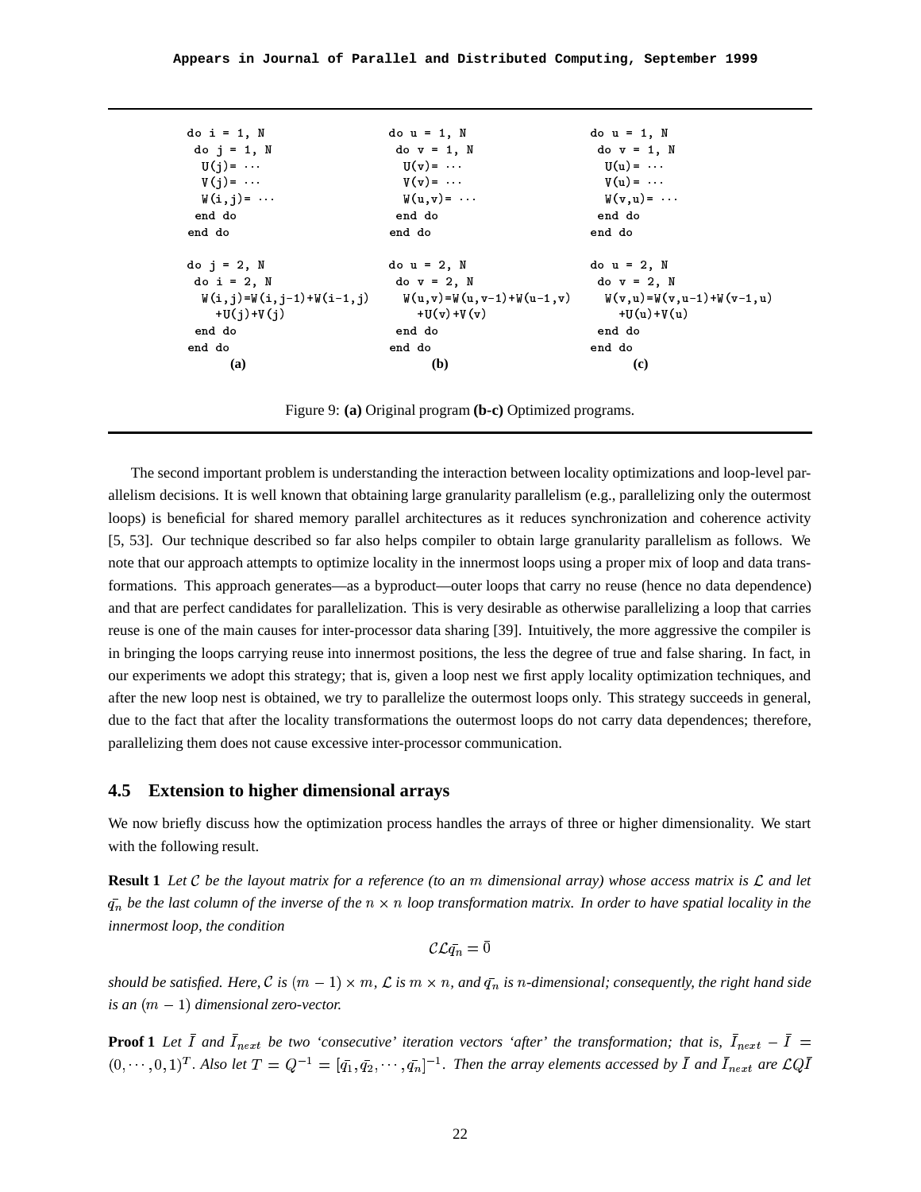```
do i = 1, N
 do j = 1, N
  U(j)= ···
  V(j)= ···
  W(i,j)= ···
 end do
end do

do j = 2, N
 do i = 2, N
  W(i,j)=W(i,j-1)+W(i-1,j)
     +U(j)+V(j)
 end do
end do
```
**(a)**

```
do u = 1, N
 do v = 1, N
  U(v)= ···
  V(v)= ···
  W(u,v)= ···
 end do
end do

do u = 2, N
 do v = 2, N
  W(u,v)=W(u,v-1)+W(u-1,v)
     +U(v)+V(v)
 end do
end do
```
**(b)**

```
do u = 1, N
 do v = 1, N
  U(u)= ···
  V(u)= ···
  W(v,u)= ···
 end do
end do

do u = 2, N
 do v = 2, N
  W(v,u)=W(v,u-1)+W(v-1,u)
     +U(u)+V(u)
 end do
end do
```
**(c)**

Figure 9: **(a)** Original program **(b-c)** Optimized programs.

The second important problem is understanding the interaction between locality optimizations and loop-level parallelism decisions. It is well known that obtaining large granularity parallelism (e.g., parallelizing only the outermost loops) is beneficial for shared memory parallel architectures as it reduces synchronization and coherence activity [5, 53]. Our technique described so far also helps compiler to obtain large granularity parallelism as follows. We note that our approach attempts to optimize locality in the innermost loops using a proper mix of loop and data transformations. This approach generates—as a byproduct—outer loops that carry no reuse (hence no data dependence) and that are perfect candidates for parallelization. This is very desirable as otherwise parallelizing a loop that carries reuse is one of the main causes for inter-processor data sharing [39]. Intuitively, the more aggressive the compiler is in bringing the loops carrying reuse into innermost positions, the less the degree of true and false sharing. In fact, in our experiments we adopt this strategy; that is, given a loop nest we first apply locality optimization techniques, and after the new loop nest is obtained, we try to parallelize the outermost loops only. This strategy succeeds in general, due to the fact that after the locality transformations the outermost loops do not carry data dependences; therefore, parallelizing them does not cause excessive inter-processor communication.

## 4.5 Extension to higher dimensional arrays

We now briefly discuss how the optimization process handles the arrays of three or higher dimensionality. We start with the following result.

**Result 1** *Let $\mathcal{C}$ be the layout matrix for a reference (to an $m$ dimensional array) whose access matrix is $\mathcal{L}$ and let $\bar{q_n}$ be the last column of the inverse of the $n \times n$ loop transformation matrix. In order to have spatial locality in the innermost loop, the condition*

$$\mathcal{C}\mathcal{L}\bar{q_n} = \bar{0}$$

*should be satisfied. Here, $\mathcal{C}$ is $(m-1) \times m$, $\mathcal{L}$ is $m \times n$, and $\bar{q_n}$ is $n$-dimensional; consequently, the right hand side is an $(m-1)$ dimensional zero-vector.*

**Proof 1** *Let $\bar{I}$ and $\bar{I}_{next}$ be two 'consecutive' iteration vectors 'after' the transformation; that is, $\bar{I}_{next} - \bar{I} = (0, \cdots, 0, 1)^T$. Also let $T = Q^{-1} = [\bar{q_1}, \bar{q_2}, \cdots, \bar{q_n}]^{-1}$. Then the array elements accessed by $\bar{I}$ and $\bar{I}_{next}$ are $\mathcal{L}Q\bar{I}$*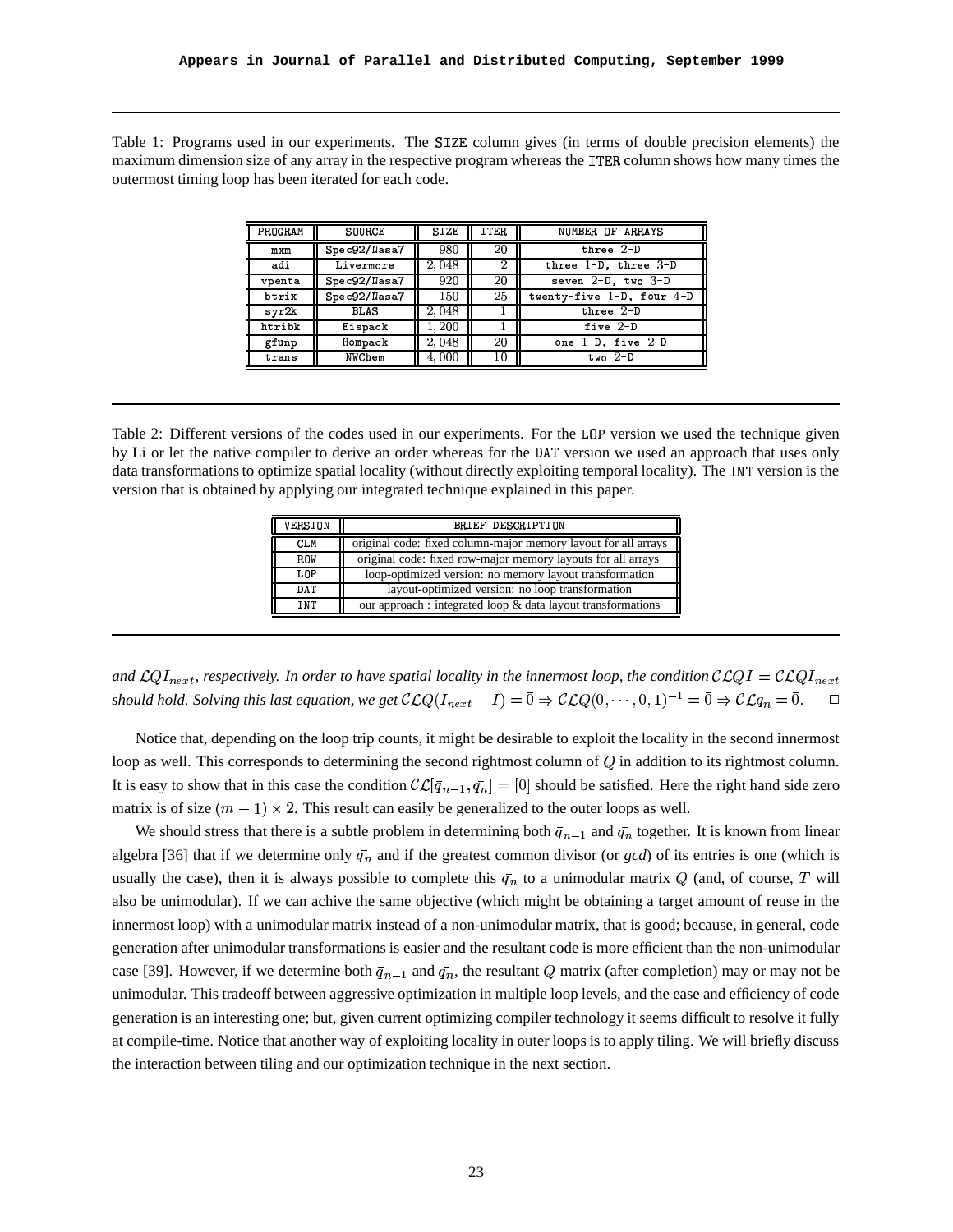Table 1: Programs used in our experiments. The SIZE column gives (in terms of double precision elements) the maximum dimension size of any array in the respective program whereas the ITER column shows how many times the outermost timing loop has been iterated for each code.

| PROGRAM | SOURCE | SIZE | ITER | NUMBER OF ARRAYS |
|---|---|---|---|---|
| mxm | Spec92/Nasa7 | 980 | 20 | three 2-D |
| adi | Livermore | 2,048 | 2 | three 1-D, three 3-D |
| vpenta | Spec92/Nasa7 | 920 | 20 | seven 2-D, two 3-D |
| btrix | Spec92/Nasa7 | 150 | 25 | twenty-five 1-D, four 4-D |
| syr2k | BLAS | 2,048 | 1 | three 2-D |
| htribk | Eispack | 1,200 | 1 | five 2-D |
| gfunp | Hompack | 2,048 | 20 | one 1-D, five 2-D |
| trans | NWChem | 4,000 | 10 | two 2-D |

Table 2: Different versions of the codes used in our experiments. For the LOP version we used the technique given by Li or let the native compiler to derive an order whereas for the DAT version we used an approach that uses only data transformations to optimize spatial locality (without directly exploiting temporal locality). The INT version is the version that is obtained by applying our integrated technique explained in this paper.

| VERSION | BRIEF DESCRIPTION |
|---|---|
| CLM | original code: fixed column-major memory layout for all arrays |
| ROW | original code: fixed row-major memory layouts for all arrays |
| LOP | loop-optimized version: no memory layout transformation |
| DAT | layout-optimized version: no loop transformation |
| INT | our approach : integrated loop & data layout transformations |

*and $\mathcal{L}Q\bar{I}_{next}$, respectively. In order to have spatial locality in the innermost loop, the condition $\mathcal{CL}Q\bar{I} = \mathcal{CL}Q\bar{I}_{next}$ should hold. Solving this last equation, we get $\mathcal{CL}Q(\bar{I}_{next} - \bar{I}) = \bar{0} \Rightarrow \mathcal{CL}Q(0, \cdots, 0, 1)^{-1} = \bar{0} \Rightarrow \mathcal{CL}\bar{q_n} = \bar{0}$.* □

Notice that, depending on the loop trip counts, it might be desirable to exploit the locality in the second innermost loop as well. This corresponds to determining the second rightmost column of $Q$ in addition to its rightmost column. It is easy to show that in this case the condition $\mathcal{CL}[\bar{q}_{n-1}, \bar{q_n}] = [0]$ should be satisfied. Here the right hand side zero matrix is of size $(m-1) \times 2$. This result can easily be generalized to the outer loops as well.

We should stress that there is a subtle problem in determining both $\bar{q}_{n-1}$ and $\bar{q_n}$ together. It is known from linear algebra [36] that if we determine only $\bar{q_n}$ and if the greatest common divisor (or *gcd*) of its entries is one (which is usually the case), then it is always possible to complete this $\bar{q_n}$ to a unimodular matrix $Q$ (and, of course, $T$ will also be unimodular). If we can achive the same objective (which might be obtaining a target amount of reuse in the innermost loop) with a unimodular matrix instead of a non-unimodular matrix, that is good; because, in general, code generation after unimodular transformations is easier and the resultant code is more efficient than the non-unimodular case [39]. However, if we determine both $\bar{q}_{n-1}$ and $\bar{q_n}$, the resultant $Q$ matrix (after completion) may or may not be unimodular. This tradeoff between aggressive optimization in multiple loop levels, and the ease and efficiency of code generation is an interesting one; but, given current optimizing compiler technology it seems difficult to resolve it fully at compile-time. Notice that another way of exploiting locality in outer loops is to apply tiling. We will briefly discuss the interaction between tiling and our optimization technique in the next section.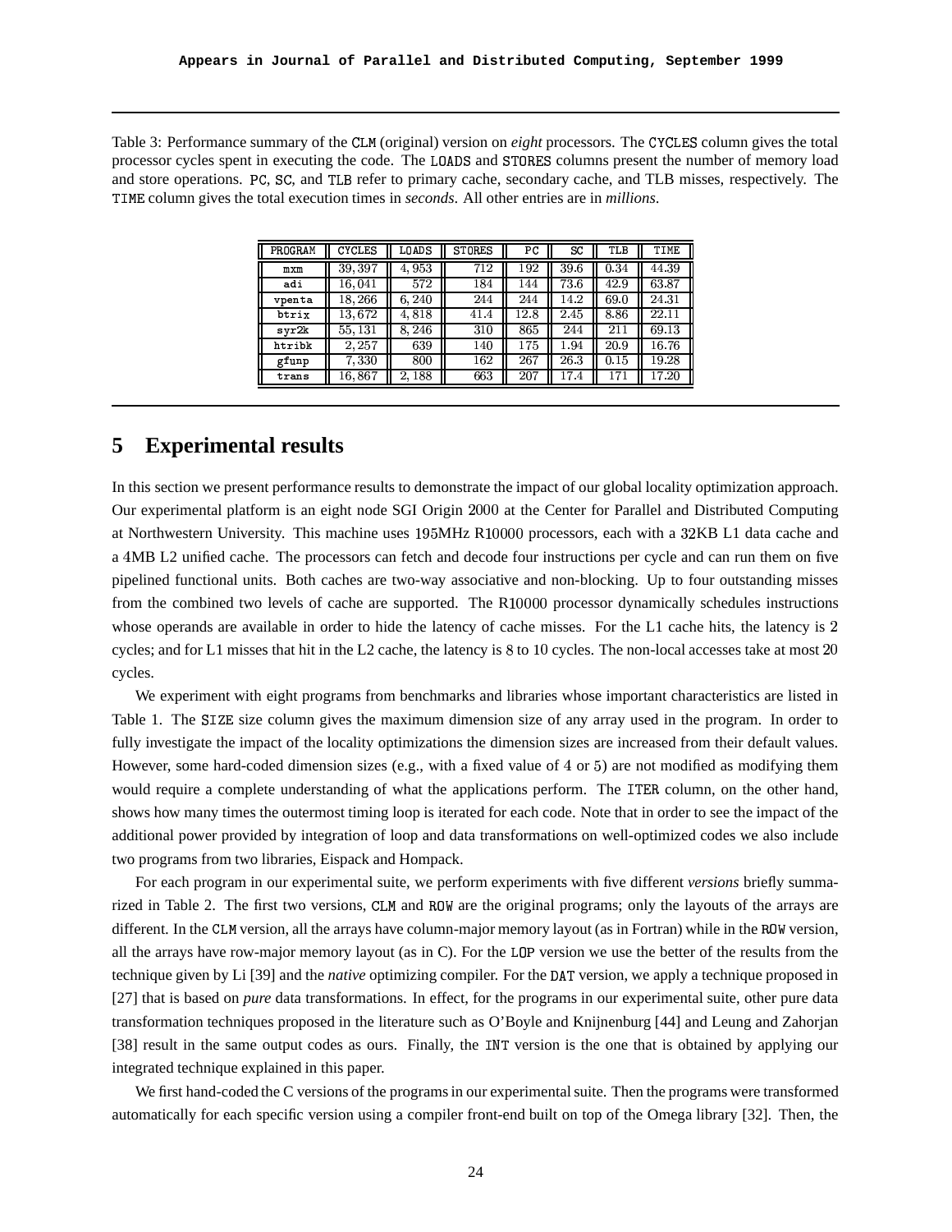Table 3: Performance summary of the CLM (original) version on *eight* processors. The CYCLES column gives the total processor cycles spent in executing the code. The LOADS and STORES columns present the number of memory load and store operations. PC, SC, and TLB refer to primary cache, secondary cache, and TLB misses, respectively. The TIME column gives the total execution times in *seconds*. All other entries are in *millions*.

| PROGRAM | CYCLES | LOADS | STORES | PC | SC | TLB | TIME |
|---|---|---|---|---|---|---|---|
| mxm | 39,397 | 4,953 | 712 | 192 | 39.6 | 0.34 | 44.39 |
| adi | 16,041 | 572 | 184 | 144 | 73.6 | 42.9 | 63.87 |
| vpenta | 18,266 | 6,240 | 244 | 244 | 14.2 | 69.0 | 24.31 |
| btrix | 13,672 | 4,818 | 41.4 | 12.8 | 2.45 | 8.86 | 22.11 |
| syr2k | 55,131 | 8,246 | 310 | 865 | 244 | 211 | 69.13 |
| htribk | 2,257 | 639 | 140 | 175 | 1.94 | 20.9 | 16.76 |
| gfunp | 7,330 | 800 | 162 | 267 | 26.3 | 0.15 | 19.28 |
| trans | 16,867 | 2,188 | 663 | 207 | 17.4 | 171 | 17.20 |

## 5 Experimental results

In this section we present performance results to demonstrate the impact of our global locality optimization approach. Our experimental platform is an eight node SGI Origin 2000 at the Center for Parallel and Distributed Computing at Northwestern University. This machine uses 195MHz R10000 processors, each with a 32KB L1 data cache and a 4MB L2 unified cache. The processors can fetch and decode four instructions per cycle and can run them on five pipelined functional units. Both caches are two-way associative and non-blocking. Up to four outstanding misses from the combined two levels of cache are supported. The R10000 processor dynamically schedules instructions whose operands are available in order to hide the latency of cache misses. For the L1 cache hits, the latency is 2 cycles; and for L1 misses that hit in the L2 cache, the latency is 8 to 10 cycles. The non-local accesses take at most 20 cycles.

We experiment with eight programs from benchmarks and libraries whose important characteristics are listed in Table 1. The SIZE size column gives the maximum dimension size of any array used in the program. In order to fully investigate the impact of the locality optimizations the dimension sizes are increased from their default values. However, some hard-coded dimension sizes (e.g., with a fixed value of 4 or 5) are not modified as modifying them would require a complete understanding of what the applications perform. The ITER column, on the other hand, shows how many times the outermost timing loop is iterated for each code. Note that in order to see the impact of the additional power provided by integration of loop and data transformations on well-optimized codes we also include two programs from two libraries, Eispack and Hompack.

For each program in our experimental suite, we perform experiments with five different *versions* briefly summarized in Table 2. The first two versions, CLM and ROW are the original programs; only the layouts of the arrays are different. In the CLM version, all the arrays have column-major memory layout (as in Fortran) while in the ROW version, all the arrays have row-major memory layout (as in C). For the LOP version we use the better of the results from the technique given by Li [39] and the *native* optimizing compiler. For the DAT version, we apply a technique proposed in [27] that is based on *pure* data transformations. In effect, for the programs in our experimental suite, other pure data transformation techniques proposed in the literature such as O'Boyle and Knijnenburg [44] and Leung and Zahorjan [38] result in the same output codes as ours. Finally, the INT version is the one that is obtained by applying our integrated technique explained in this paper.

We first hand-coded the C versions of the programs in our experimental suite. Then the programs were transformed automatically for each specific version using a compiler front-end built on top of the Omega library [32]. Then, the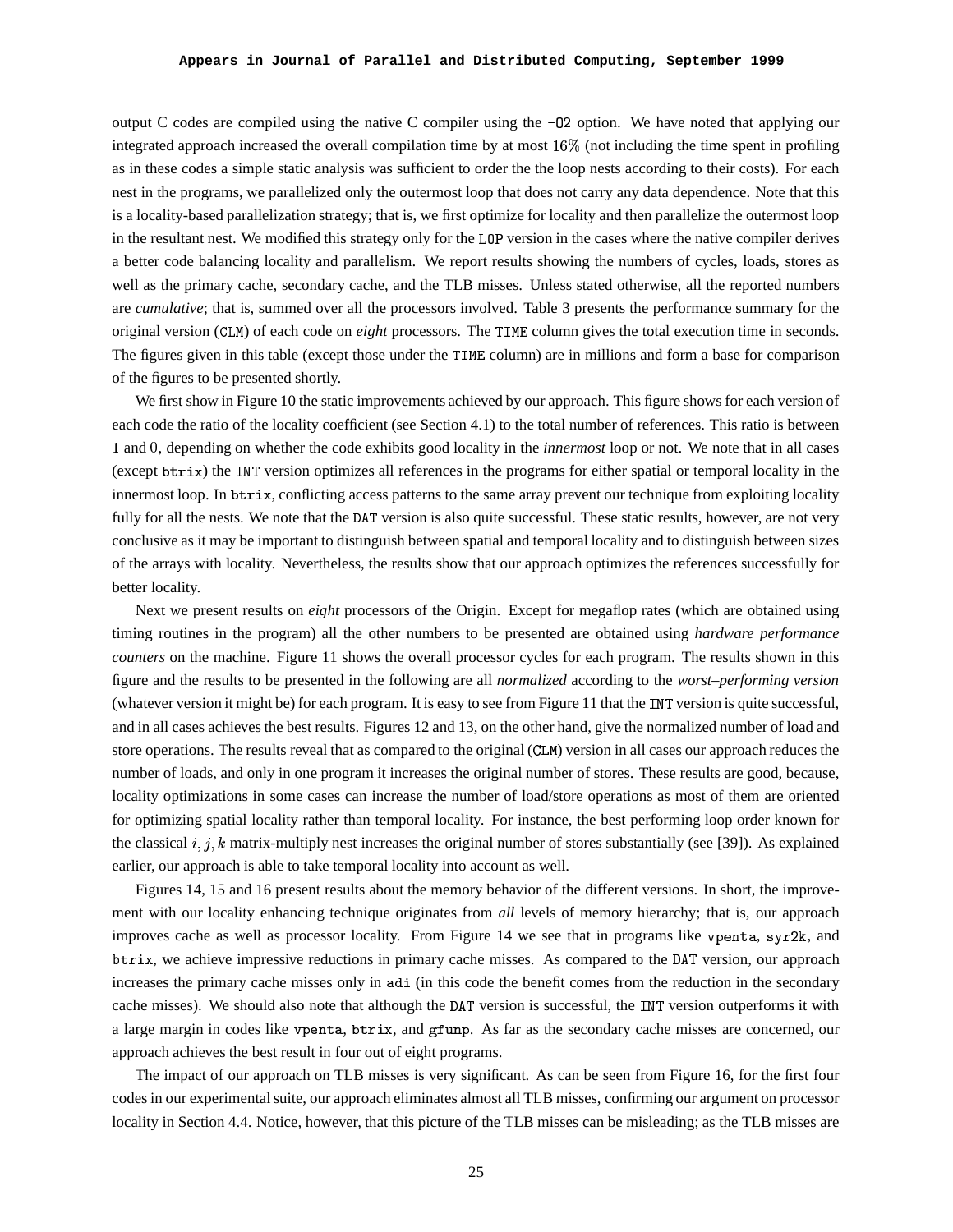output C codes are compiled using the native C compiler using the -O2 option. We have noted that applying our integrated approach increased the overall compilation time by at most 16% (not including the time spent in profiling as in these codes a simple static analysis was sufficient to order the the loop nests according to their costs). For each nest in the programs, we parallelized only the outermost loop that does not carry any data dependence. Note that this is a locality-based parallelization strategy; that is, we first optimize for locality and then parallelize the outermost loop in the resultant nest. We modified this strategy only for the LOP version in the cases where the native compiler derives a better code balancing locality and parallelism. We report results showing the numbers of cycles, loads, stores as well as the primary cache, secondary cache, and the TLB misses. Unless stated otherwise, all the reported numbers are *cumulative*; that is, summed over all the processors involved. Table 3 presents the performance summary for the original version (CLM) of each code on *eight* processors. The TIME column gives the total execution time in seconds. The figures given in this table (except those under the TIME column) are in millions and form a base for comparison of the figures to be presented shortly.

We first show in Figure 10 the static improvements achieved by our approach. This figure shows for each version of each code the ratio of the locality coefficient (see Section 4.1) to the total number of references. This ratio is between 1 and 0, depending on whether the code exhibits good locality in the *innermost* loop or not. We note that in all cases (except btrix) the INT version optimizes all references in the programs for either spatial or temporal locality in the innermost loop. In btrix, conflicting access patterns to the same array prevent our technique from exploiting locality fully for all the nests. We note that the DAT version is also quite successful. These static results, however, are not very conclusive as it may be important to distinguish between spatial and temporal locality and to distinguish between sizes of the arrays with locality. Nevertheless, the results show that our approach optimizes the references successfully for better locality.

Next we present results on *eight* processors of the Origin. Except for megaflop rates (which are obtained using timing routines in the program) all the other numbers to be presented are obtained using *hardware performance counters* on the machine. Figure 11 shows the overall processor cycles for each program. The results shown in this figure and the results to be presented in the following are all *normalized* according to the *worst–performing version* (whatever version it might be) for each program. It is easy to see from Figure 11 that the INT version is quite successful, and in all cases achieves the best results. Figures 12 and 13, on the other hand, give the normalized number of load and store operations. The results reveal that as compared to the original (CLM) version in all cases our approach reduces the number of loads, and only in one program it increases the original number of stores. These results are good, because, locality optimizations in some cases can increase the number of load/store operations as most of them are oriented for optimizing spatial locality rather than temporal locality. For instance, the best performing loop order known for the classical $i, j, k$ matrix-multiply nest increases the original number of stores substantially (see [39]). As explained earlier, our approach is able to take temporal locality into account as well.

Figures 14, 15 and 16 present results about the memory behavior of the different versions. In short, the improvement with our locality enhancing technique originates from *all* levels of memory hierarchy; that is, our approach improves cache as well as processor locality. From Figure 14 we see that in programs like vpenta, syr2k, and btrix, we achieve impressive reductions in primary cache misses. As compared to the DAT version, our approach increases the primary cache misses only in adi (in this code the benefit comes from the reduction in the secondary cache misses). We should also note that although the DAT version is successful, the INT version outperforms it with a large margin in codes like vpenta, btrix, and gfunp. As far as the secondary cache misses are concerned, our approach achieves the best result in four out of eight programs.

The impact of our approach on TLB misses is very significant. As can be seen from Figure 16, for the first four codes in our experimental suite, our approach eliminates almost all TLB misses, confirming our argument on processor locality in Section 4.4. Notice, however, that this picture of the TLB misses can be misleading; as the TLB misses are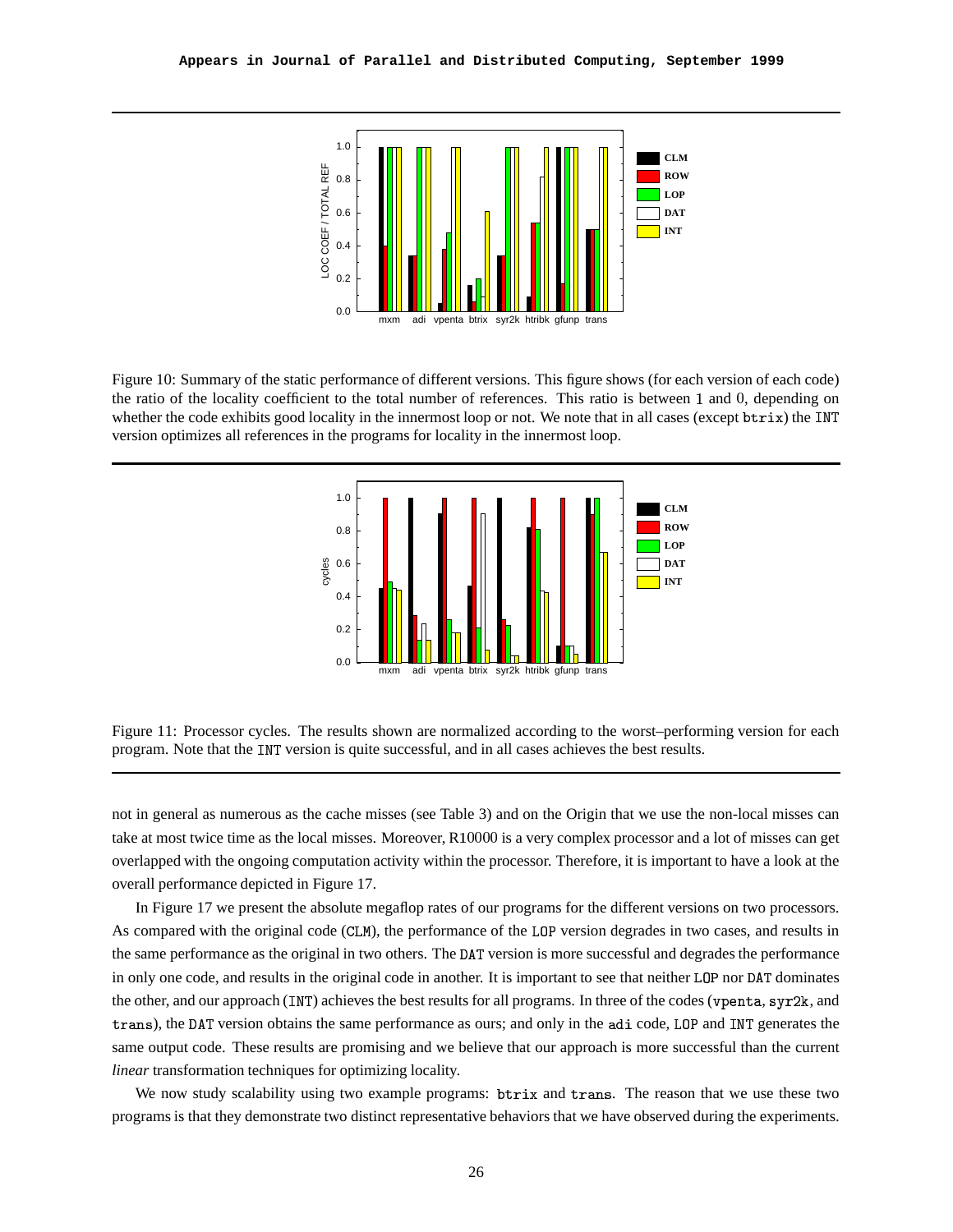Figure 10: Summary of the static performance of different versions. This figure shows (for each version of each code) the ratio of the locality coefficient to the total number of references. This ratio is between 1 and 0, depending on whether the code exhibits good locality in the innermost loop or not. We note that in all cases (except btrix) the INT version optimizes all references in the programs for locality in the innermost loop.

Figure 11: Processor cycles. The results shown are normalized according to the worst–performing version for each program. Note that the INT version is quite successful, and in all cases achieves the best results.

not in general as numerous as the cache misses (see Table 3) and on the Origin that we use the non-local misses can take at most twice time as the local misses. Moreover, R10000 is a very complex processor and a lot of misses can get overlapped with the ongoing computation activity within the processor. Therefore, it is important to have a look at the overall performance depicted in Figure 17.

In Figure 17 we present the absolute megaflop rates of our programs for the different versions on two processors. As compared with the original code (CLM), the performance of the LOP version degrades in two cases, and results in the same performance as the original in two others. The DAT version is more successful and degrades the performance in only one code, and results in the original code in another. It is important to see that neither LOP nor DAT dominates the other, and our approach (INT) achieves the best results for all programs. In three of the codes (vpenta, syr2k, and trans), the DAT version obtains the same performance as ours; and only in the adi code, LOP and INT generates the same output code. These results are promising and we believe that our approach is more successful than the current *linear* transformation techniques for optimizing locality.

We now study scalability using two example programs: btrix and trans. The reason that we use these two programs is that they demonstrate two distinct representative behaviors that we have observed during the experiments.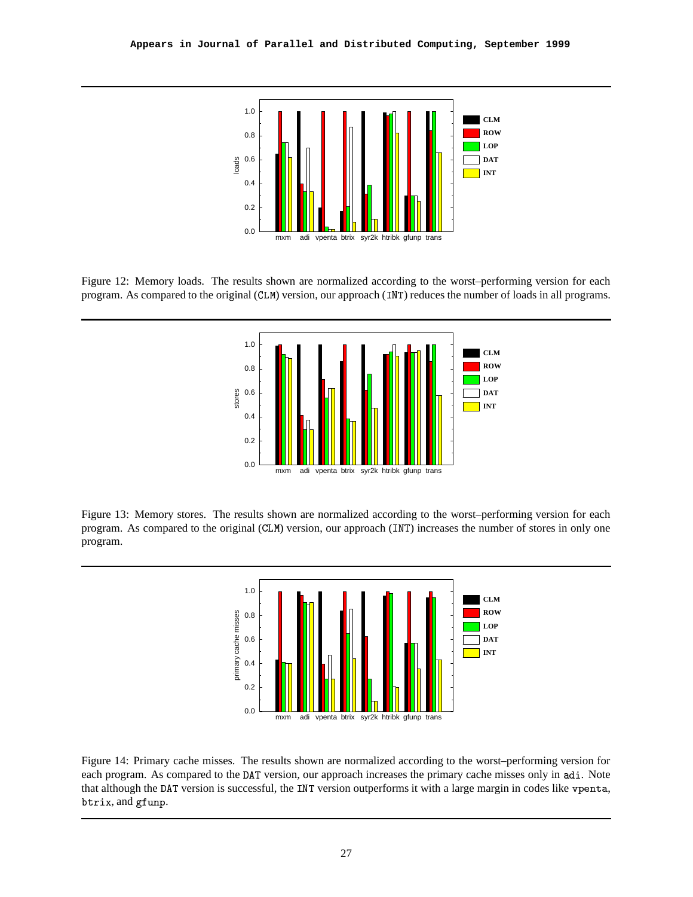Figure 12: Memory loads. The results shown are normalized according to the worst–performing version for each program. As compared to the original (CLM) version, our approach (INT) reduces the number of loads in all programs.

Figure 13: Memory stores. The results shown are normalized according to the worst–performing version for each program. As compared to the original (CLM) version, our approach (INT) increases the number of stores in only one program.

Figure 14: Primary cache misses. The results shown are normalized according to the worst–performing version for each program. As compared to the DAT version, our approach increases the primary cache misses only in adi. Note that although the DAT version is successful, the INT version outperforms it with a large margin in codes like vpenta, btrix, and gfunp.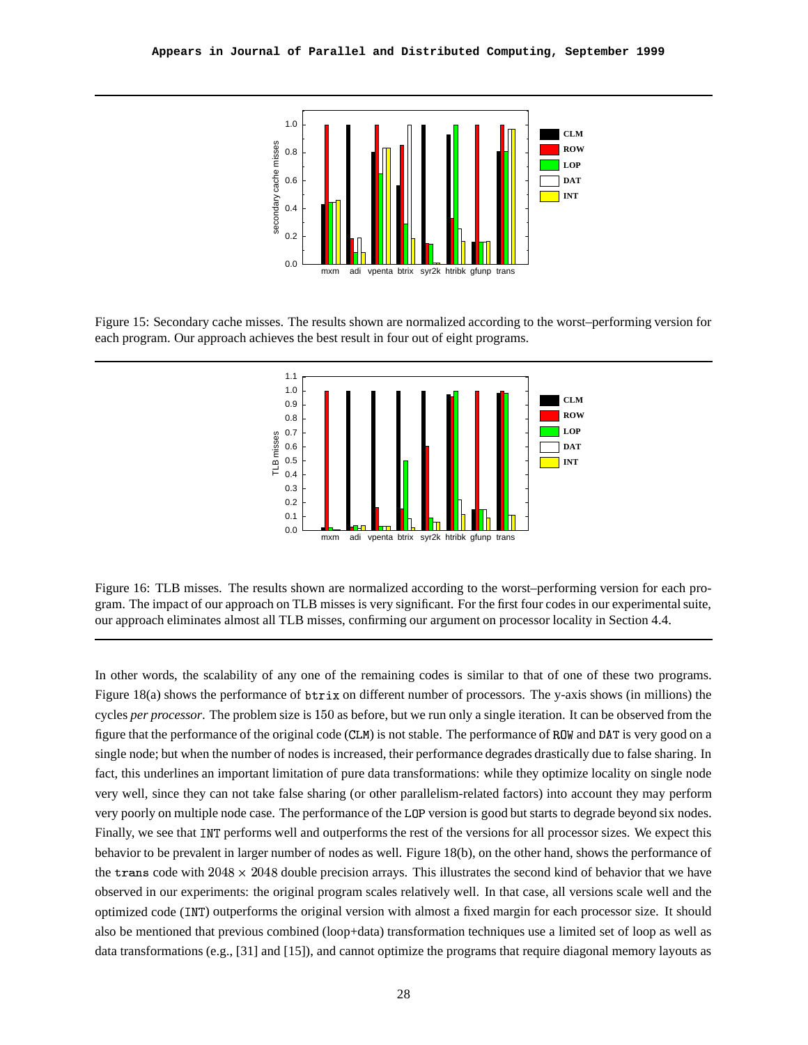Figure 15: Secondary cache misses. The results shown are normalized according to the worst–performing version for each program. Our approach achieves the best result in four out of eight programs.

Figure 16: TLB misses. The results shown are normalized according to the worst–performing version for each program. The impact of our approach on TLB misses is very significant. For the first four codes in our experimental suite, our approach eliminates almost all TLB misses, confirming our argument on processor locality in Section 4.4.

In other words, the scalability of any one of the remaining codes is similar to that of one of these two programs. Figure 18(a) shows the performance of `btrix` on different number of processors. The y-axis shows (in millions) the cycles *per processor*. The problem size is $150$ as before, but we run only a single iteration. It can be observed from the figure that the performance of the original code (CLM) is not stable. The performance of ROW and DAT is very good on a single node; but when the number of nodes is increased, their performance degrades drastically due to false sharing. In fact, this underlines an important limitation of pure data transformations: while they optimize locality on single node very well, since they can not take false sharing (or other parallelism-related factors) into account they may perform very poorly on multiple node case. The performance of the LOP version is good but starts to degrade beyond six nodes. Finally, we see that INT performs well and outperforms the rest of the versions for all processor sizes. We expect this behavior to be prevalent in larger number of nodes as well. Figure 18(b), on the other hand, shows the performance of the `trans` code with $2048 \times 2048$ double precision arrays. This illustrates the second kind of behavior that we have observed in our experiments: the original program scales relatively well. In that case, all versions scale well and the optimized code (INT) outperforms the original version with almost a fixed margin for each processor size. It should also be mentioned that previous combined (loop+data) transformation techniques use a limited set of loop as well as data transformations (e.g., [31] and [15]), and cannot optimize the programs that require diagonal memory layouts as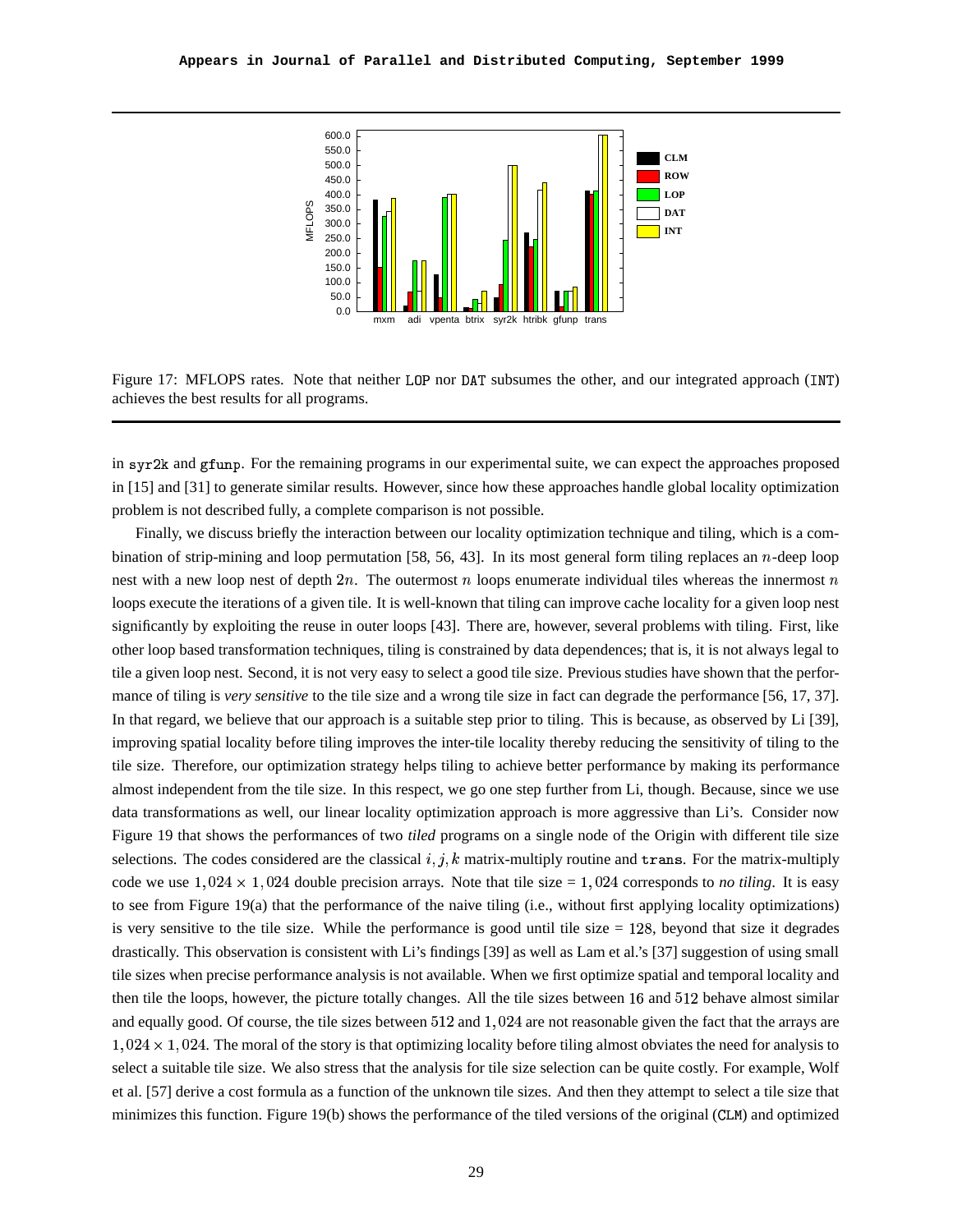Figure 17: MFLOPS rates. Note that neither LOP nor DAT subsumes the other, and our integrated approach (INT) achieves the best results for all programs.

in syr2k and gfunp. For the remaining programs in our experimental suite, we can expect the approaches proposed in [15] and [31] to generate similar results. However, since how these approaches handle global locality optimization problem is not described fully, a complete comparison is not possible.

Finally, we discuss briefly the interaction between our locality optimization technique and tiling, which is a combination of strip-mining and loop permutation [58, 56, 43]. In its most general form tiling replaces an $n$-deep loop nest with a new loop nest of depth $2n$. The outermost $n$ loops enumerate individual tiles whereas the innermost $n$ loops execute the iterations of a given tile. It is well-known that tiling can improve cache locality for a given loop nest significantly by exploiting the reuse in outer loops [43]. There are, however, several problems with tiling. First, like other loop based transformation techniques, tiling is constrained by data dependences; that is, it is not always legal to tile a given loop nest. Second, it is not very easy to select a good tile size. Previous studies have shown that the performance of tiling is *very sensitive* to the tile size and a wrong tile size in fact can degrade the performance [56, 17, 37]. In that regard, we believe that our approach is a suitable step prior to tiling. This is because, as observed by Li [39], improving spatial locality before tiling improves the inter-tile locality thereby reducing the sensitivity of tiling to the tile size. Therefore, our optimization strategy helps tiling to achieve better performance by making its performance almost independent from the tile size. In this respect, we go one step further from Li, though. Because, since we use data transformations as well, our linear locality optimization approach is more aggressive than Li's. Consider now Figure 19 that shows the performances of two *tiled* programs on a single node of the Origin with different tile size selections. The codes considered are the classical $i, j, k$ matrix-multiply routine and trans. For the matrix-multiply code we use $1,024 \times 1,024$ double precision arrays. Note that tile size = $1,024$ corresponds to *no tiling*. It is easy to see from Figure 19(a) that the performance of the naive tiling (i.e., without first applying locality optimizations) is very sensitive to the tile size. While the performance is good until tile size = $128$, beyond that size it degrades drastically. This observation is consistent with Li's findings [39] as well as Lam et al.'s [37] suggestion of using small tile sizes when precise performance analysis is not available. When we first optimize spatial and temporal locality and then tile the loops, however, the picture totally changes. All the tile sizes between $16$ and $512$ behave almost similar and equally good. Of course, the tile sizes between $512$ and $1,024$ are not reasonable given the fact that the arrays are $1,024 \times 1,024$. The moral of the story is that optimizing locality before tiling almost obviates the need for analysis to select a suitable tile size. We also stress that the analysis for tile size selection can be quite costly. For example, Wolf et al. [57] derive a cost formula as a function of the unknown tile sizes. And then they attempt to select a tile size that minimizes this function. Figure 19(b) shows the performance of the tiled versions of the original (CLM) and optimized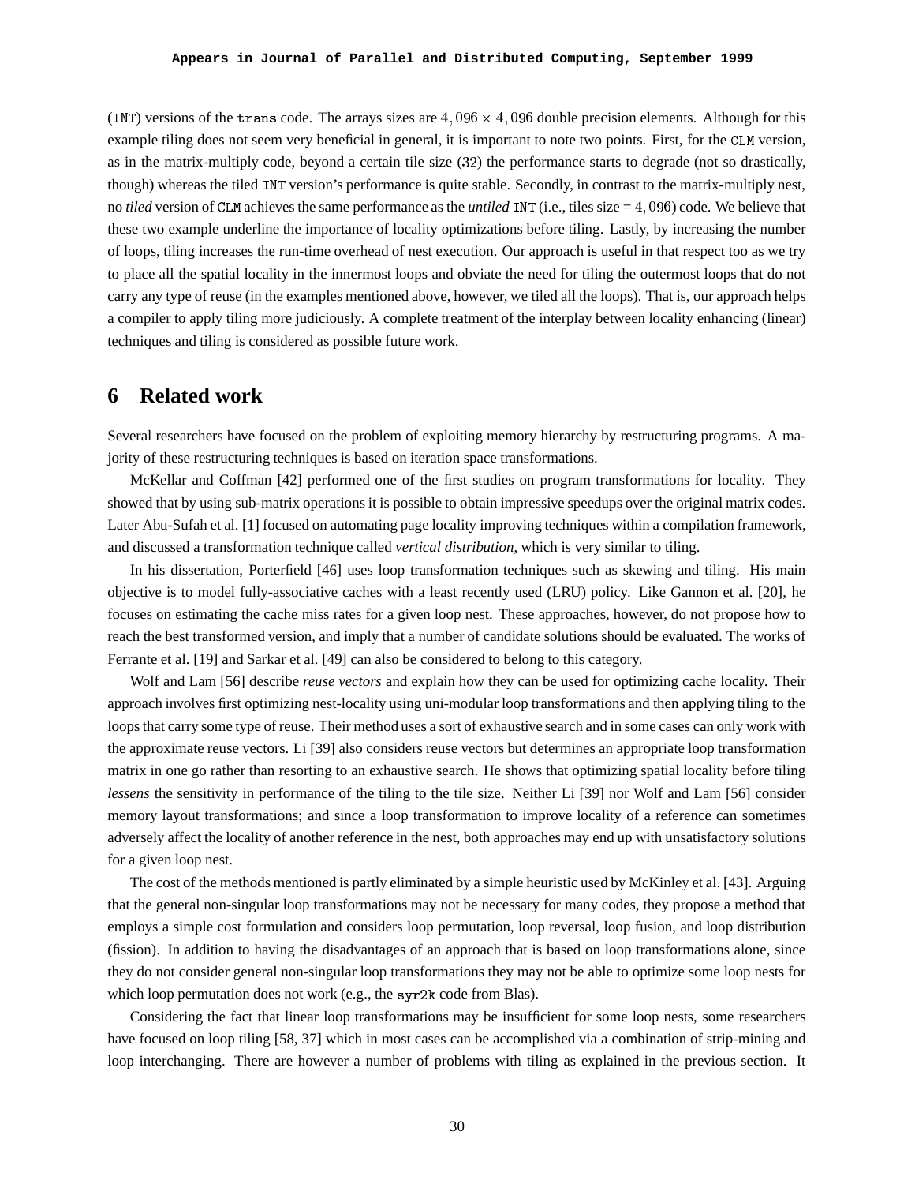(INT) versions of the trans code. The arrays sizes are $4,096 \times 4,096$ double precision elements. Although for this example tiling does not seem very beneficial in general, it is important to note two points. First, for the CLM version, as in the matrix-multiply code, beyond a certain tile size (32) the performance starts to degrade (not so drastically, though) whereas the tiled INT version's performance is quite stable. Secondly, in contrast to the matrix-multiply nest, no *tiled* version of CLM achieves the same performance as the *untiled* INT (i.e., tiles size = $4,096$) code. We believe that these two example underline the importance of locality optimizations before tiling. Lastly, by increasing the number of loops, tiling increases the run-time overhead of nest execution. Our approach is useful in that respect too as we try to place all the spatial locality in the innermost loops and obviate the need for tiling the outermost loops that do not carry any type of reuse (in the examples mentioned above, however, we tiled all the loops). That is, our approach helps a compiler to apply tiling more judiciously. A complete treatment of the interplay between locality enhancing (linear) techniques and tiling is considered as possible future work.

# 6 Related work

Several researchers have focused on the problem of exploiting memory hierarchy by restructuring programs. A majority of these restructuring techniques is based on iteration space transformations.

McKellar and Coffman [42] performed one of the first studies on program transformations for locality. They showed that by using sub-matrix operations it is possible to obtain impressive speedups over the original matrix codes. Later Abu-Sufah et al. [1] focused on automating page locality improving techniques within a compilation framework, and discussed a transformation technique called *vertical distribution*, which is very similar to tiling.

In his dissertation, Porterfield [46] uses loop transformation techniques such as skewing and tiling. His main objective is to model fully-associative caches with a least recently used (LRU) policy. Like Gannon et al. [20], he focuses on estimating the cache miss rates for a given loop nest. These approaches, however, do not propose how to reach the best transformed version, and imply that a number of candidate solutions should be evaluated. The works of Ferrante et al. [19] and Sarkar et al. [49] can also be considered to belong to this category.

Wolf and Lam [56] describe *reuse vectors* and explain how they can be used for optimizing cache locality. Their approach involves first optimizing nest-locality using uni-modular loop transformations and then applying tiling to the loops that carry some type of reuse. Their method uses a sort of exhaustive search and in some cases can only work with the approximate reuse vectors. Li [39] also considers reuse vectors but determines an appropriate loop transformation matrix in one go rather than resorting to an exhaustive search. He shows that optimizing spatial locality before tiling *lessens* the sensitivity in performance of the tiling to the tile size. Neither Li [39] nor Wolf and Lam [56] consider memory layout transformations; and since a loop transformation to improve locality of a reference can sometimes adversely affect the locality of another reference in the nest, both approaches may end up with unsatisfactory solutions for a given loop nest.

The cost of the methods mentioned is partly eliminated by a simple heuristic used by McKinley et al. [43]. Arguing that the general non-singular loop transformations may not be necessary for many codes, they propose a method that employs a simple cost formulation and considers loop permutation, loop reversal, loop fusion, and loop distribution (fission). In addition to having the disadvantages of an approach that is based on loop transformations alone, since they do not consider general non-singular loop transformations they may not be able to optimize some loop nests for which loop permutation does not work (e.g., the syr2k code from Blas).

Considering the fact that linear loop transformations may be insufficient for some loop nests, some researchers have focused on loop tiling [58, 37] which in most cases can be accomplished via a combination of strip-mining and loop interchanging. There are however a number of problems with tiling as explained in the previous section. It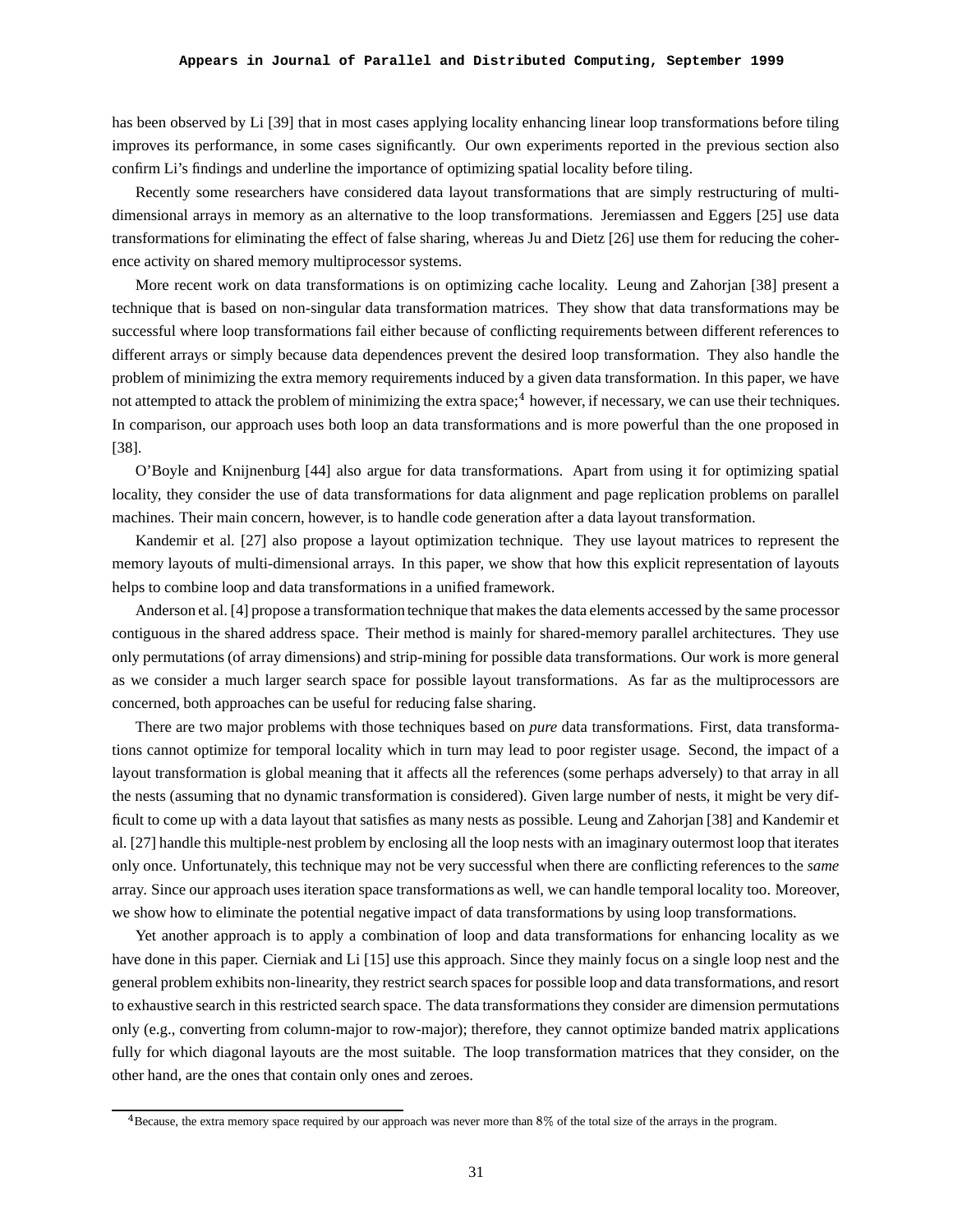has been observed by Li [39] that in most cases applying locality enhancing linear loop transformations before tiling improves its performance, in some cases significantly. Our own experiments reported in the previous section also confirm Li's findings and underline the importance of optimizing spatial locality before tiling.

Recently some researchers have considered data layout transformations that are simply restructuring of multi-dimensional arrays in memory as an alternative to the loop transformations. Jeremiassen and Eggers [25] use data transformations for eliminating the effect of false sharing, whereas Ju and Dietz [26] use them for reducing the coherence activity on shared memory multiprocessor systems.

More recent work on data transformations is on optimizing cache locality. Leung and Zahorjan [38] present a technique that is based on non-singular data transformation matrices. They show that data transformations may be successful where loop transformations fail either because of conflicting requirements between different references to different arrays or simply because data dependences prevent the desired loop transformation. They also handle the problem of minimizing the extra memory requirements induced by a given data transformation. In this paper, we have not attempted to attack the problem of minimizing the extra space;[4] however, if necessary, we can use their techniques. In comparison, our approach uses both loop an data transformations and is more powerful than the one proposed in [38].

O'Boyle and Knijnenburg [44] also argue for data transformations. Apart from using it for optimizing spatial locality, they consider the use of data transformations for data alignment and page replication problems on parallel machines. Their main concern, however, is to handle code generation after a data layout transformation.

Kandemir et al. [27] also propose a layout optimization technique. They use layout matrices to represent the memory layouts of multi-dimensional arrays. In this paper, we show that how this explicit representation of layouts helps to combine loop and data transformations in a unified framework.

Anderson et al. [4] propose a transformation technique that makes the data elements accessed by the same processor contiguous in the shared address space. Their method is mainly for shared-memory parallel architectures. They use only permutations (of array dimensions) and strip-mining for possible data transformations. Our work is more general as we consider a much larger search space for possible layout transformations. As far as the multiprocessors are concerned, both approaches can be useful for reducing false sharing.

There are two major problems with those techniques based on *pure* data transformations. First, data transformations cannot optimize for temporal locality which in turn may lead to poor register usage. Second, the impact of a layout transformation is global meaning that it affects all the references (some perhaps adversely) to that array in all the nests (assuming that no dynamic transformation is considered). Given large number of nests, it might be very difficult to come up with a data layout that satisfies as many nests as possible. Leung and Zahorjan [38] and Kandemir et al. [27] handle this multiple-nest problem by enclosing all the loop nests with an imaginary outermost loop that iterates only once. Unfortunately, this technique may not be very successful when there are conflicting references to the *same* array. Since our approach uses iteration space transformations as well, we can handle temporal locality too. Moreover, we show how to eliminate the potential negative impact of data transformations by using loop transformations.

Yet another approach is to apply a combination of loop and data transformations for enhancing locality as we have done in this paper. Cierniak and Li [15] use this approach. Since they mainly focus on a single loop nest and the general problem exhibits non-linearity, they restrict search spaces for possible loop and data transformations, and resort to exhaustive search in this restricted search space. The data transformations they consider are dimension permutations only (e.g., converting from column-major to row-major); therefore, they cannot optimize banded matrix applications fully for which diagonal layouts are the most suitable. The loop transformation matrices that they consider, on the other hand, are the ones that contain only ones and zeroes.

[4] Because, the extra memory space required by our approach was never more than 8% of the total size of the arrays in the program.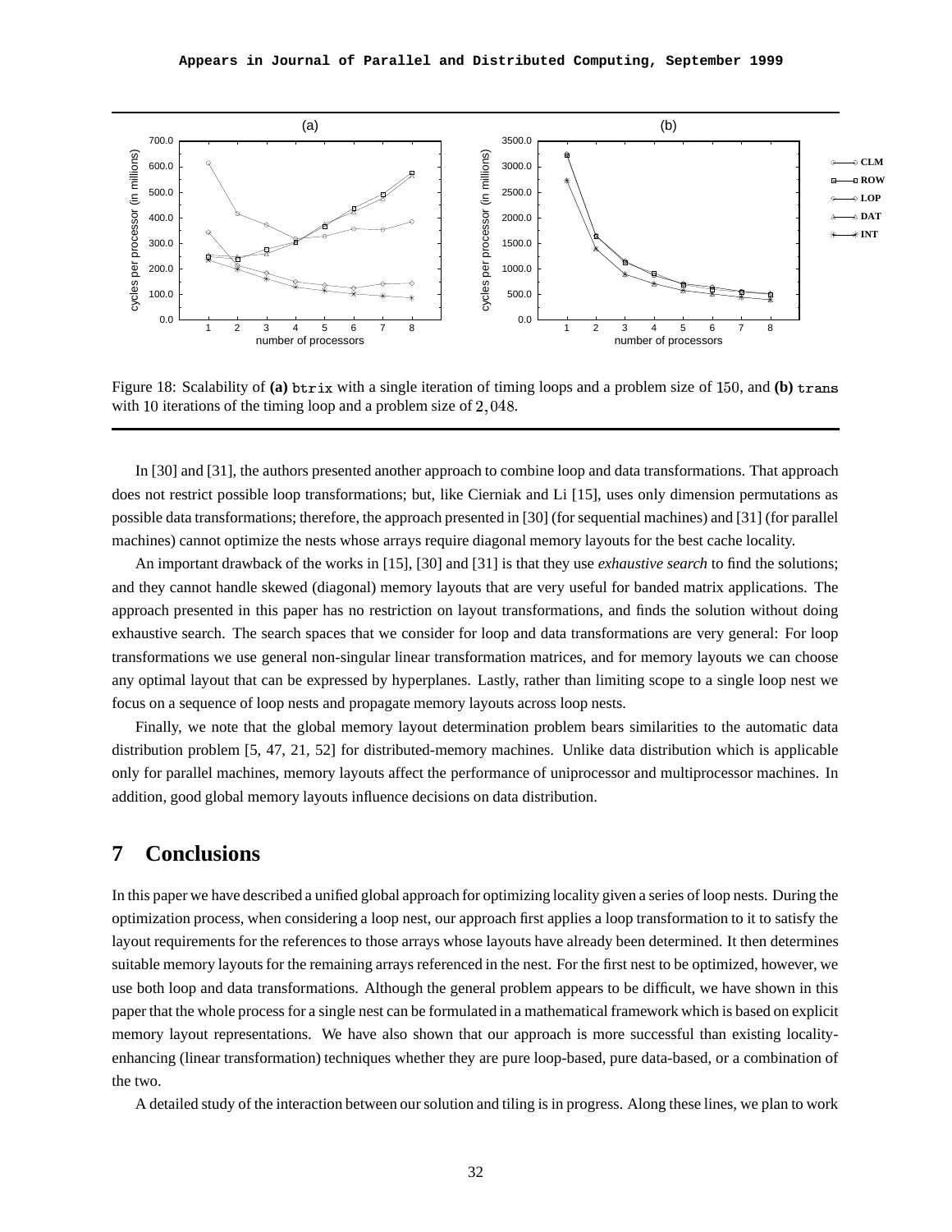Figure 18: Scalability of **(a)** btrix with a single iteration of timing loops and a problem size of 150, and **(b)** trans with 10 iterations of the timing loop and a problem size of 2,048.

In [30] and [31], the authors presented another approach to combine loop and data transformations. That approach does not restrict possible loop transformations; but, like Cierniak and Li [15], uses only dimension permutations as possible data transformations; therefore, the approach presented in [30] (for sequential machines) and [31] (for parallel machines) cannot optimize the nests whose arrays require diagonal memory layouts for the best cache locality.

An important drawback of the works in [15], [30] and [31] is that they use *exhaustive search* to find the solutions; and they cannot handle skewed (diagonal) memory layouts that are very useful for banded matrix applications. The approach presented in this paper has no restriction on layout transformations, and finds the solution without doing exhaustive search. The search spaces that we consider for loop and data transformations are very general: For loop transformations we use general non-singular linear transformation matrices, and for memory layouts we can choose any optimal layout that can be expressed by hyperplanes. Lastly, rather than limiting scope to a single loop nest we focus on a sequence of loop nests and propagate memory layouts across loop nests.

Finally, we note that the global memory layout determination problem bears similarities to the automatic data distribution problem [5, 47, 21, 52] for distributed-memory machines. Unlike data distribution which is applicable only for parallel machines, memory layouts affect the performance of uniprocessor and multiprocessor machines. In addition, good global memory layouts influence decisions on data distribution.

# 7 Conclusions

In this paper we have described a unified global approach for optimizing locality given a series of loop nests. During the optimization process, when considering a loop nest, our approach first applies a loop transformation to it to satisfy the layout requirements for the references to those arrays whose layouts have already been determined. It then determines suitable memory layouts for the remaining arrays referenced in the nest. For the first nest to be optimized, however, we use both loop and data transformations. Although the general problem appears to be difficult, we have shown in this paper that the whole process for a single nest can be formulated in a mathematical framework which is based on explicit memory layout representations. We have also shown that our approach is more successful than existing locality-enhancing (linear transformation) techniques whether they are pure loop-based, pure data-based, or a combination of the two.

A detailed study of the interaction between our solution and tiling is in progress. Along these lines, we plan to work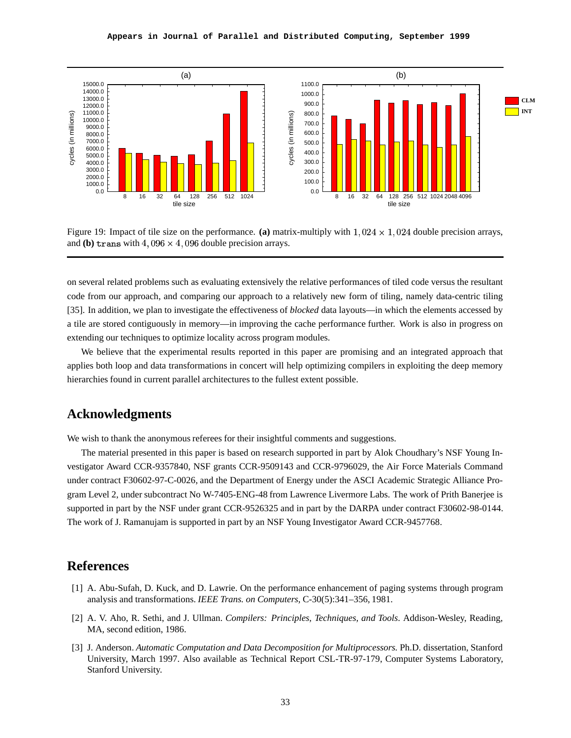Figure 19: Impact of tile size on the performance. **(a)** matrix-multiply with $1,024 \times 1,024$ double precision arrays, and **(b)** trans with $4,096 \times 4,096$ double precision arrays.

on several related problems such as evaluating extensively the relative performances of tiled code versus the resultant code from our approach, and comparing our approach to a relatively new form of tiling, namely data-centric tiling [35]. In addition, we plan to investigate the effectiveness of *blocked* data layouts—in which the elements accessed by a tile are stored contiguously in memory—in improving the cache performance further. Work is also in progress on extending our techniques to optimize locality across program modules.

We believe that the experimental results reported in this paper are promising and an integrated approach that applies both loop and data transformations in concert will help optimizing compilers in exploiting the deep memory hierarchies found in current parallel architectures to the fullest extent possible.

## Acknowledgments

We wish to thank the anonymous referees for their insightful comments and suggestions.

The material presented in this paper is based on research supported in part by Alok Choudhary's NSF Young Investigator Award CCR-9357840, NSF grants CCR-9509143 and CCR-9796029, the Air Force Materials Command under contract F30602-97-C-0026, and the Department of Energy under the ASCI Academic Strategic Alliance Program Level 2, under subcontract No W-7405-ENG-48 from Lawrence Livermore Labs. The work of Prith Banerjee is supported in part by the NSF under grant CCR-9526325 and in part by the DARPA under contract F30602-98-0144. The work of J. Ramanujam is supported in part by an NSF Young Investigator Award CCR-9457768.

## References

[1] A. Abu-Sufah, D. Kuck, and D. Lawrie. On the performance enhancement of paging systems through program analysis and transformations. *IEEE Trans. on Computers*, C-30(5):341–356, 1981.

[2] A. V. Aho, R. Sethi, and J. Ullman. *Compilers: Principles, Techniques, and Tools*. Addison-Wesley, Reading, MA, second edition, 1986.

[3] J. Anderson. *Automatic Computation and Data Decomposition for Multiprocessors.* Ph.D. dissertation, Stanford University, March 1997. Also available as Technical Report CSL-TR-97-179, Computer Systems Laboratory, Stanford University.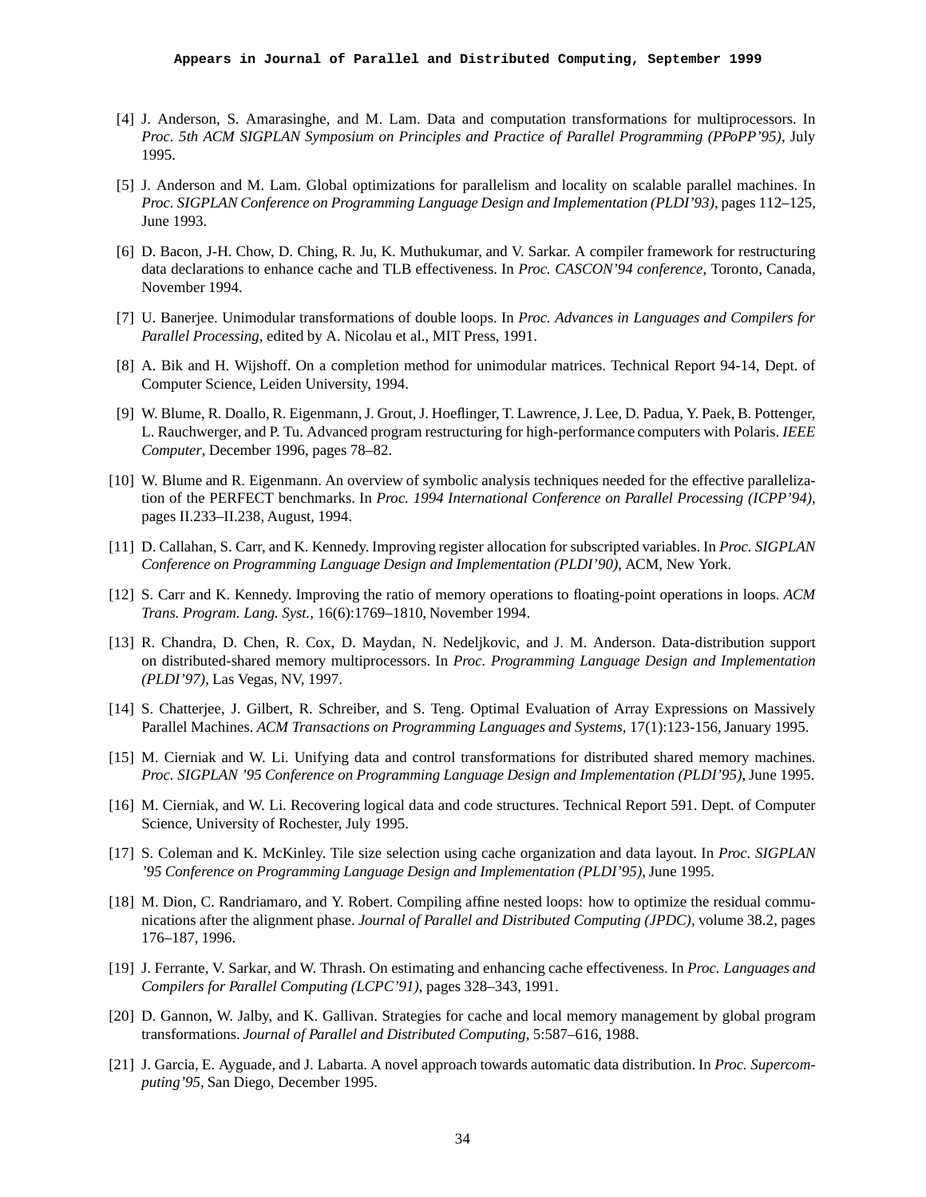[4] J. Anderson, S. Amarasinghe, and M. Lam. Data and computation transformations for multiprocessors. In *Proc. 5th ACM SIGPLAN Symposium on Principles and Practice of Parallel Programming (PPoPP'95)*, July 1995.

[5] J. Anderson and M. Lam. Global optimizations for parallelism and locality on scalable parallel machines. In *Proc. SIGPLAN Conference on Programming Language Design and Implementation (PLDI'93)*, pages 112–125, June 1993.

[6] D. Bacon, J-H. Chow, D. Ching, R. Ju, K. Muthukumar, and V. Sarkar. A compiler framework for restructuring data declarations to enhance cache and TLB effectiveness. In *Proc. CASCON'94 conference*, Toronto, Canada, November 1994.

[7] U. Banerjee. Unimodular transformations of double loops. In *Proc. Advances in Languages and Compilers for Parallel Processing*, edited by A. Nicolau et al., MIT Press, 1991.

[8] A. Bik and H. Wijshoff. On a completion method for unimodular matrices. Technical Report 94-14, Dept. of Computer Science, Leiden University, 1994.

[9] W. Blume, R. Doallo, R. Eigenmann, J. Grout, J. Hoeflinger, T. Lawrence, J. Lee, D. Padua, Y. Paek, B. Pottenger, L. Rauchwerger, and P. Tu. Advanced program restructuring for high-performance computers with Polaris. *IEEE Computer*, December 1996, pages 78–82.

[10] W. Blume and R. Eigenmann. An overview of symbolic analysis techniques needed for the effective parallelization of the PERFECT benchmarks. In *Proc. 1994 International Conference on Parallel Processing (ICPP'94)*, pages II.233–II.238, August, 1994.

[11] D. Callahan, S. Carr, and K. Kennedy. Improving register allocation for subscripted variables. In *Proc. SIGPLAN Conference on Programming Language Design and Implementation (PLDI'90)*, ACM, New York.

[12] S. Carr and K. Kennedy. Improving the ratio of memory operations to floating-point operations in loops. *ACM Trans. Program. Lang. Syst.*, 16(6):1769–1810, November 1994.

[13] R. Chandra, D. Chen, R. Cox, D. Maydan, N. Nedeljkovic, and J. M. Anderson. Data-distribution support on distributed-shared memory multiprocessors. In *Proc. Programming Language Design and Implementation (PLDI'97)*, Las Vegas, NV, 1997.

[14] S. Chatterjee, J. Gilbert, R. Schreiber, and S. Teng. Optimal Evaluation of Array Expressions on Massively Parallel Machines. *ACM Transactions on Programming Languages and Systems*, 17(1):123-156, January 1995.

[15] M. Cierniak and W. Li. Unifying data and control transformations for distributed shared memory machines. *Proc. SIGPLAN '95 Conference on Programming Language Design and Implementation (PLDI'95)*, June 1995.

[16] M. Cierniak, and W. Li. Recovering logical data and code structures. Technical Report 591. Dept. of Computer Science, University of Rochester, July 1995.

[17] S. Coleman and K. McKinley. Tile size selection using cache organization and data layout. In *Proc. SIGPLAN '95 Conference on Programming Language Design and Implementation (PLDI'95)*, June 1995.

[18] M. Dion, C. Randriamaro, and Y. Robert. Compiling affine nested loops: how to optimize the residual communications after the alignment phase. *Journal of Parallel and Distributed Computing (JPDC)*, volume 38.2, pages 176–187, 1996.

[19] J. Ferrante, V. Sarkar, and W. Thrash. On estimating and enhancing cache effectiveness. In *Proc. Languages and Compilers for Parallel Computing (LCPC'91)*, pages 328–343, 1991.

[20] D. Gannon, W. Jalby, and K. Gallivan. Strategies for cache and local memory management by global program transformations. *Journal of Parallel and Distributed Computing*, 5:587–616, 1988.

[21] J. Garcia, E. Ayguade, and J. Labarta. A novel approach towards automatic data distribution. In *Proc. Supercomputing'95*, San Diego, December 1995.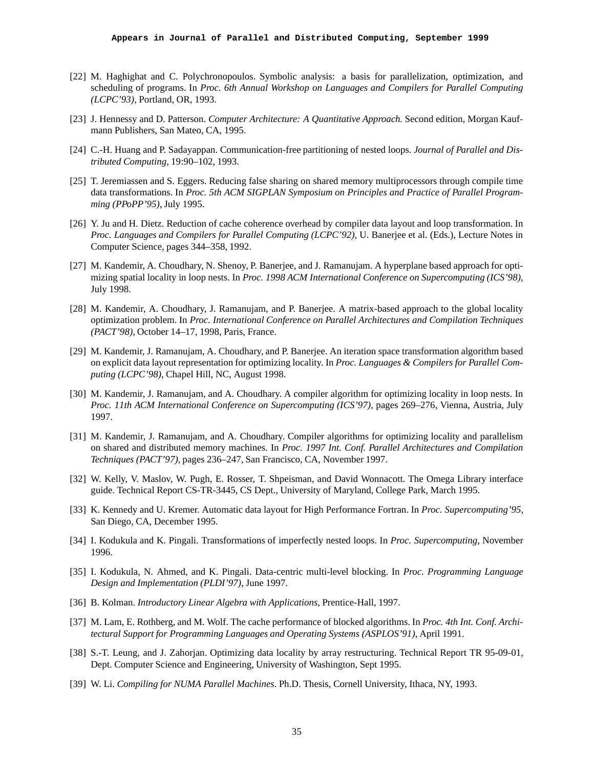[22] M. Haghighat and C. Polychronopoulos. Symbolic analysis: a basis for parallelization, optimization, and scheduling of programs. In *Proc. 6th Annual Workshop on Languages and Compilers for Parallel Computing (LCPC'93)*, Portland, OR, 1993.

[23] J. Hennessy and D. Patterson. *Computer Architecture: A Quantitative Approach.* Second edition, Morgan Kaufmann Publishers, San Mateo, CA, 1995.

[24] C.-H. Huang and P. Sadayappan. Communication-free partitioning of nested loops. *Journal of Parallel and Distributed Computing*, 19:90–102, 1993.

[25] T. Jeremiassen and S. Eggers. Reducing false sharing on shared memory multiprocessors through compile time data transformations. In *Proc. 5th ACM SIGPLAN Symposium on Principles and Practice of Parallel Programming (PPoPP'95)*, July 1995.

[26] Y. Ju and H. Dietz. Reduction of cache coherence overhead by compiler data layout and loop transformation. In *Proc. Languages and Compilers for Parallel Computing (LCPC'92)*, U. Banerjee et al. (Eds.), Lecture Notes in Computer Science, pages 344–358, 1992.

[27] M. Kandemir, A. Choudhary, N. Shenoy, P. Banerjee, and J. Ramanujam. A hyperplane based approach for optimizing spatial locality in loop nests. In *Proc. 1998 ACM International Conference on Supercomputing (ICS'98)*, July 1998.

[28] M. Kandemir, A. Choudhary, J. Ramanujam, and P. Banerjee. A matrix-based approach to the global locality optimization problem. In *Proc. International Conference on Parallel Architectures and Compilation Techniques (PACT'98)*, October 14–17, 1998, Paris, France.

[29] M. Kandemir, J. Ramanujam, A. Choudhary, and P. Banerjee. An iteration space transformation algorithm based on explicit data layout representation for optimizing locality. In *Proc. Languages & Compilers for Parallel Computing (LCPC'98)*, Chapel Hill, NC, August 1998.

[30] M. Kandemir, J. Ramanujam, and A. Choudhary. A compiler algorithm for optimizing locality in loop nests. In *Proc. 11th ACM International Conference on Supercomputing (ICS'97)*, pages 269–276, Vienna, Austria, July 1997.

[31] M. Kandemir, J. Ramanujam, and A. Choudhary. Compiler algorithms for optimizing locality and parallelism on shared and distributed memory machines. In *Proc. 1997 Int. Conf. Parallel Architectures and Compilation Techniques (PACT'97)*, pages 236–247, San Francisco, CA, November 1997.

[32] W. Kelly, V. Maslov, W. Pugh, E. Rosser, T. Shpeisman, and David Wonnacott. The Omega Library interface guide. Technical Report CS-TR-3445, CS Dept., University of Maryland, College Park, March 1995.

[33] K. Kennedy and U. Kremer. Automatic data layout for High Performance Fortran. In *Proc. Supercomputing'95*, San Diego, CA, December 1995.

[34] I. Kodukula and K. Pingali. Transformations of imperfectly nested loops. In *Proc. Supercomputing*, November 1996.

[35] I. Kodukula, N. Ahmed, and K. Pingali. Data-centric multi-level blocking. In *Proc. Programming Language Design and Implementation (PLDI'97)*, June 1997.

[36] B. Kolman. *Introductory Linear Algebra with Applications*, Prentice-Hall, 1997.

[37] M. Lam, E. Rothberg, and M. Wolf. The cache performance of blocked algorithms. In *Proc. 4th Int. Conf. Architectural Support for Programming Languages and Operating Systems (ASPLOS'91)*, April 1991.

[38] S.-T. Leung, and J. Zahorjan. Optimizing data locality by array restructuring. Technical Report TR 95-09-01, Dept. Computer Science and Engineering, University of Washington, Sept 1995.

[39] W. Li. *Compiling for NUMA Parallel Machines*. Ph.D. Thesis, Cornell University, Ithaca, NY, 1993.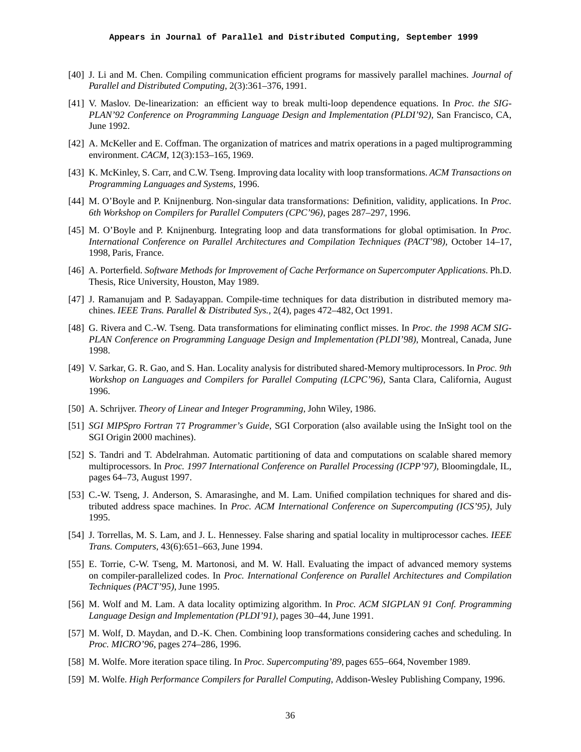[40] J. Li and M. Chen. Compiling communication efficient programs for massively parallel machines. *Journal of Parallel and Distributed Computing*, 2(3):361–376, 1991.

[41] V. Maslov. De-linearization: an efficient way to break multi-loop dependence equations. In *Proc. the SIGPLAN'92 Conference on Programming Language Design and Implementation (PLDI'92)*, San Francisco, CA, June 1992.

[42] A. McKeller and E. Coffman. The organization of matrices and matrix operations in a paged multiprogramming environment. *CACM*, 12(3):153–165, 1969.

[43] K. McKinley, S. Carr, and C.W. Tseng. Improving data locality with loop transformations. *ACM Transactions on Programming Languages and Systems*, 1996.

[44] M. O'Boyle and P. Knijnenburg. Non-singular data transformations: Definition, validity, applications. In *Proc. 6th Workshop on Compilers for Parallel Computers (CPC'96)*, pages 287–297, 1996.

[45] M. O'Boyle and P. Knijnenburg. Integrating loop and data transformations for global optimisation. In *Proc. International Conference on Parallel Architectures and Compilation Techniques (PACT'98)*, October 14–17, 1998, Paris, France.

[46] A. Porterfield. *Software Methods for Improvement of Cache Performance on Supercomputer Applications*. Ph.D. Thesis, Rice University, Houston, May 1989.

[47] J. Ramanujam and P. Sadayappan. Compile-time techniques for data distribution in distributed memory machines. *IEEE Trans. Parallel & Distributed Sys.*, 2(4), pages 472–482, Oct 1991.

[48] G. Rivera and C.-W. Tseng. Data transformations for eliminating conflict misses. In *Proc. the 1998 ACM SIGPLAN Conference on Programming Language Design and Implementation (PLDI'98)*, Montreal, Canada, June 1998.

[49] V. Sarkar, G. R. Gao, and S. Han. Locality analysis for distributed shared-Memory multiprocessors. In *Proc. 9th Workshop on Languages and Compilers for Parallel Computing (LCPC'96)*, Santa Clara, California, August 1996.

[50] A. Schrijver. *Theory of Linear and Integer Programming*, John Wiley, 1986.

[51] *SGI MIPSpro Fortran 77 Programmer's Guide*, SGI Corporation (also available using the InSight tool on the SGI Origin 2000 machines).

[52] S. Tandri and T. Abdelrahman. Automatic partitioning of data and computations on scalable shared memory multiprocessors. In *Proc. 1997 International Conference on Parallel Processing (ICPP'97)*, Bloomingdale, IL, pages 64–73, August 1997.

[53] C.-W. Tseng, J. Anderson, S. Amarasinghe, and M. Lam. Unified compilation techniques for shared and distributed address space machines. In *Proc. ACM International Conference on Supercomputing (ICS'95)*, July 1995.

[54] J. Torrellas, M. S. Lam, and J. L. Hennessey. False sharing and spatial locality in multiprocessor caches. *IEEE Trans. Computers*, 43(6):651–663, June 1994.

[55] E. Torrie, C-W. Tseng, M. Martonosi, and M. W. Hall. Evaluating the impact of advanced memory systems on compiler-parallelized codes. In *Proc. International Conference on Parallel Architectures and Compilation Techniques (PACT'95)*, June 1995.

[56] M. Wolf and M. Lam. A data locality optimizing algorithm. In *Proc. ACM SIGPLAN 91 Conf. Programming Language Design and Implementation (PLDI'91)*, pages 30–44, June 1991.

[57] M. Wolf, D. Maydan, and D.-K. Chen. Combining loop transformations considering caches and scheduling. In *Proc. MICRO'96*, pages 274–286, 1996.

[58] M. Wolfe. More iteration space tiling. In *Proc. Supercomputing'89*, pages 655–664, November 1989.

[59] M. Wolfe. *High Performance Compilers for Parallel Computing*, Addison-Wesley Publishing Company, 1996.